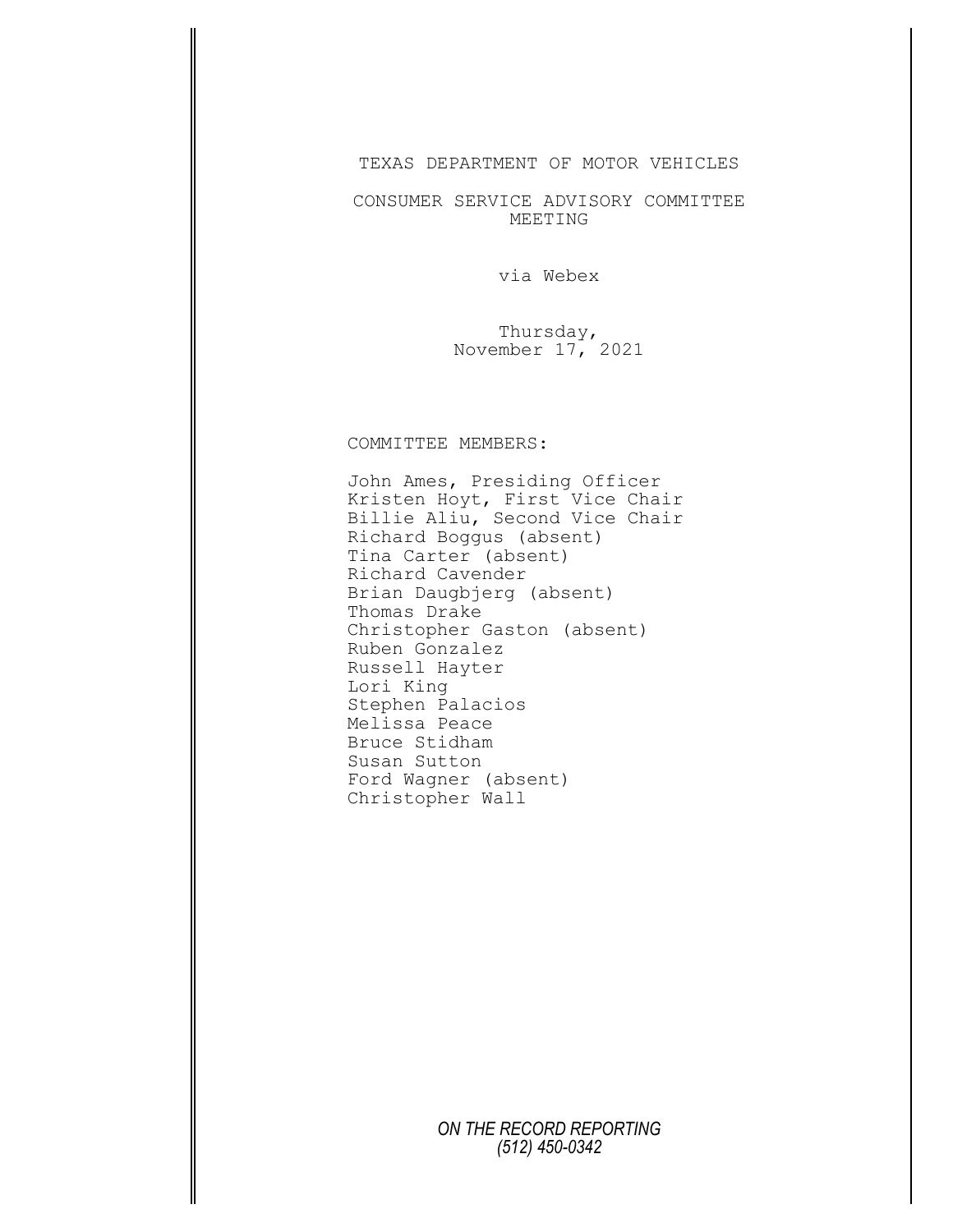# TEXAS DEPARTMENT OF MOTOR VEHICLES

## CONSUMER SERVICE ADVISORY COMMITTEE MEETING

via Webex

Thursday,
November 17, 2021

COMMITTEE MEMBERS:

John Ames, Presiding Officer
Kristen Hoyt, First Vice Chair
Billie Aliu, Second Vice Chair
Richard Boggus (absent)
Tina Carter (absent)
Richard Cavender
Brian Daugbjerg (absent)
Thomas Drake
Christopher Gaston (absent)
Ruben Gonzalez
Russell Hayter
Lori King
Stephen Palacios
Melissa Peace
Bruce Stidham
Susan Sutton
Ford Wagner (absent)
Christopher Wall

*ON THE RECORD REPORTING*
*(512) 450-0342*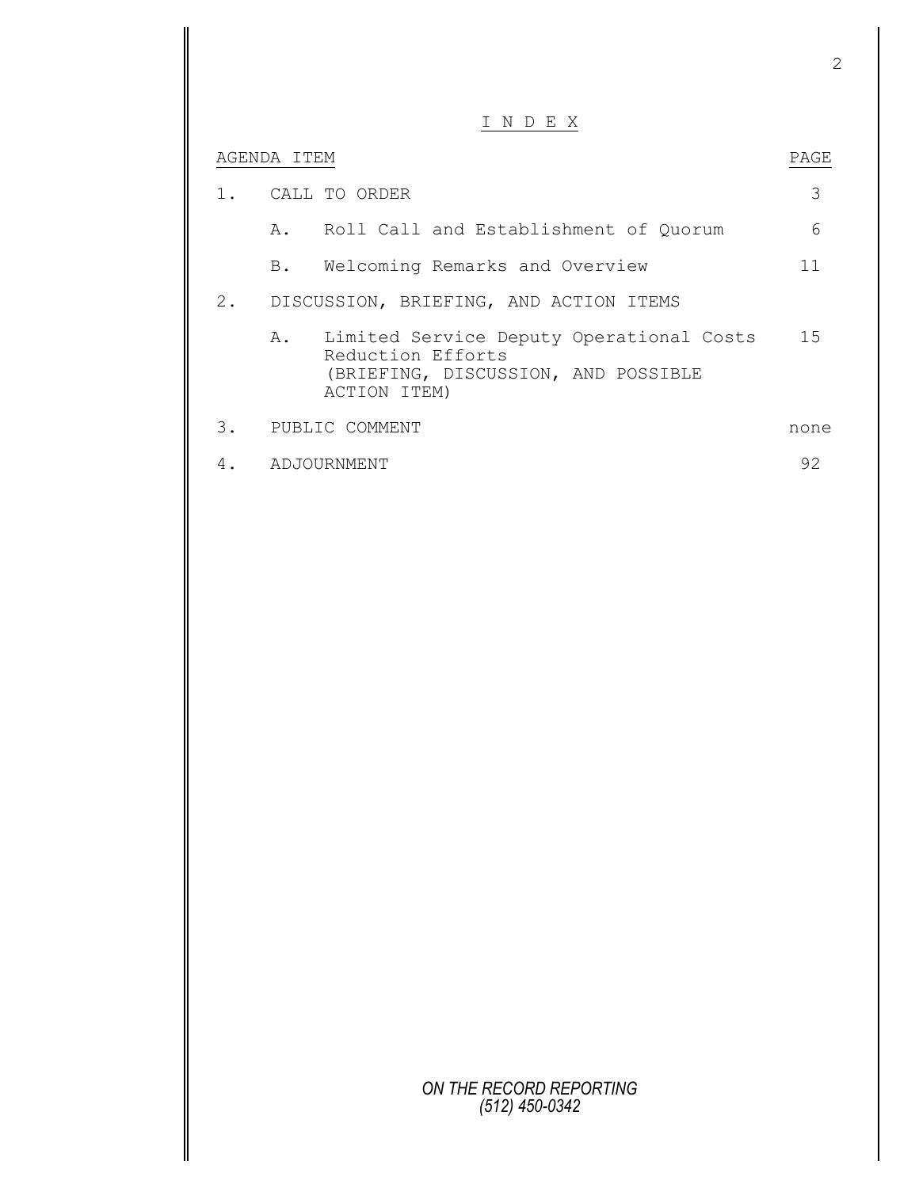# I N D E X

| AGENDA ITEM | PAGE |
|---|---|
| 1. CALL TO ORDER | 3 |
| A. Roll Call and Establishment of Quorum | 6 |
| B. Welcoming Remarks and Overview | 11 |
| 2. DISCUSSION, BRIEFING, AND ACTION ITEMS | |
| A. Limited Service Deputy Operational Costs Reduction Efforts (BRIEFING, DISCUSSION, AND POSSIBLE ACTION ITEM) | 15 |
| 3. PUBLIC COMMENT | none |
| 4. ADJOURNMENT | 92 |

*ON THE RECORD REPORTING*
*(512) 450-0342*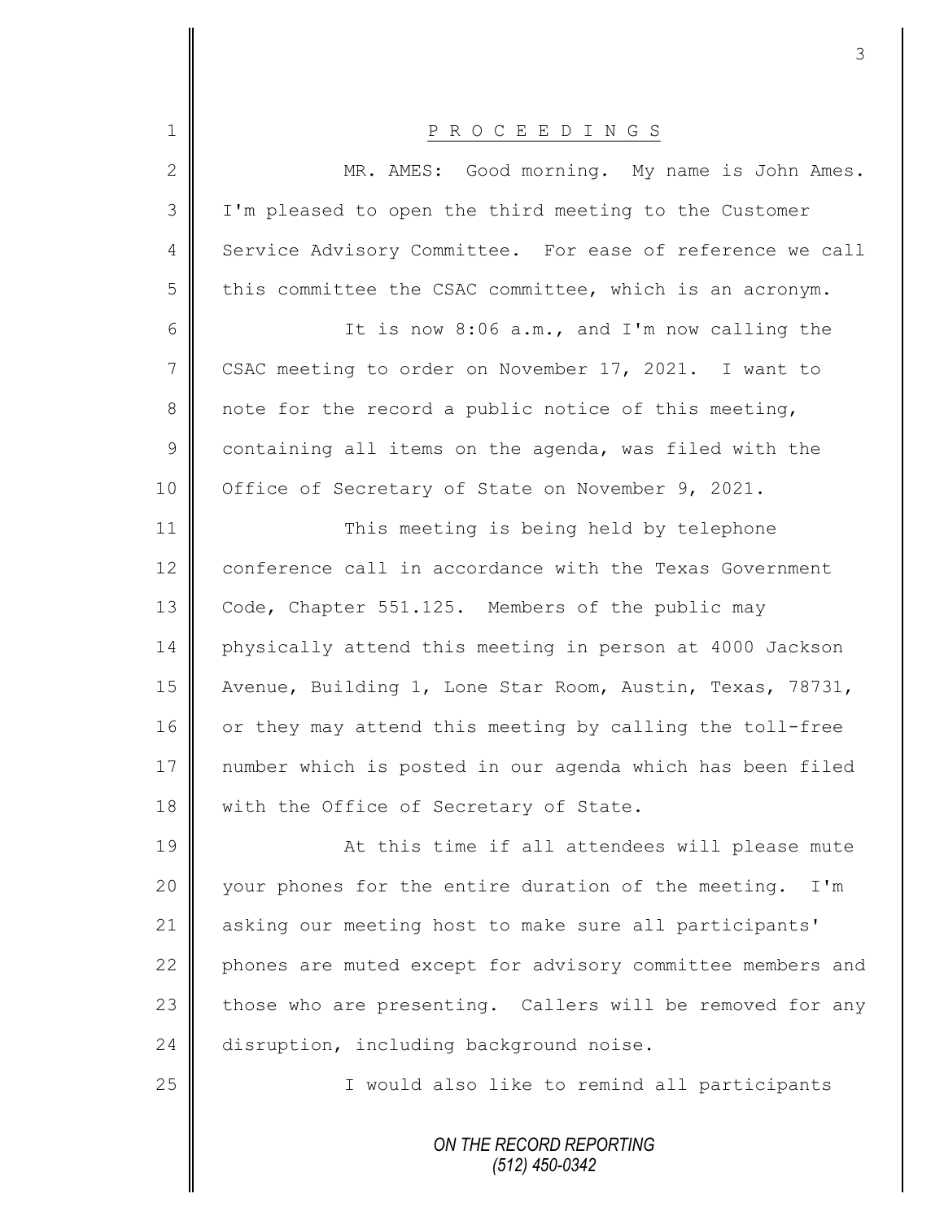P R O C E E D I N G S

MR. AMES: Good morning. My name is John Ames. I'm pleased to open the third meeting to the Customer Service Advisory Committee. For ease of reference we call this committee the CSAC committee, which is an acronym.

It is now 8:06 a.m., and I'm now calling the CSAC meeting to order on November 17, 2021. I want to note for the record a public notice of this meeting, containing all items on the agenda, was filed with the Office of Secretary of State on November 9, 2021.

This meeting is being held by telephone conference call in accordance with the Texas Government Code, Chapter 551.125. Members of the public may physically attend this meeting in person at 4000 Jackson Avenue, Building 1, Lone Star Room, Austin, Texas, 78731, or they may attend this meeting by calling the toll-free number which is posted in our agenda which has been filed with the Office of Secretary of State.

At this time if all attendees will please mute your phones for the entire duration of the meeting. I'm asking our meeting host to make sure all participants' phones are muted except for advisory committee members and those who are presenting. Callers will be removed for any disruption, including background noise.

I would also like to remind all participants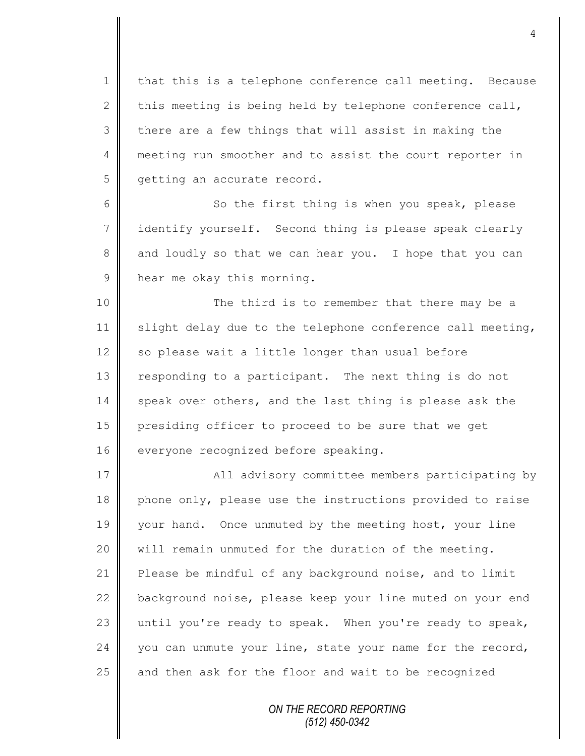that this is a telephone conference call meeting. Because this meeting is being held by telephone conference call, there are a few things that will assist in making the meeting run smoother and to assist the court reporter in getting an accurate record.

So the first thing is when you speak, please identify yourself. Second thing is please speak clearly and loudly so that we can hear you. I hope that you can hear me okay this morning.

The third is to remember that there may be a slight delay due to the telephone conference call meeting, so please wait a little longer than usual before responding to a participant. The next thing is do not speak over others, and the last thing is please ask the presiding officer to proceed to be sure that we get everyone recognized before speaking.

All advisory committee members participating by phone only, please use the instructions provided to raise your hand. Once unmuted by the meeting host, your line will remain unmuted for the duration of the meeting. Please be mindful of any background noise, and to limit background noise, please keep your line muted on your end until you're ready to speak. When you're ready to speak, you can unmute your line, state your name for the record, and then ask for the floor and wait to be recognized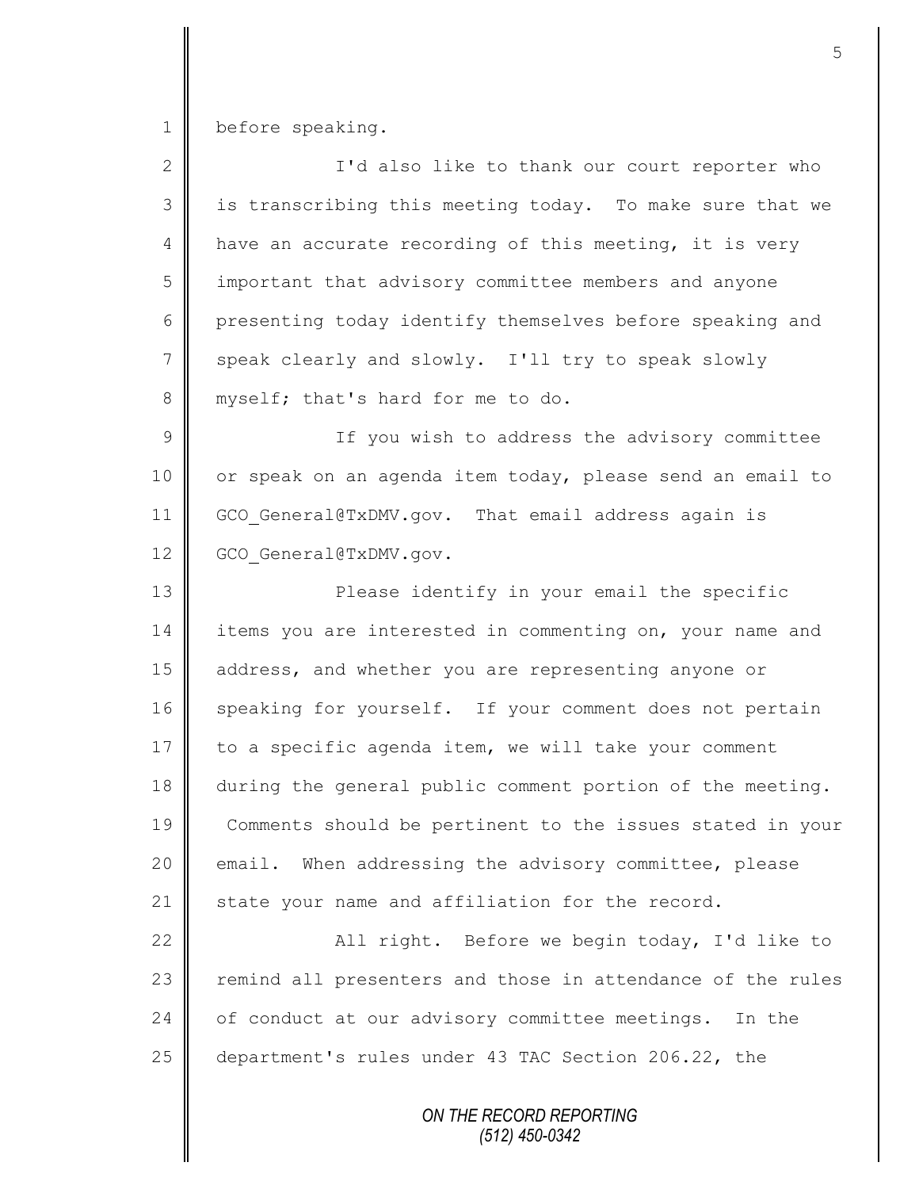before speaking.

I'd also like to thank our court reporter who is transcribing this meeting today. To make sure that we have an accurate recording of this meeting, it is very important that advisory committee members and anyone presenting today identify themselves before speaking and speak clearly and slowly. I'll try to speak slowly myself; that's hard for me to do.

If you wish to address the advisory committee or speak on an agenda item today, please send an email to GCO_General@TxDMV.gov. That email address again is GCO_General@TxDMV.gov.

Please identify in your email the specific items you are interested in commenting on, your name and address, and whether you are representing anyone or speaking for yourself. If your comment does not pertain to a specific agenda item, we will take your comment during the general public comment portion of the meeting. Comments should be pertinent to the issues stated in your email. When addressing the advisory committee, please state your name and affiliation for the record.

All right. Before we begin today, I'd like to remind all presenters and those in attendance of the rules of conduct at our advisory committee meetings. In the department's rules under 43 TAC Section 206.22, the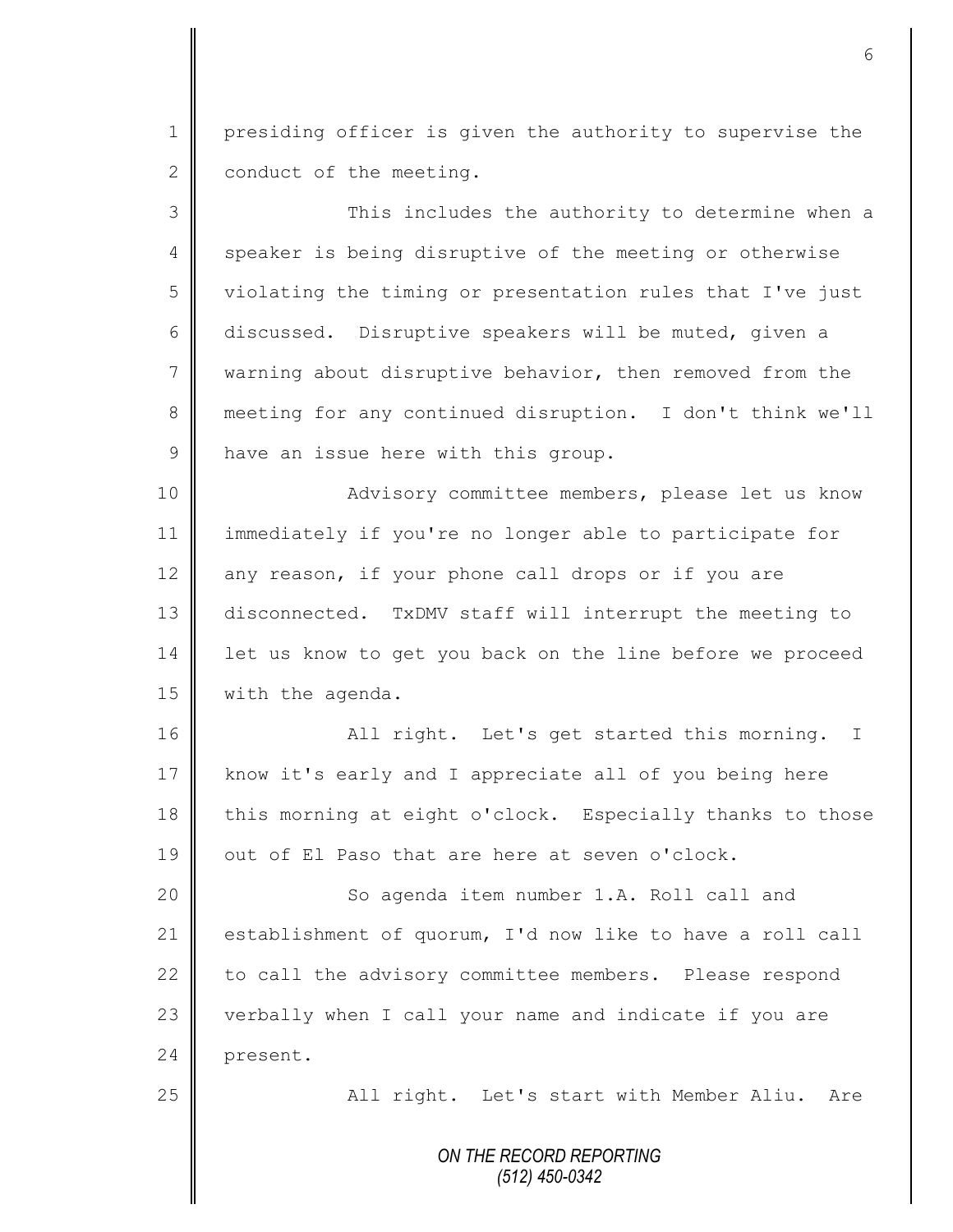presiding officer is given the authority to supervise the conduct of the meeting.

This includes the authority to determine when a speaker is being disruptive of the meeting or otherwise violating the timing or presentation rules that I've just discussed. Disruptive speakers will be muted, given a warning about disruptive behavior, then removed from the meeting for any continued disruption. I don't think we'll have an issue here with this group.

Advisory committee members, please let us know immediately if you're no longer able to participate for any reason, if your phone call drops or if you are disconnected. TxDMV staff will interrupt the meeting to let us know to get you back on the line before we proceed with the agenda.

All right. Let's get started this morning. I know it's early and I appreciate all of you being here this morning at eight o'clock. Especially thanks to those out of El Paso that are here at seven o'clock.

So agenda item number 1.A. Roll call and establishment of quorum, I'd now like to have a roll call to call the advisory committee members. Please respond verbally when I call your name and indicate if you are present.

All right. Let's start with Member Aliu. Are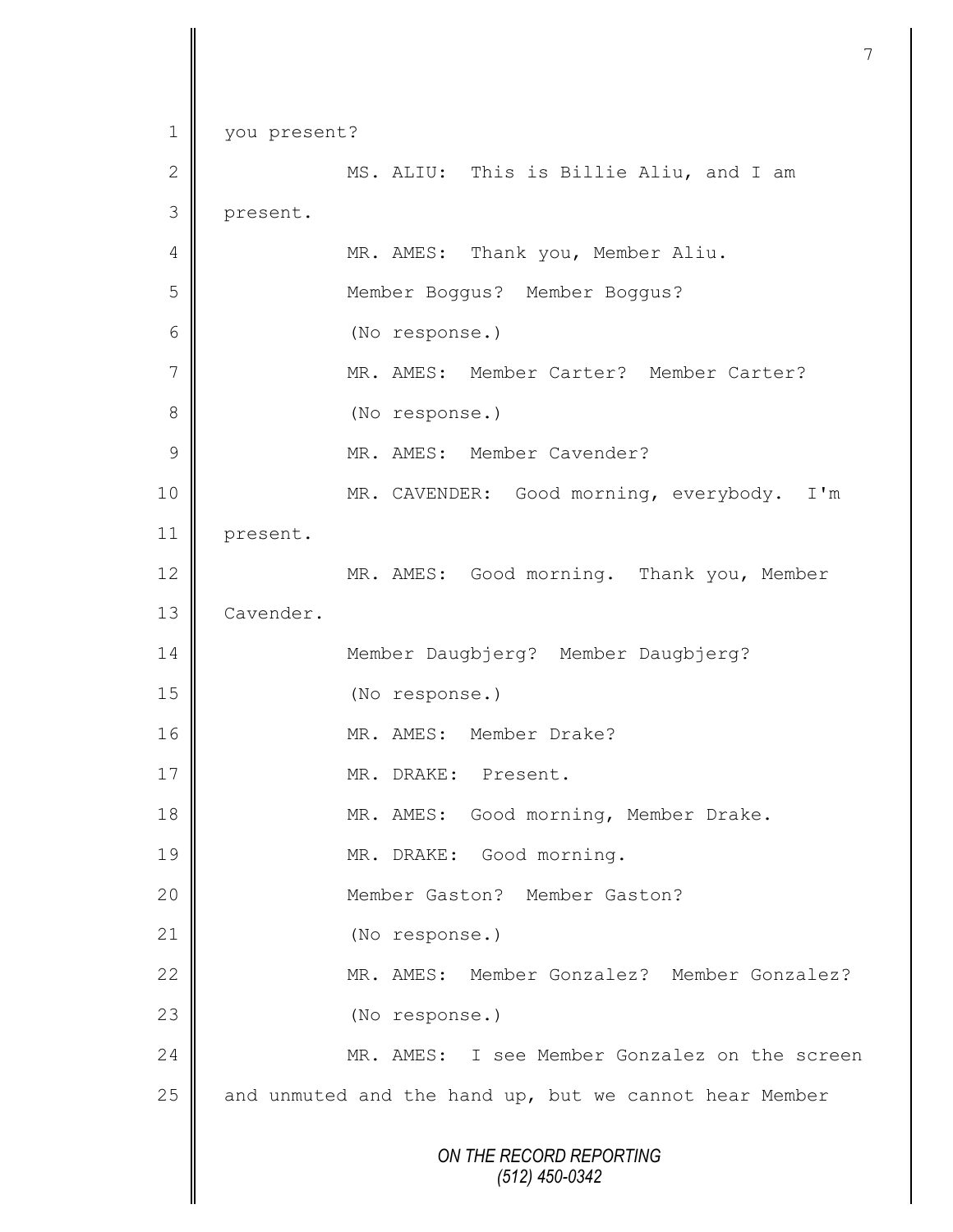1 you present?

2 MS. ALIU: This is Billie Aliu, and I am

3 present.

4 MR. AMES: Thank you, Member Aliu.

5 Member Boggus? Member Boggus?

6 (No response.)

7 MR. AMES: Member Carter? Member Carter?

8 (No response.)

9 MR. AMES: Member Cavender?

10 MR. CAVENDER: Good morning, everybody. I'm

11 present.

12 MR. AMES: Good morning. Thank you, Member

13 Cavender.

14 Member Daugbjerg? Member Daugbjerg?

15 (No response.)

16 MR. AMES: Member Drake?

17 MR. DRAKE: Present.

18 MR. AMES: Good morning, Member Drake.

19 MR. DRAKE: Good morning.

20 Member Gaston? Member Gaston?

21 (No response.)

22 MR. AMES: Member Gonzalez? Member Gonzalez?

23 (No response.)

24 MR. AMES: I see Member Gonzalez on the screen

25 and unmuted and the hand up, but we cannot hear Member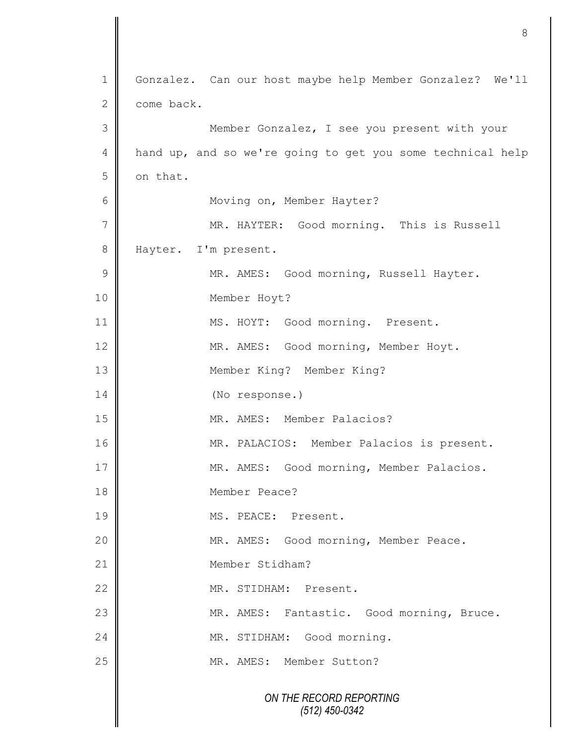1 Gonzalez. Can our host maybe help Member Gonzalez? We'll
2 come back.
3 Member Gonzalez, I see you present with your
4 hand up, and so we're going to get you some technical help
5 on that.
6 Moving on, Member Hayter?
7 MR. HAYTER: Good morning. This is Russell
8 Hayter. I'm present.
9 MR. AMES: Good morning, Russell Hayter.
10 Member Hoyt?
11 MS. HOYT: Good morning. Present.
12 MR. AMES: Good morning, Member Hoyt.
13 Member King? Member King?
14 (No response.)
15 MR. AMES: Member Palacios?
16 MR. PALACIOS: Member Palacios is present.
17 MR. AMES: Good morning, Member Palacios.
18 Member Peace?
19 MS. PEACE: Present.
20 MR. AMES: Good morning, Member Peace.
21 Member Stidham?
22 MR. STIDHAM: Present.
23 MR. AMES: Fantastic. Good morning, Bruce.
24 MR. STIDHAM: Good morning.
25 MR. AMES: Member Sutton?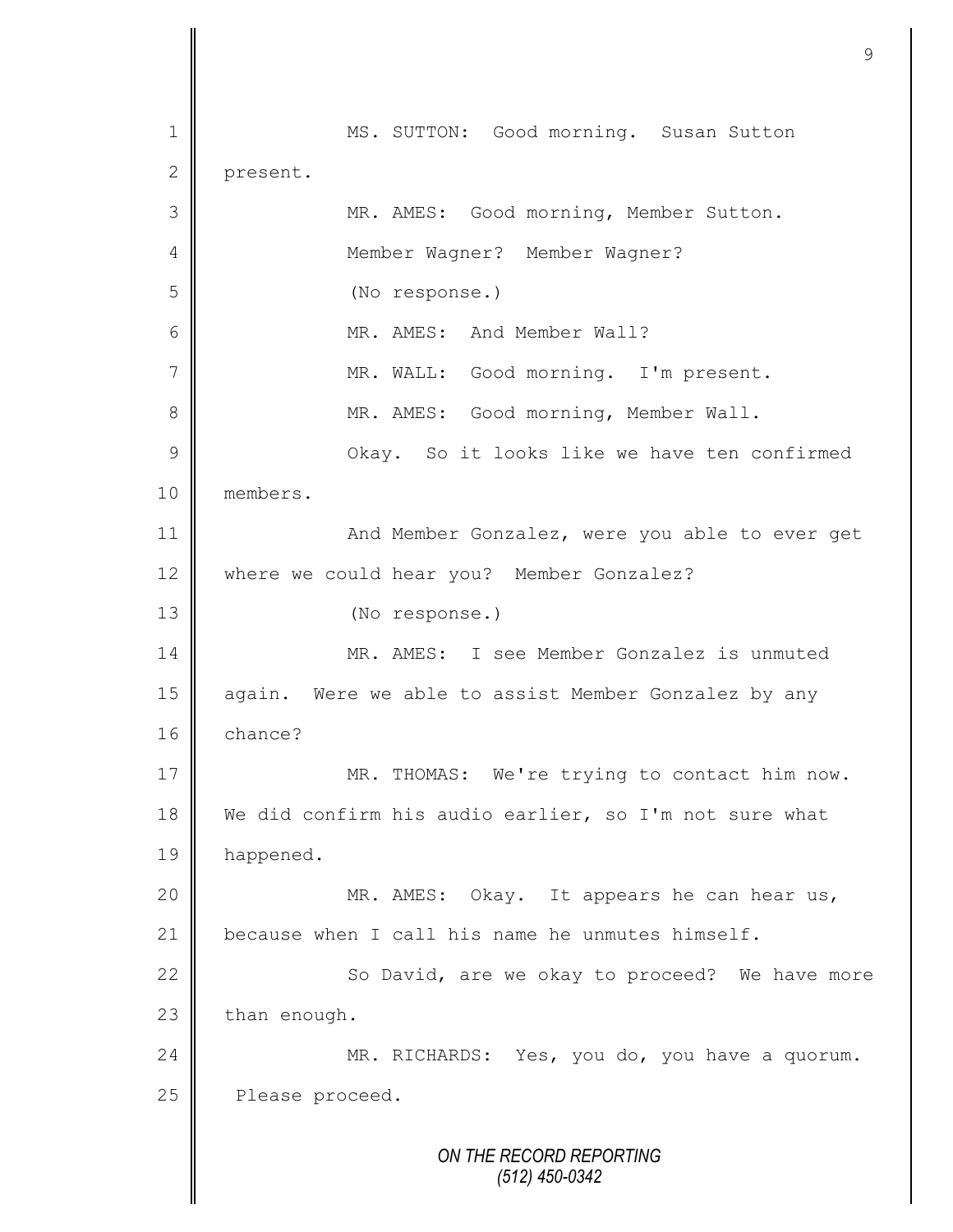MS. SUTTON: Good morning. Susan Sutton present.

MR. AMES: Good morning, Member Sutton.

Member Wagner? Member Wagner?

(No response.)

MR. AMES: And Member Wall?

MR. WALL: Good morning. I'm present.

MR. AMES: Good morning, Member Wall.

Okay. So it looks like we have ten confirmed members.

And Member Gonzalez, were you able to ever get where we could hear you? Member Gonzalez?

(No response.)

MR. AMES: I see Member Gonzalez is unmuted again. Were we able to assist Member Gonzalez by any chance?

MR. THOMAS: We're trying to contact him now. We did confirm his audio earlier, so I'm not sure what happened.

MR. AMES: Okay. It appears he can hear us, because when I call his name he unmutes himself.

So David, are we okay to proceed? We have more than enough.

MR. RICHARDS: Yes, you do, you have a quorum. Please proceed.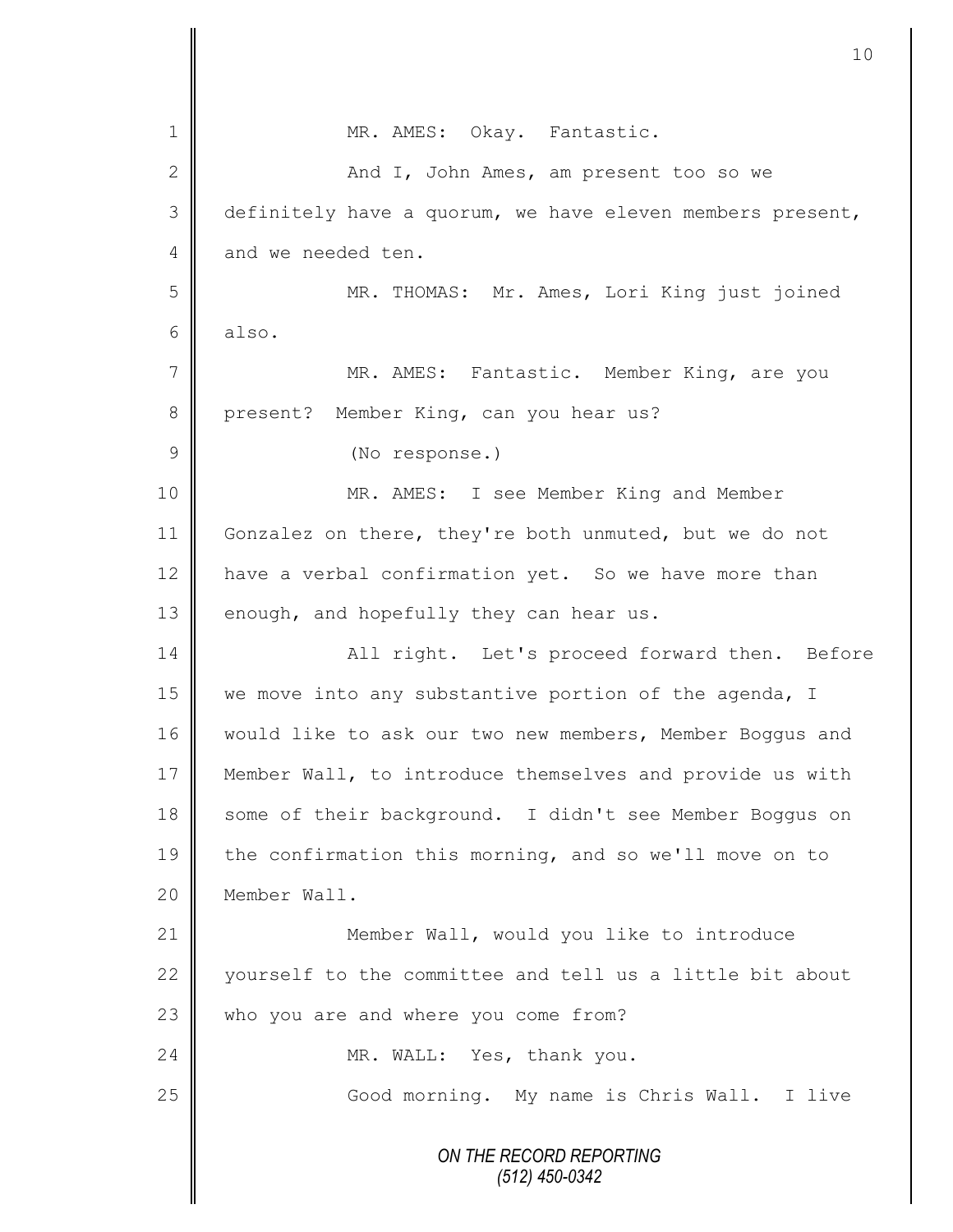MR. AMES: Okay. Fantastic.

And I, John Ames, am present too so we definitely have a quorum, we have eleven members present, and we needed ten.

MR. THOMAS: Mr. Ames, Lori King just joined also.

MR. AMES: Fantastic. Member King, are you present? Member King, can you hear us?

(No response.)

MR. AMES: I see Member King and Member Gonzalez on there, they're both unmuted, but we do not have a verbal confirmation yet. So we have more than enough, and hopefully they can hear us.

All right. Let's proceed forward then. Before we move into any substantive portion of the agenda, I would like to ask our two new members, Member Boggus and Member Wall, to introduce themselves and provide us with some of their background. I didn't see Member Boggus on the confirmation this morning, and so we'll move on to Member Wall.

Member Wall, would you like to introduce yourself to the committee and tell us a little bit about who you are and where you come from?

MR. WALL: Yes, thank you.

Good morning. My name is Chris Wall. I live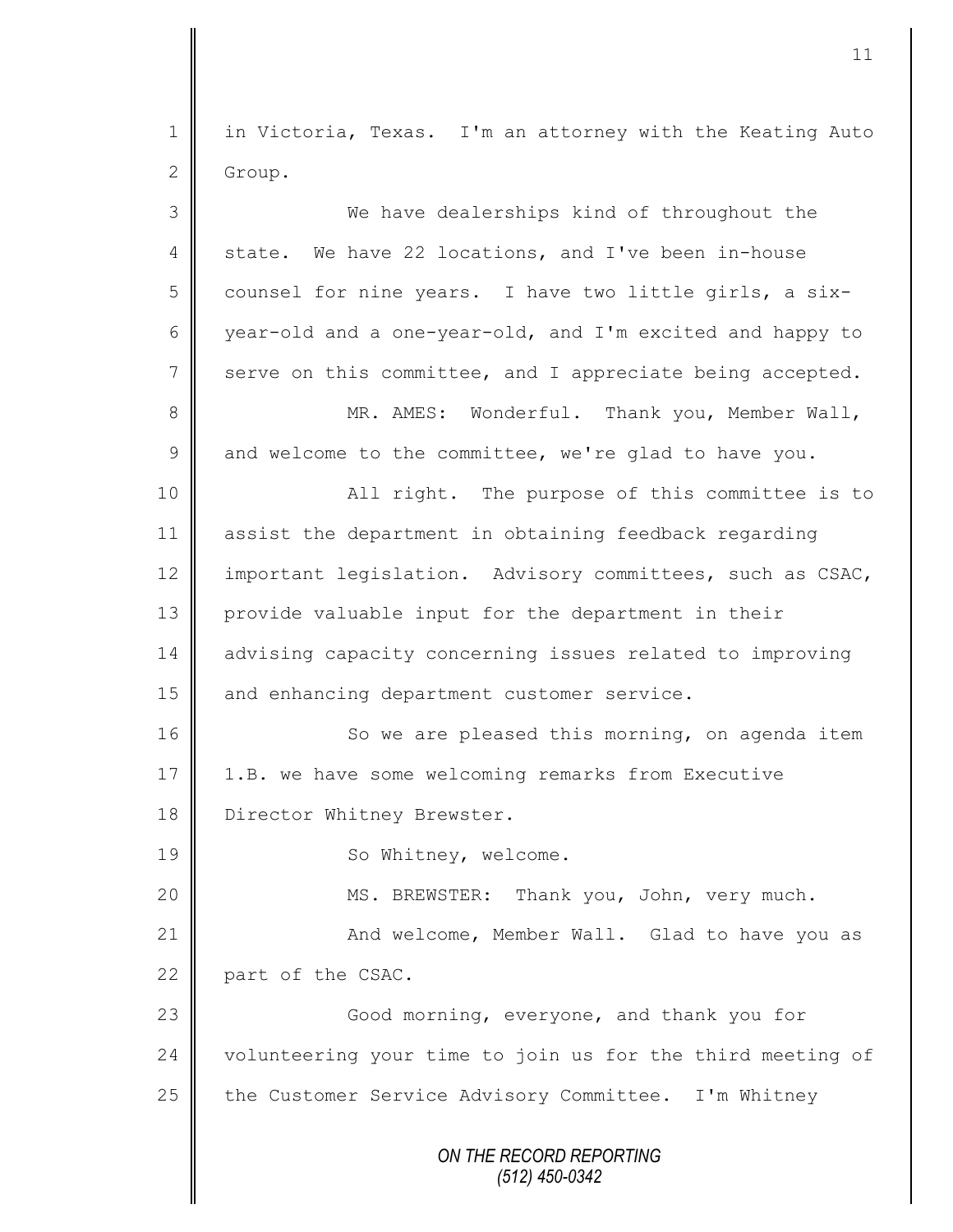in Victoria, Texas. I'm an attorney with the Keating Auto Group.

We have dealerships kind of throughout the state. We have 22 locations, and I've been in-house counsel for nine years. I have two little girls, a six-year-old and a one-year-old, and I'm excited and happy to serve on this committee, and I appreciate being accepted.

MR. AMES: Wonderful. Thank you, Member Wall, and welcome to the committee, we're glad to have you.

All right. The purpose of this committee is to assist the department in obtaining feedback regarding important legislation. Advisory committees, such as CSAC, provide valuable input for the department in their advising capacity concerning issues related to improving and enhancing department customer service.

So we are pleased this morning, on agenda item 1.B. we have some welcoming remarks from Executive Director Whitney Brewster.

So Whitney, welcome.

MS. BREWSTER: Thank you, John, very much.

And welcome, Member Wall. Glad to have you as part of the CSAC.

Good morning, everyone, and thank you for volunteering your time to join us for the third meeting of the Customer Service Advisory Committee. I'm Whitney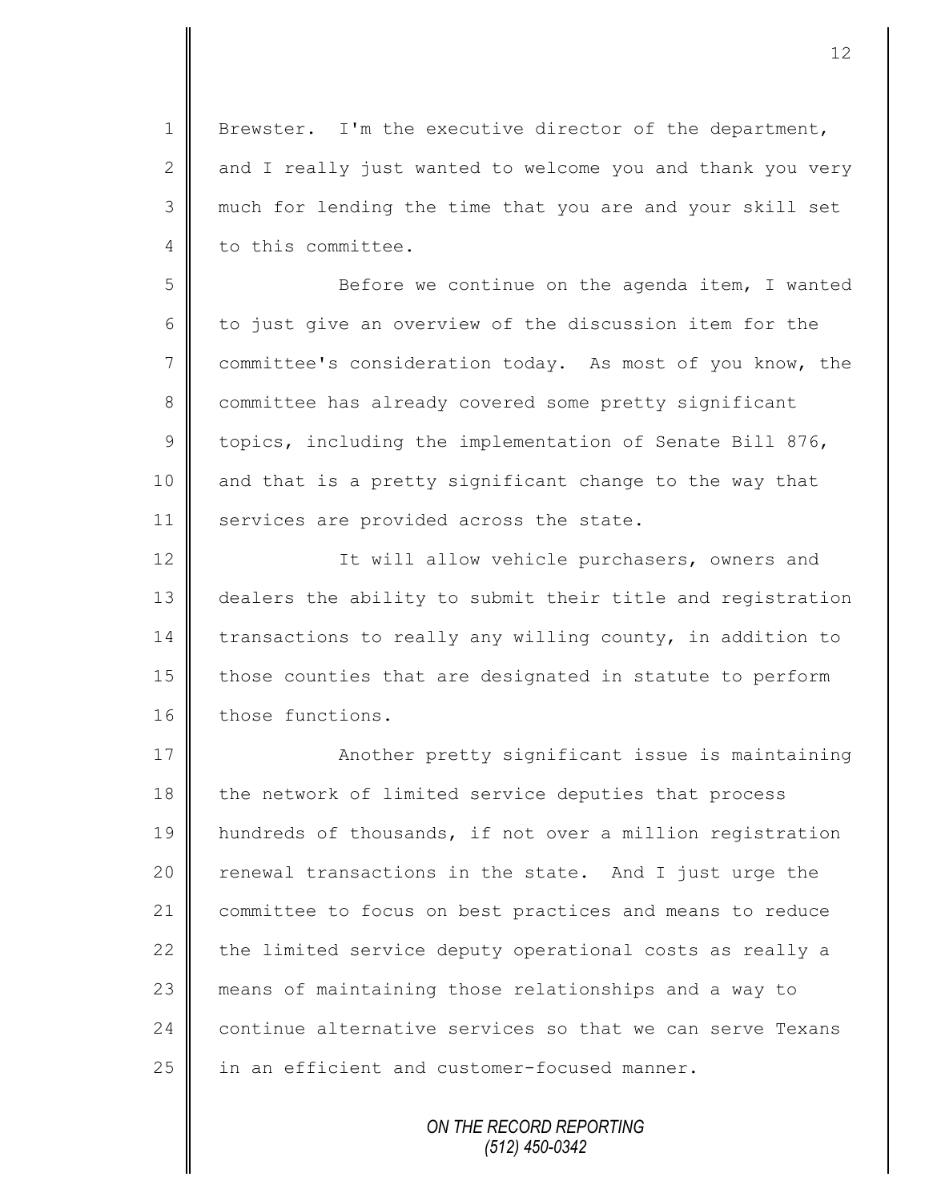Brewster. I'm the executive director of the department, and I really just wanted to welcome you and thank you very much for lending the time that you are and your skill set to this committee.

Before we continue on the agenda item, I wanted to just give an overview of the discussion item for the committee's consideration today. As most of you know, the committee has already covered some pretty significant topics, including the implementation of Senate Bill 876, and that is a pretty significant change to the way that services are provided across the state.

It will allow vehicle purchasers, owners and dealers the ability to submit their title and registration transactions to really any willing county, in addition to those counties that are designated in statute to perform those functions.

Another pretty significant issue is maintaining the network of limited service deputies that process hundreds of thousands, if not over a million registration renewal transactions in the state. And I just urge the committee to focus on best practices and means to reduce the limited service deputy operational costs as really a means of maintaining those relationships and a way to continue alternative services so that we can serve Texans in an efficient and customer-focused manner.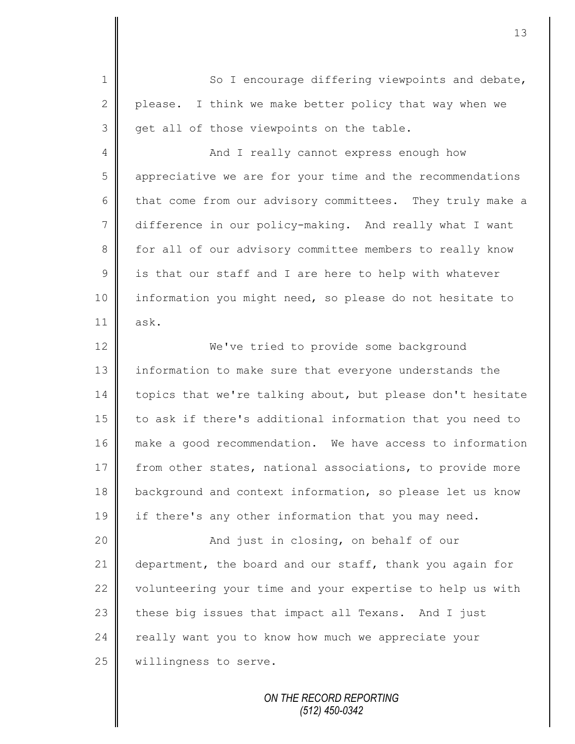So I encourage differing viewpoints and debate, please. I think we make better policy that way when we get all of those viewpoints on the table.

And I really cannot express enough how appreciative we are for your time and the recommendations that come from our advisory committees. They truly make a difference in our policy-making. And really what I want for all of our advisory committee members to really know is that our staff and I are here to help with whatever information you might need, so please do not hesitate to ask.

We've tried to provide some background information to make sure that everyone understands the topics that we're talking about, but please don't hesitate to ask if there's additional information that you need to make a good recommendation. We have access to information from other states, national associations, to provide more background and context information, so please let us know if there's any other information that you may need.

And just in closing, on behalf of our department, the board and our staff, thank you again for volunteering your time and your expertise to help us with these big issues that impact all Texans. And I just really want you to know how much we appreciate your willingness to serve.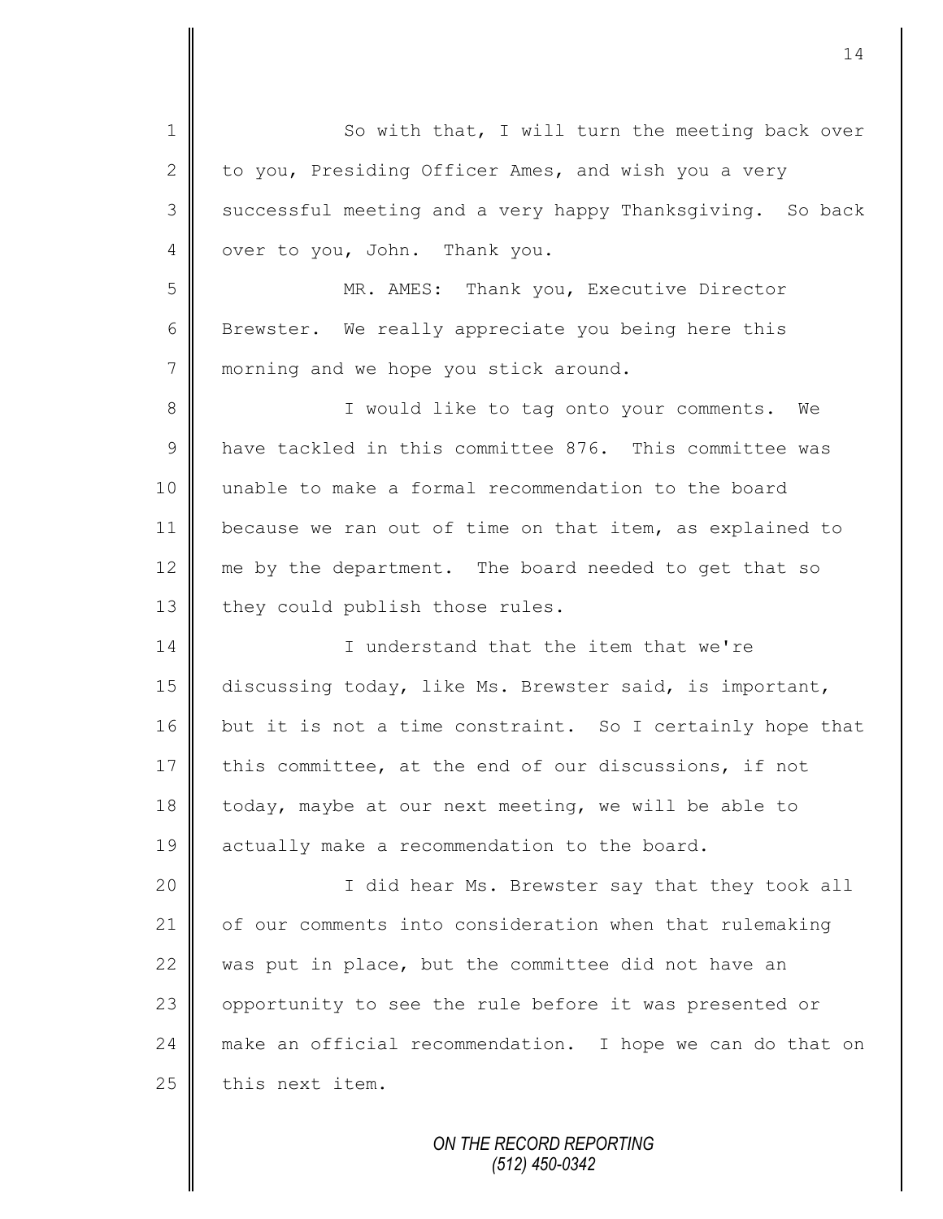So with that, I will turn the meeting back over to you, Presiding Officer Ames, and wish you a very successful meeting and a very happy Thanksgiving. So back over to you, John. Thank you.

MR. AMES: Thank you, Executive Director Brewster. We really appreciate you being here this morning and we hope you stick around.

I would like to tag onto your comments. We have tackled in this committee 876. This committee was unable to make a formal recommendation to the board because we ran out of time on that item, as explained to me by the department. The board needed to get that so they could publish those rules.

I understand that the item that we're discussing today, like Ms. Brewster said, is important, but it is not a time constraint. So I certainly hope that this committee, at the end of our discussions, if not today, maybe at our next meeting, we will be able to actually make a recommendation to the board.

I did hear Ms. Brewster say that they took all of our comments into consideration when that rulemaking was put in place, but the committee did not have an opportunity to see the rule before it was presented or make an official recommendation. I hope we can do that on this next item.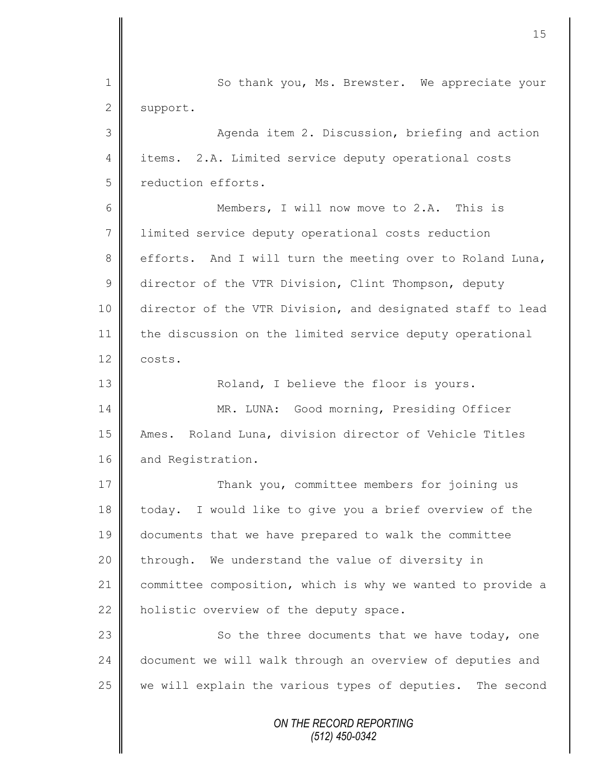So thank you, Ms. Brewster. We appreciate your support.

Agenda item 2. Discussion, briefing and action items. 2.A. Limited service deputy operational costs reduction efforts.

Members, I will now move to 2.A. This is limited service deputy operational costs reduction efforts. And I will turn the meeting over to Roland Luna, director of the VTR Division, Clint Thompson, deputy director of the VTR Division, and designated staff to lead the discussion on the limited service deputy operational costs.

Roland, I believe the floor is yours.

MR. LUNA: Good morning, Presiding Officer Ames. Roland Luna, division director of Vehicle Titles and Registration.

Thank you, committee members for joining us today. I would like to give you a brief overview of the documents that we have prepared to walk the committee through. We understand the value of diversity in committee composition, which is why we wanted to provide a holistic overview of the deputy space.

So the three documents that we have today, one document we will walk through an overview of deputies and we will explain the various types of deputies. The second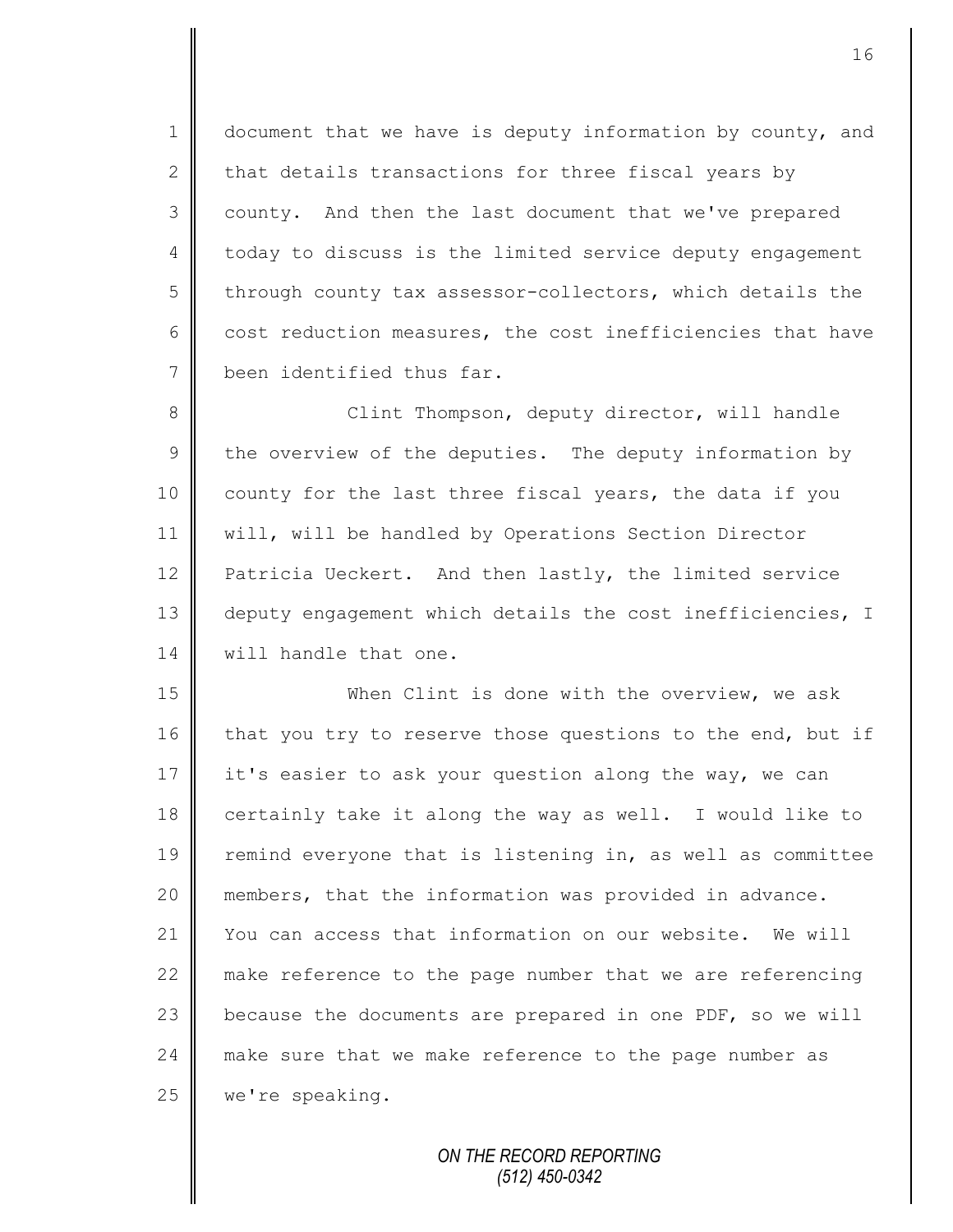document that we have is deputy information by county, and that details transactions for three fiscal years by county. And then the last document that we've prepared today to discuss is the limited service deputy engagement through county tax assessor-collectors, which details the cost reduction measures, the cost inefficiencies that have been identified thus far.

Clint Thompson, deputy director, will handle the overview of the deputies. The deputy information by county for the last three fiscal years, the data if you will, will be handled by Operations Section Director Patricia Ueckert. And then lastly, the limited service deputy engagement which details the cost inefficiencies, I will handle that one.

When Clint is done with the overview, we ask that you try to reserve those questions to the end, but if it's easier to ask your question along the way, we can certainly take it along the way as well. I would like to remind everyone that is listening in, as well as committee members, that the information was provided in advance. You can access that information on our website. We will make reference to the page number that we are referencing because the documents are prepared in one PDF, so we will make sure that we make reference to the page number as we're speaking.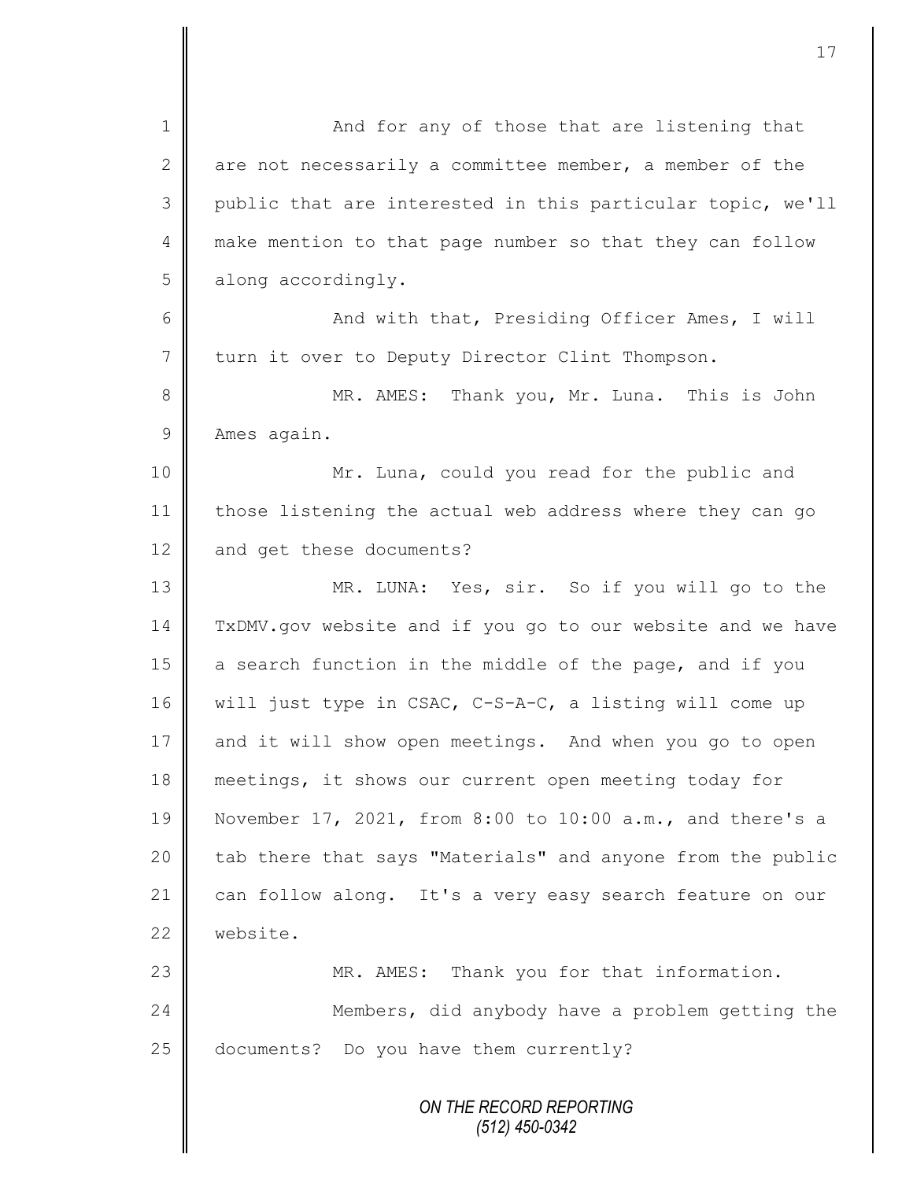And for any of those that are listening that are not necessarily a committee member, a member of the public that are interested in this particular topic, we'll make mention to that page number so that they can follow along accordingly.

And with that, Presiding Officer Ames, I will turn it over to Deputy Director Clint Thompson.

MR. AMES: Thank you, Mr. Luna. This is John Ames again.

Mr. Luna, could you read for the public and those listening the actual web address where they can go and get these documents?

MR. LUNA: Yes, sir. So if you will go to the TxDMV.gov website and if you go to our website and we have a search function in the middle of the page, and if you will just type in CSAC, C-S-A-C, a listing will come up and it will show open meetings. And when you go to open meetings, it shows our current open meeting today for November 17, 2021, from 8:00 to 10:00 a.m., and there's a tab there that says "Materials" and anyone from the public can follow along. It's a very easy search feature on our website.

MR. AMES: Thank you for that information.

Members, did anybody have a problem getting the documents? Do you have them currently?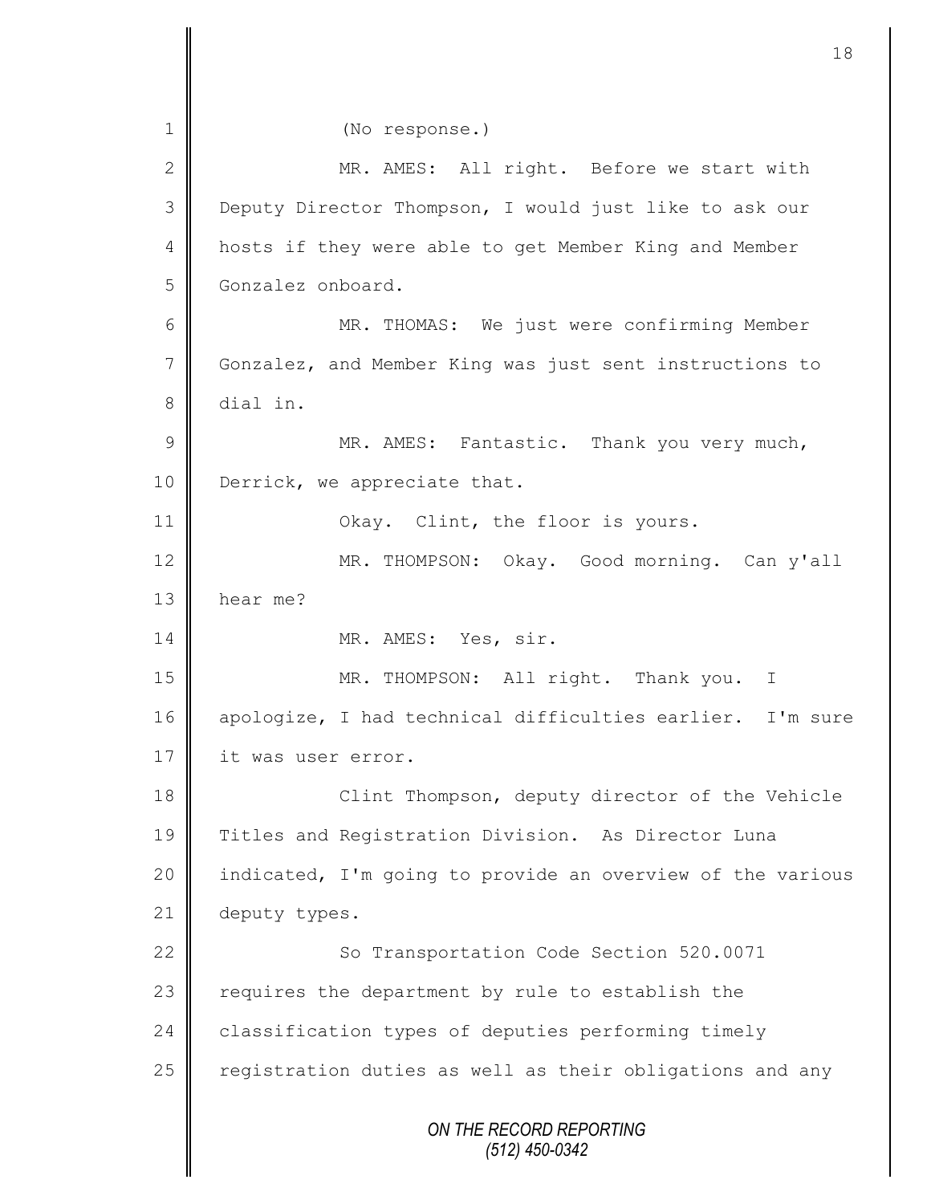(No response.)

MR. AMES: All right. Before we start with Deputy Director Thompson, I would just like to ask our hosts if they were able to get Member King and Member Gonzalez onboard.

MR. THOMAS: We just were confirming Member Gonzalez, and Member King was just sent instructions to dial in.

MR. AMES: Fantastic. Thank you very much, Derrick, we appreciate that.

Okay. Clint, the floor is yours.

MR. THOMPSON: Okay. Good morning. Can y'all hear me?

MR. AMES: Yes, sir.

MR. THOMPSON: All right. Thank you. I apologize, I had technical difficulties earlier. I'm sure it was user error.

Clint Thompson, deputy director of the Vehicle Titles and Registration Division. As Director Luna indicated, I'm going to provide an overview of the various deputy types.

So Transportation Code Section 520.0071 requires the department by rule to establish the classification types of deputies performing timely registration duties as well as their obligations and any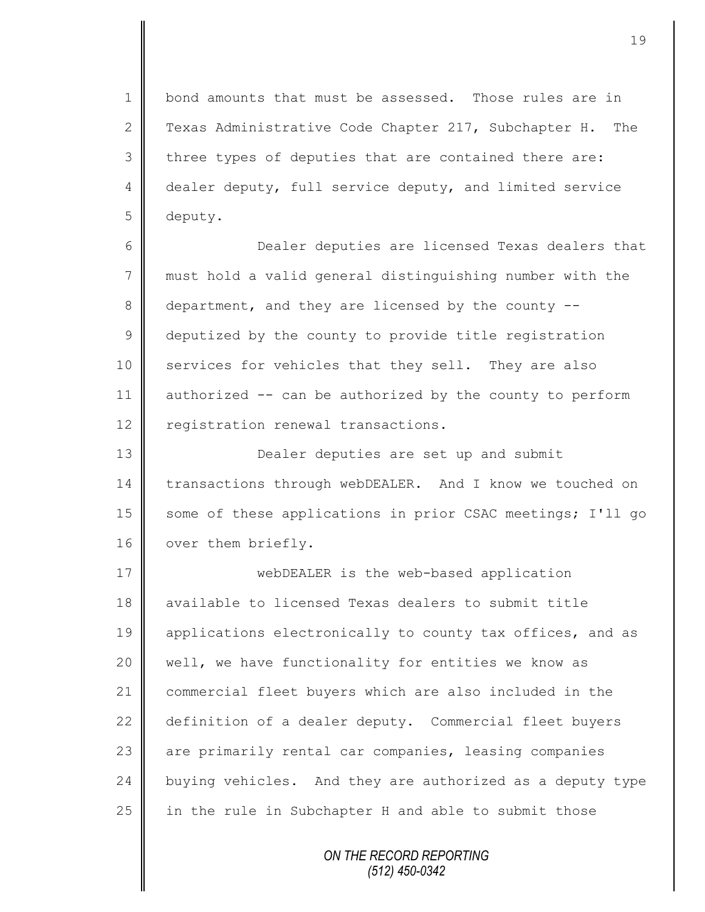bond amounts that must be assessed. Those rules are in Texas Administrative Code Chapter 217, Subchapter H. The three types of deputies that are contained there are: dealer deputy, full service deputy, and limited service deputy.

Dealer deputies are licensed Texas dealers that must hold a valid general distinguishing number with the department, and they are licensed by the county -- deputized by the county to provide title registration services for vehicles that they sell. They are also authorized -- can be authorized by the county to perform registration renewal transactions.

Dealer deputies are set up and submit transactions through webDEALER. And I know we touched on some of these applications in prior CSAC meetings; I'll go over them briefly.

webDEALER is the web-based application available to licensed Texas dealers to submit title applications electronically to county tax offices, and as well, we have functionality for entities we know as commercial fleet buyers which are also included in the definition of a dealer deputy. Commercial fleet buyers are primarily rental car companies, leasing companies buying vehicles. And they are authorized as a deputy type in the rule in Subchapter H and able to submit those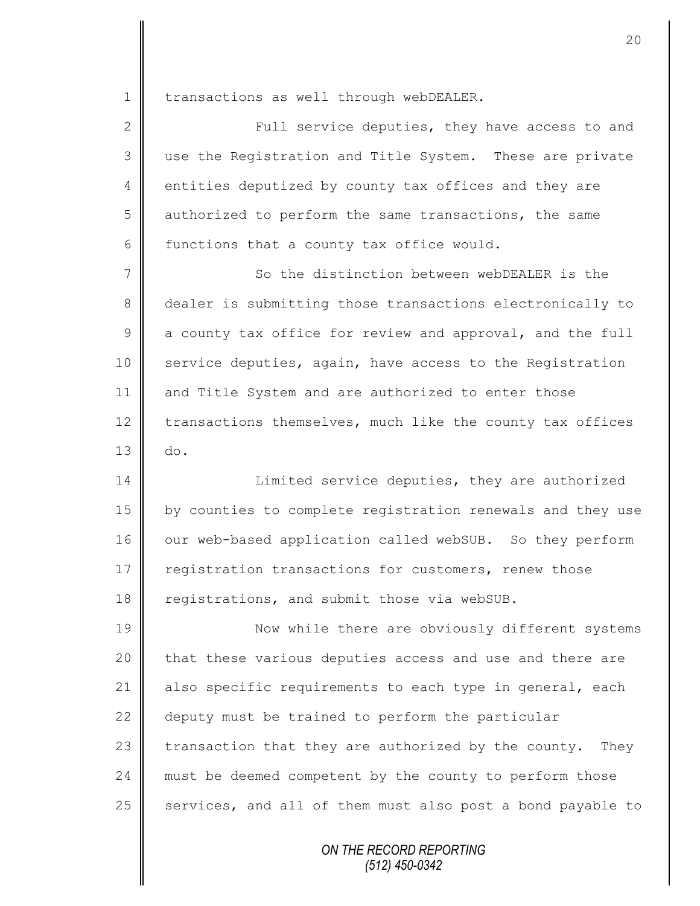transactions as well through webDEALER.

Full service deputies, they have access to and use the Registration and Title System. These are private entities deputized by county tax offices and they are authorized to perform the same transactions, the same functions that a county tax office would.

So the distinction between webDEALER is the dealer is submitting those transactions electronically to a county tax office for review and approval, and the full service deputies, again, have access to the Registration and Title System and are authorized to enter those transactions themselves, much like the county tax offices do.

Limited service deputies, they are authorized by counties to complete registration renewals and they use our web-based application called webSUB. So they perform registration transactions for customers, renew those registrations, and submit those via webSUB.

Now while there are obviously different systems that these various deputies access and use and there are also specific requirements to each type in general, each deputy must be trained to perform the particular transaction that they are authorized by the county. They must be deemed competent by the county to perform those services, and all of them must also post a bond payable to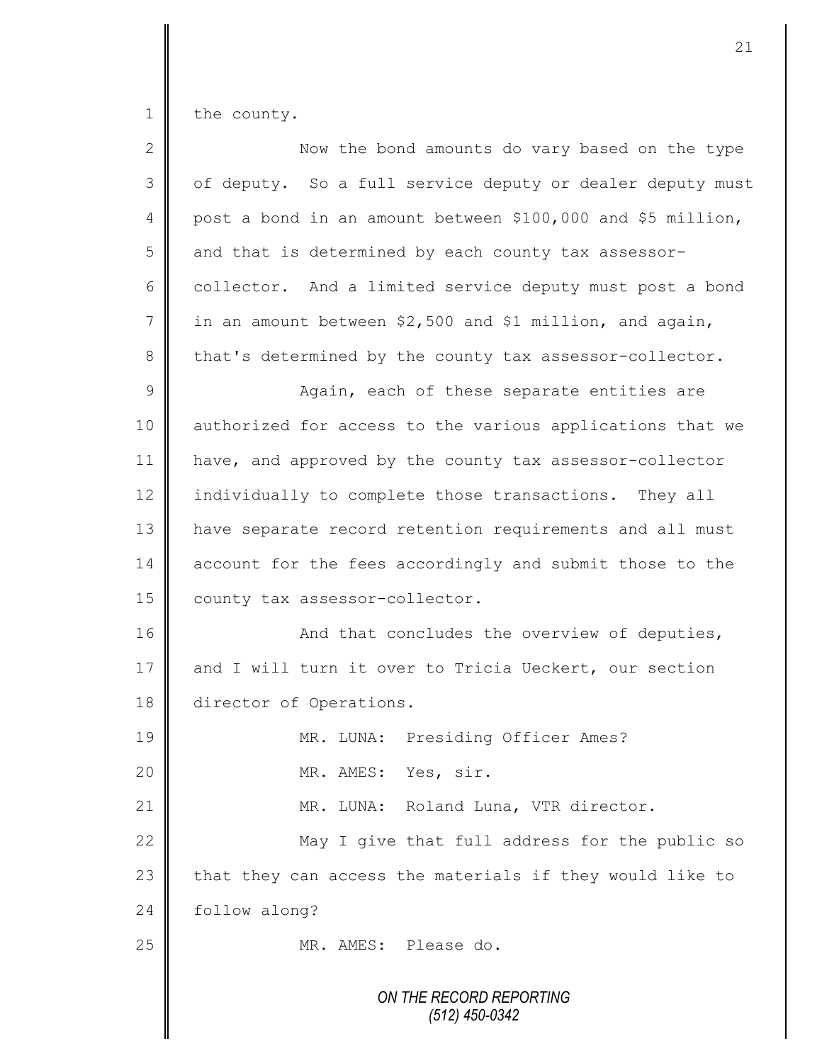the county.

Now the bond amounts do vary based on the type of deputy. So a full service deputy or dealer deputy must post a bond in an amount between $100,000 and $5 million, and that is determined by each county tax assessor-collector. And a limited service deputy must post a bond in an amount between $2,500 and $1 million, and again, that's determined by the county tax assessor-collector.

Again, each of these separate entities are authorized for access to the various applications that we have, and approved by the county tax assessor-collector individually to complete those transactions. They all have separate record retention requirements and all must account for the fees accordingly and submit those to the county tax assessor-collector.

And that concludes the overview of deputies, and I will turn it over to Tricia Ueckert, our section director of Operations.

MR. LUNA: Presiding Officer Ames?

MR. AMES: Yes, sir.

MR. LUNA: Roland Luna, VTR director.

May I give that full address for the public so that they can access the materials if they would like to follow along?

MR. AMES: Please do.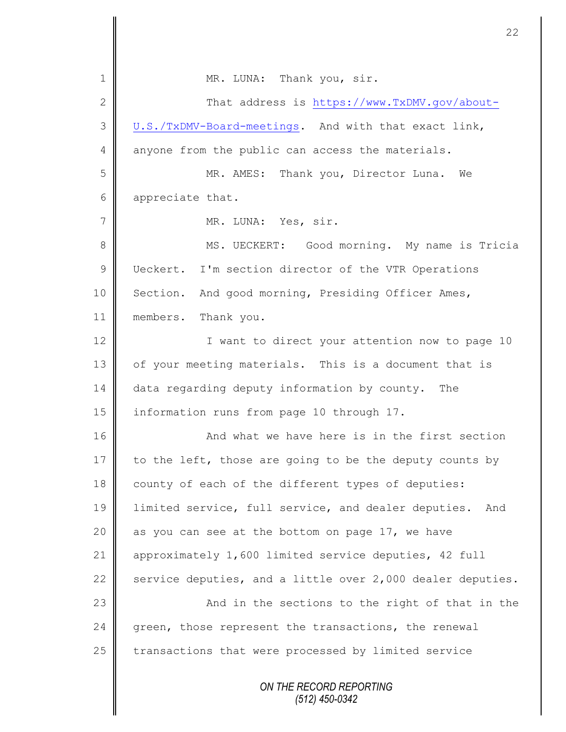MR. LUNA: Thank you, sir.

That address is https://www.TxDMV.gov/about-U.S./TxDMV-Board-meetings. And with that exact link, anyone from the public can access the materials.

MR. AMES: Thank you, Director Luna. We appreciate that.

MR. LUNA: Yes, sir.

MS. UECKERT: Good morning. My name is Tricia Ueckert. I'm section director of the VTR Operations Section. And good morning, Presiding Officer Ames, members. Thank you.

I want to direct your attention now to page 10 of your meeting materials. This is a document that is data regarding deputy information by county. The information runs from page 10 through 17.

And what we have here is in the first section to the left, those are going to be the deputy counts by county of each of the different types of deputies: limited service, full service, and dealer deputies. And as you can see at the bottom on page 17, we have approximately 1,600 limited service deputies, 42 full service deputies, and a little over 2,000 dealer deputies.

And in the sections to the right of that in the green, those represent the transactions, the renewal transactions that were processed by limited service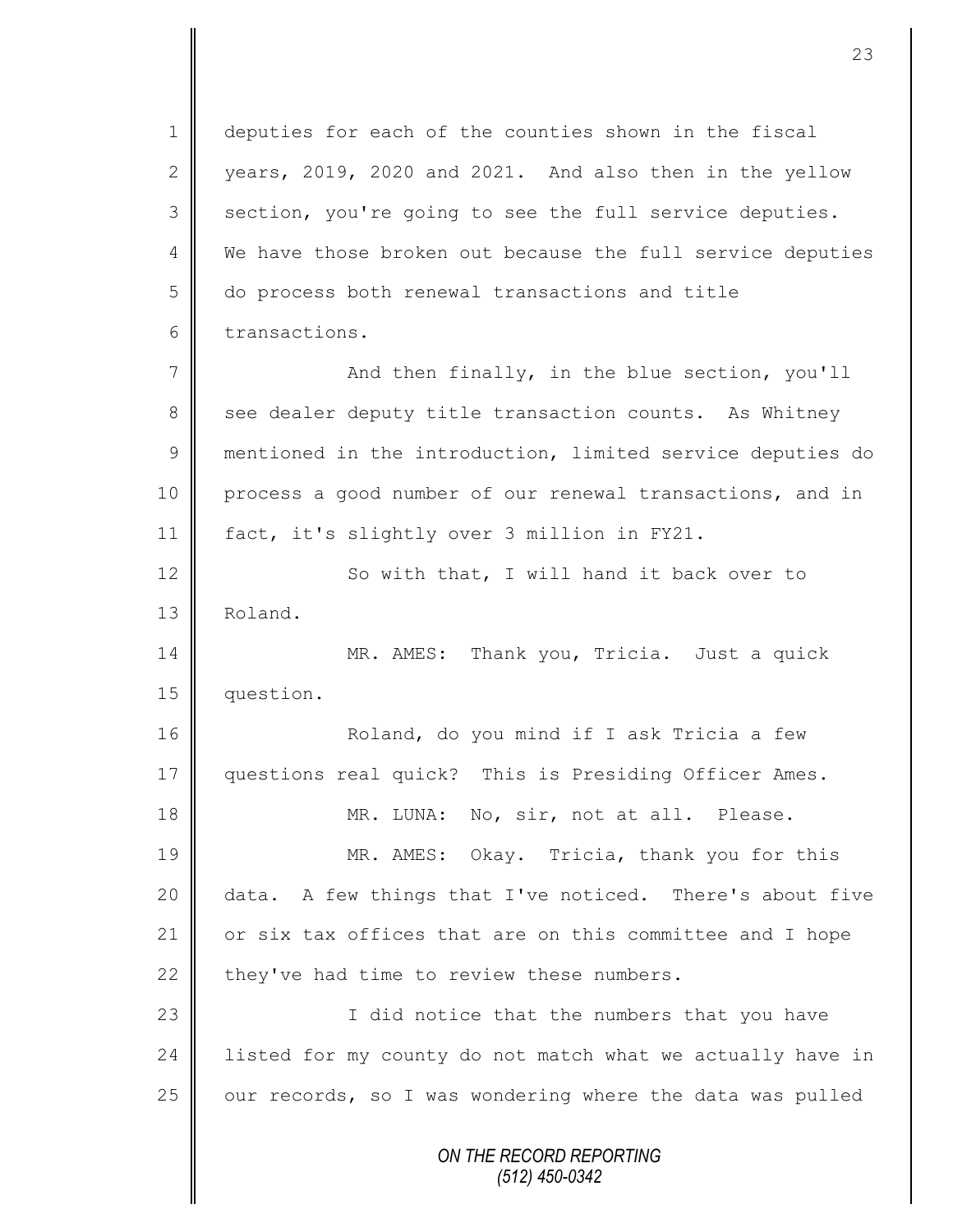deputies for each of the counties shown in the fiscal years, 2019, 2020 and 2021. And also then in the yellow section, you're going to see the full service deputies. We have those broken out because the full service deputies do process both renewal transactions and title transactions.

And then finally, in the blue section, you'll see dealer deputy title transaction counts. As Whitney mentioned in the introduction, limited service deputies do process a good number of our renewal transactions, and in fact, it's slightly over 3 million in FY21.

So with that, I will hand it back over to Roland.

MR. AMES: Thank you, Tricia. Just a quick question.

Roland, do you mind if I ask Tricia a few questions real quick? This is Presiding Officer Ames.

MR. LUNA: No, sir, not at all. Please.

MR. AMES: Okay. Tricia, thank you for this data. A few things that I've noticed. There's about five or six tax offices that are on this committee and I hope they've had time to review these numbers.

I did notice that the numbers that you have listed for my county do not match what we actually have in our records, so I was wondering where the data was pulled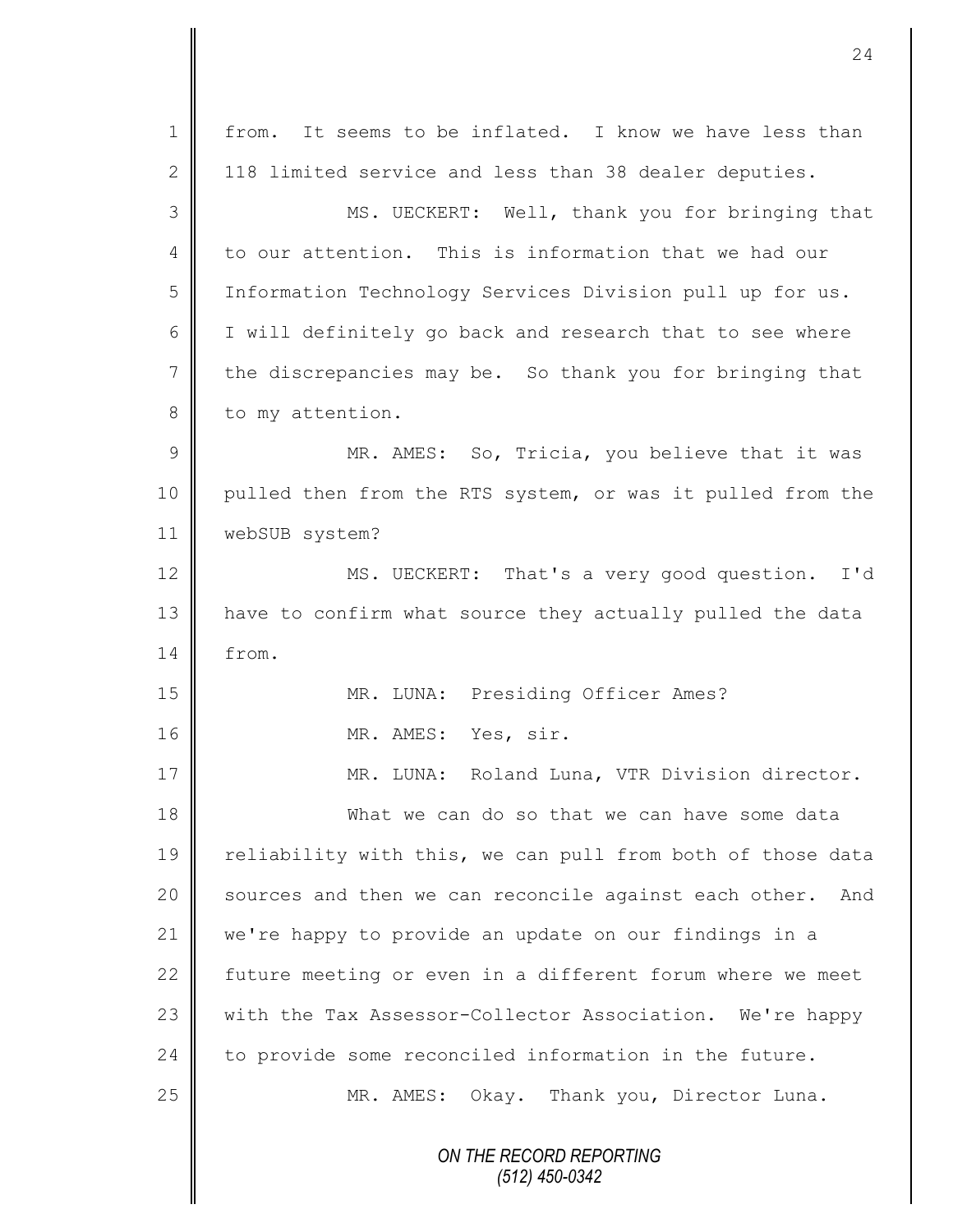from. It seems to be inflated. I know we have less than 118 limited service and less than 38 dealer deputies.

MS. UECKERT: Well, thank you for bringing that to our attention. This is information that we had our Information Technology Services Division pull up for us. I will definitely go back and research that to see where the discrepancies may be. So thank you for bringing that to my attention.

MR. AMES: So, Tricia, you believe that it was pulled then from the RTS system, or was it pulled from the webSUB system?

MS. UECKERT: That's a very good question. I'd have to confirm what source they actually pulled the data from.

MR. LUNA: Presiding Officer Ames?

MR. AMES: Yes, sir.

MR. LUNA: Roland Luna, VTR Division director.

What we can do so that we can have some data reliability with this, we can pull from both of those data sources and then we can reconcile against each other. And we're happy to provide an update on our findings in a future meeting or even in a different forum where we meet with the Tax Assessor-Collector Association. We're happy to provide some reconciled information in the future.

MR. AMES: Okay. Thank you, Director Luna.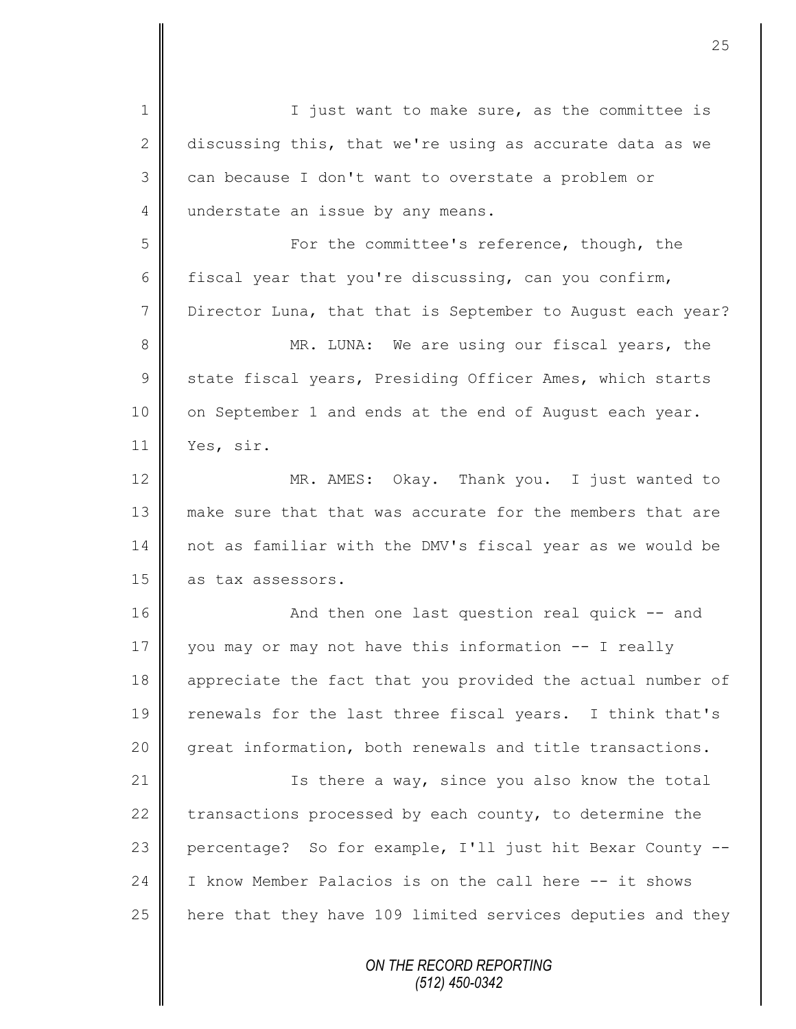I just want to make sure, as the committee is discussing this, that we're using as accurate data as we can because I don't want to overstate a problem or understate an issue by any means.

For the committee's reference, though, the fiscal year that you're discussing, can you confirm, Director Luna, that that is September to August each year?

MR. LUNA: We are using our fiscal years, the state fiscal years, Presiding Officer Ames, which starts on September 1 and ends at the end of August each year. Yes, sir.

MR. AMES: Okay. Thank you. I just wanted to make sure that that was accurate for the members that are not as familiar with the DMV's fiscal year as we would be as tax assessors.

And then one last question real quick -- and you may or may not have this information -- I really appreciate the fact that you provided the actual number of renewals for the last three fiscal years. I think that's great information, both renewals and title transactions.

Is there a way, since you also know the total transactions processed by each county, to determine the percentage? So for example, I'll just hit Bexar County -- I know Member Palacios is on the call here -- it shows here that they have 109 limited services deputies and they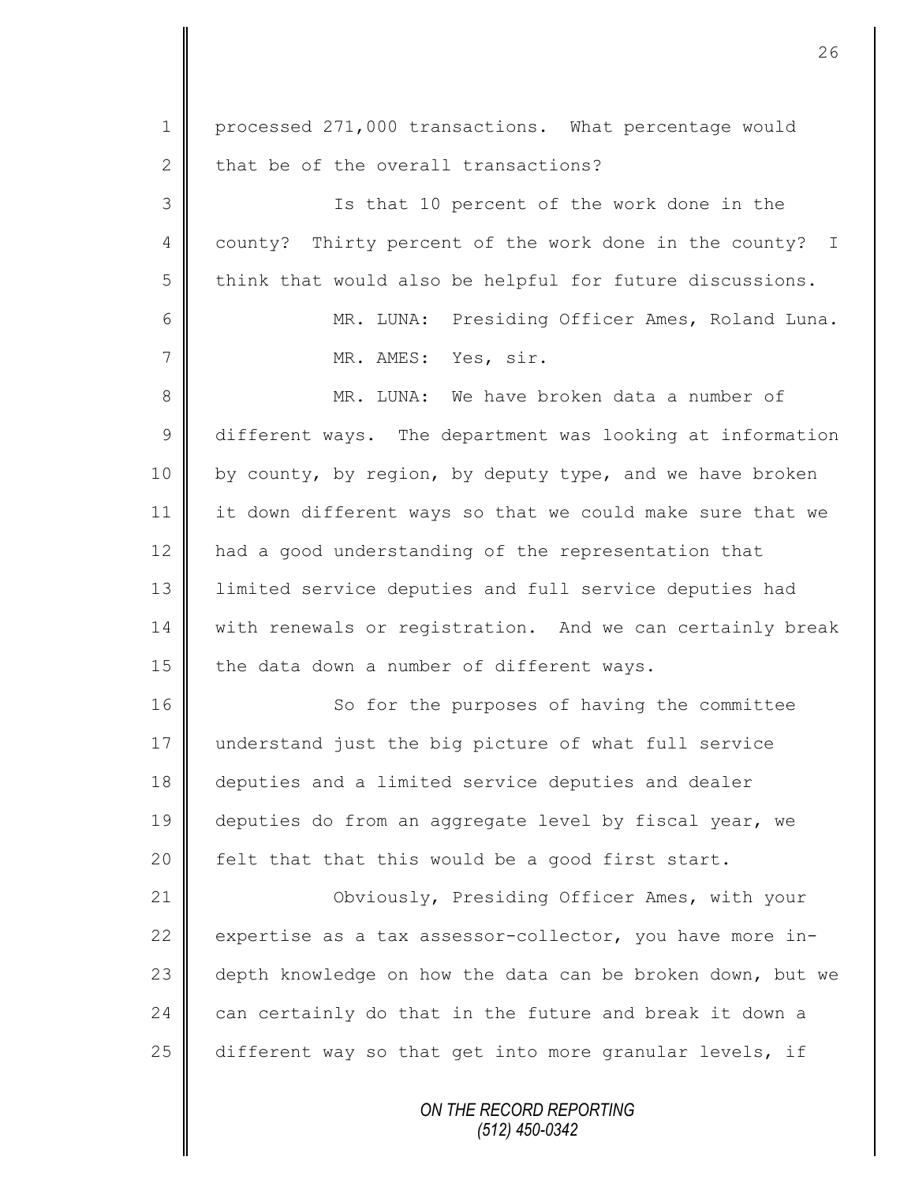processed 271,000 transactions. What percentage would that be of the overall transactions?

Is that 10 percent of the work done in the county? Thirty percent of the work done in the county? I think that would also be helpful for future discussions.

MR. LUNA: Presiding Officer Ames, Roland Luna.

MR. AMES: Yes, sir.

MR. LUNA: We have broken data a number of different ways. The department was looking at information by county, by region, by deputy type, and we have broken it down different ways so that we could make sure that we had a good understanding of the representation that limited service deputies and full service deputies had with renewals or registration. And we can certainly break the data down a number of different ways.

So for the purposes of having the committee understand just the big picture of what full service deputies and a limited service deputies and dealer deputies do from an aggregate level by fiscal year, we felt that that this would be a good first start.

Obviously, Presiding Officer Ames, with your expertise as a tax assessor-collector, you have more in-depth knowledge on how the data can be broken down, but we can certainly do that in the future and break it down a different way so that get into more granular levels, if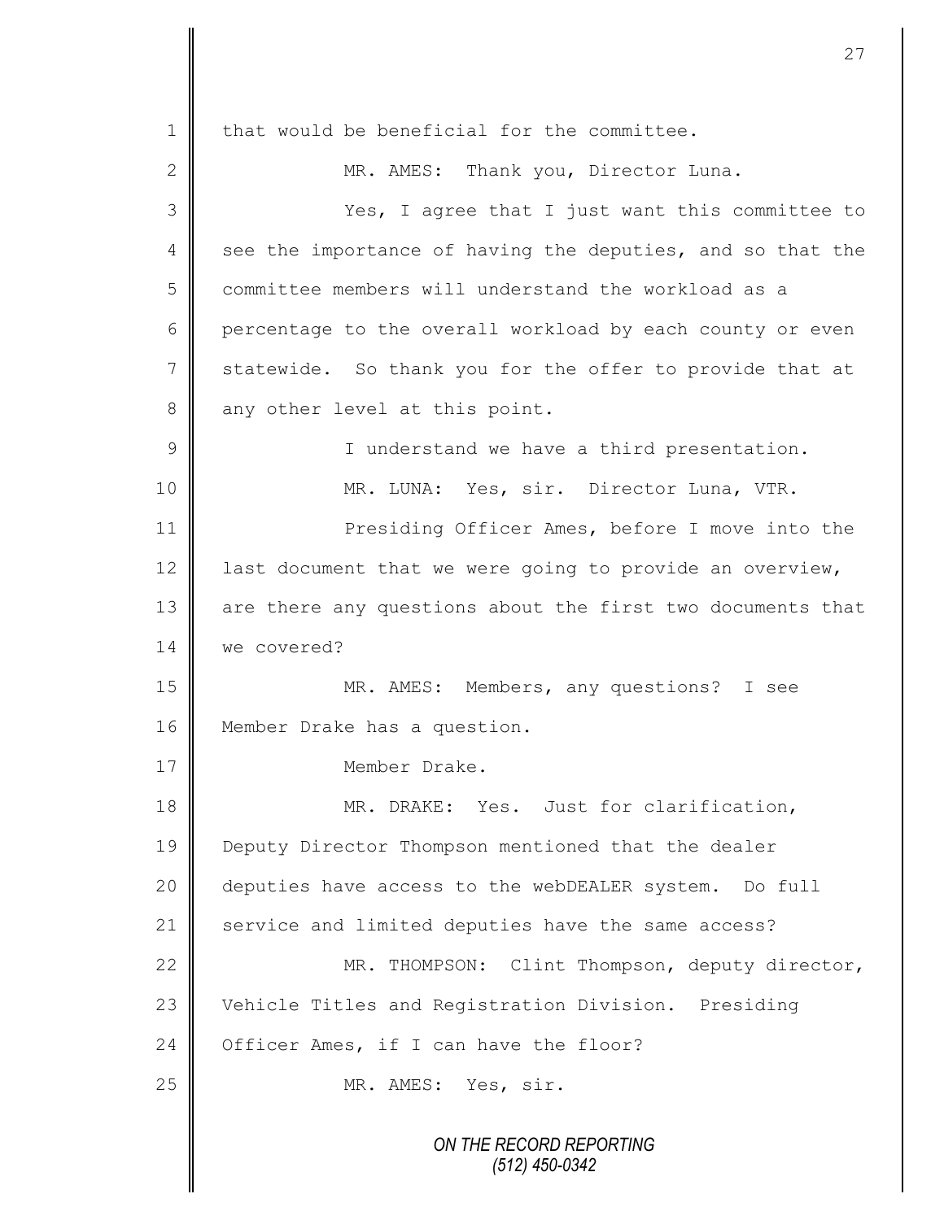that would be beneficial for the committee.

MR. AMES: Thank you, Director Luna.

Yes, I agree that I just want this committee to see the importance of having the deputies, and so that the committee members will understand the workload as a percentage to the overall workload by each county or even statewide. So thank you for the offer to provide that at any other level at this point.

I understand we have a third presentation.

MR. LUNA: Yes, sir. Director Luna, VTR.

Presiding Officer Ames, before I move into the last document that we were going to provide an overview, are there any questions about the first two documents that we covered?

MR. AMES: Members, any questions? I see Member Drake has a question.

Member Drake.

MR. DRAKE: Yes. Just for clarification, Deputy Director Thompson mentioned that the dealer deputies have access to the webDEALER system. Do full service and limited deputies have the same access?

MR. THOMPSON: Clint Thompson, deputy director, Vehicle Titles and Registration Division. Presiding Officer Ames, if I can have the floor?

MR. AMES: Yes, sir.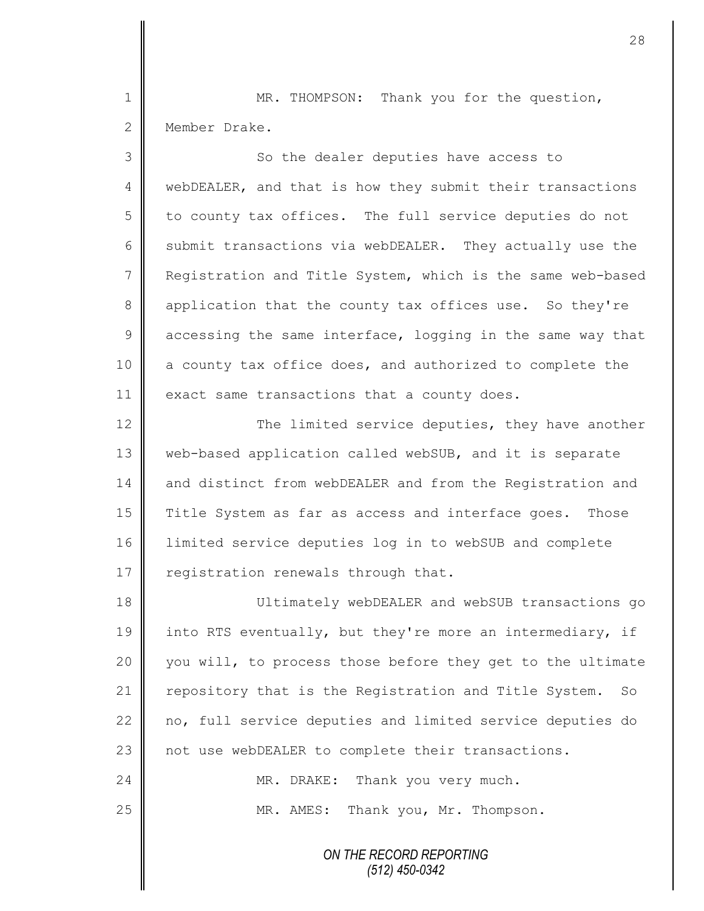MR. THOMPSON: Thank you for the question, Member Drake.

So the dealer deputies have access to webDEALER, and that is how they submit their transactions to county tax offices. The full service deputies do not submit transactions via webDEALER. They actually use the Registration and Title System, which is the same web-based application that the county tax offices use. So they're accessing the same interface, logging in the same way that a county tax office does, and authorized to complete the exact same transactions that a county does.

The limited service deputies, they have another web-based application called webSUB, and it is separate and distinct from webDEALER and from the Registration and Title System as far as access and interface goes. Those limited service deputies log in to webSUB and complete registration renewals through that.

Ultimately webDEALER and webSUB transactions go into RTS eventually, but they're more an intermediary, if you will, to process those before they get to the ultimate repository that is the Registration and Title System. So no, full service deputies and limited service deputies do not use webDEALER to complete their transactions.

MR. DRAKE: Thank you very much.

MR. AMES: Thank you, Mr. Thompson.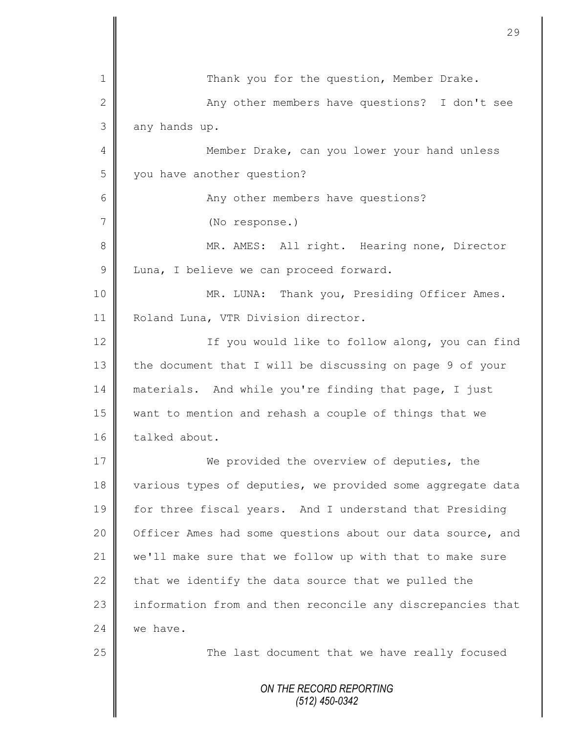Thank you for the question, Member Drake.

Any other members have questions? I don't see any hands up.

Member Drake, can you lower your hand unless you have another question?

Any other members have questions?

(No response.)

MR. AMES: All right. Hearing none, Director Luna, I believe we can proceed forward.

MR. LUNA: Thank you, Presiding Officer Ames. Roland Luna, VTR Division director.

If you would like to follow along, you can find the document that I will be discussing on page 9 of your materials. And while you're finding that page, I just want to mention and rehash a couple of things that we talked about.

We provided the overview of deputies, the various types of deputies, we provided some aggregate data for three fiscal years. And I understand that Presiding Officer Ames had some questions about our data source, and we'll make sure that we follow up with that to make sure that we identify the data source that we pulled the information from and then reconcile any discrepancies that we have.

The last document that we have really focused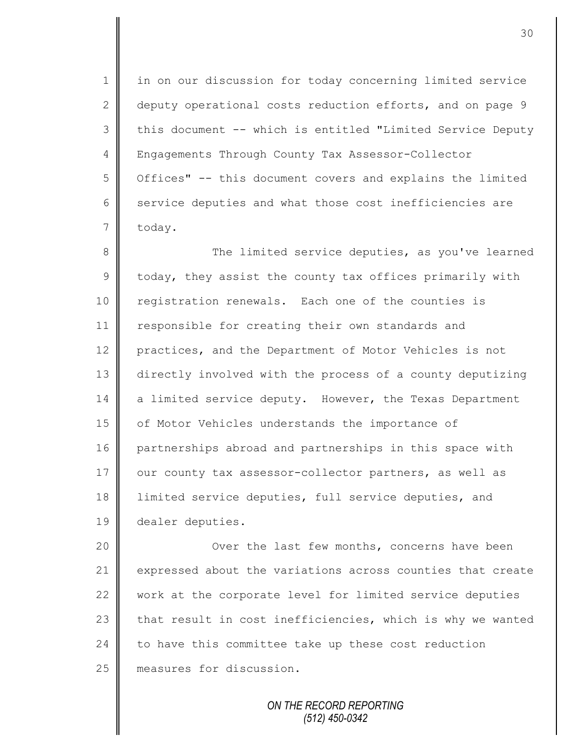in on our discussion for today concerning limited service deputy operational costs reduction efforts, and on page 9 this document -- which is entitled "Limited Service Deputy Engagements Through County Tax Assessor-Collector Offices" -- this document covers and explains the limited service deputies and what those cost inefficiencies are today.

The limited service deputies, as you've learned today, they assist the county tax offices primarily with registration renewals. Each one of the counties is responsible for creating their own standards and practices, and the Department of Motor Vehicles is not directly involved with the process of a county deputizing a limited service deputy. However, the Texas Department of Motor Vehicles understands the importance of partnerships abroad and partnerships in this space with our county tax assessor-collector partners, as well as limited service deputies, full service deputies, and dealer deputies.

Over the last few months, concerns have been expressed about the variations across counties that create work at the corporate level for limited service deputies that result in cost inefficiencies, which is why we wanted to have this committee take up these cost reduction measures for discussion.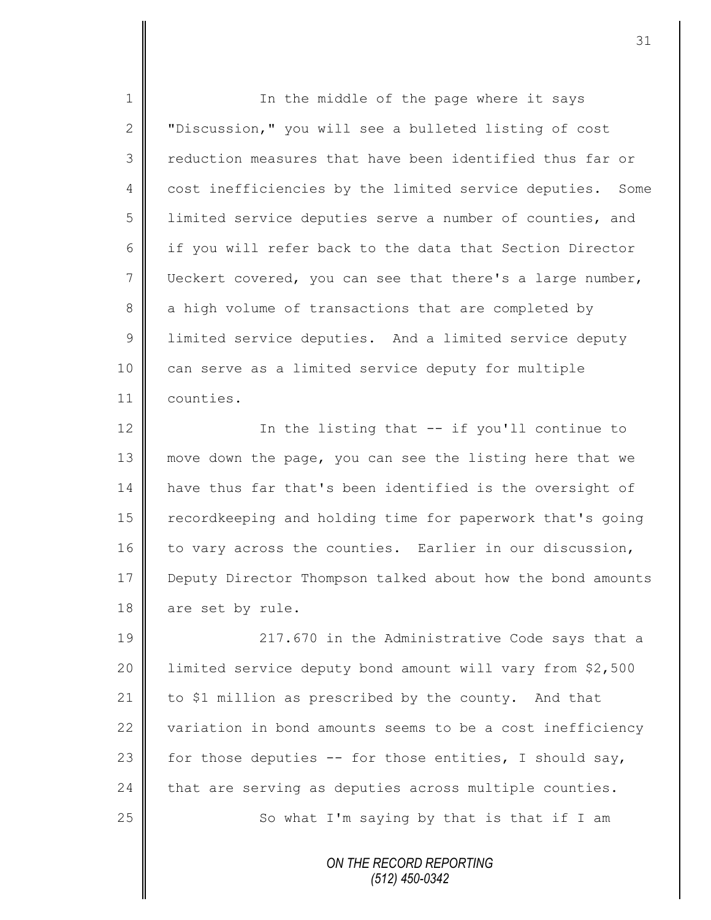In the middle of the page where it says "Discussion," you will see a bulleted listing of cost reduction measures that have been identified thus far or cost inefficiencies by the limited service deputies. Some limited service deputies serve a number of counties, and if you will refer back to the data that Section Director Ueckert covered, you can see that there's a large number, a high volume of transactions that are completed by limited service deputies. And a limited service deputy can serve as a limited service deputy for multiple counties.

In the listing that -- if you'll continue to move down the page, you can see the listing here that we have thus far that's been identified is the oversight of recordkeeping and holding time for paperwork that's going to vary across the counties. Earlier in our discussion, Deputy Director Thompson talked about how the bond amounts are set by rule.

217.670 in the Administrative Code says that a limited service deputy bond amount will vary from $2,500 to $1 million as prescribed by the county. And that variation in bond amounts seems to be a cost inefficiency for those deputies -- for those entities, I should say, that are serving as deputies across multiple counties.

So what I'm saying by that is that if I am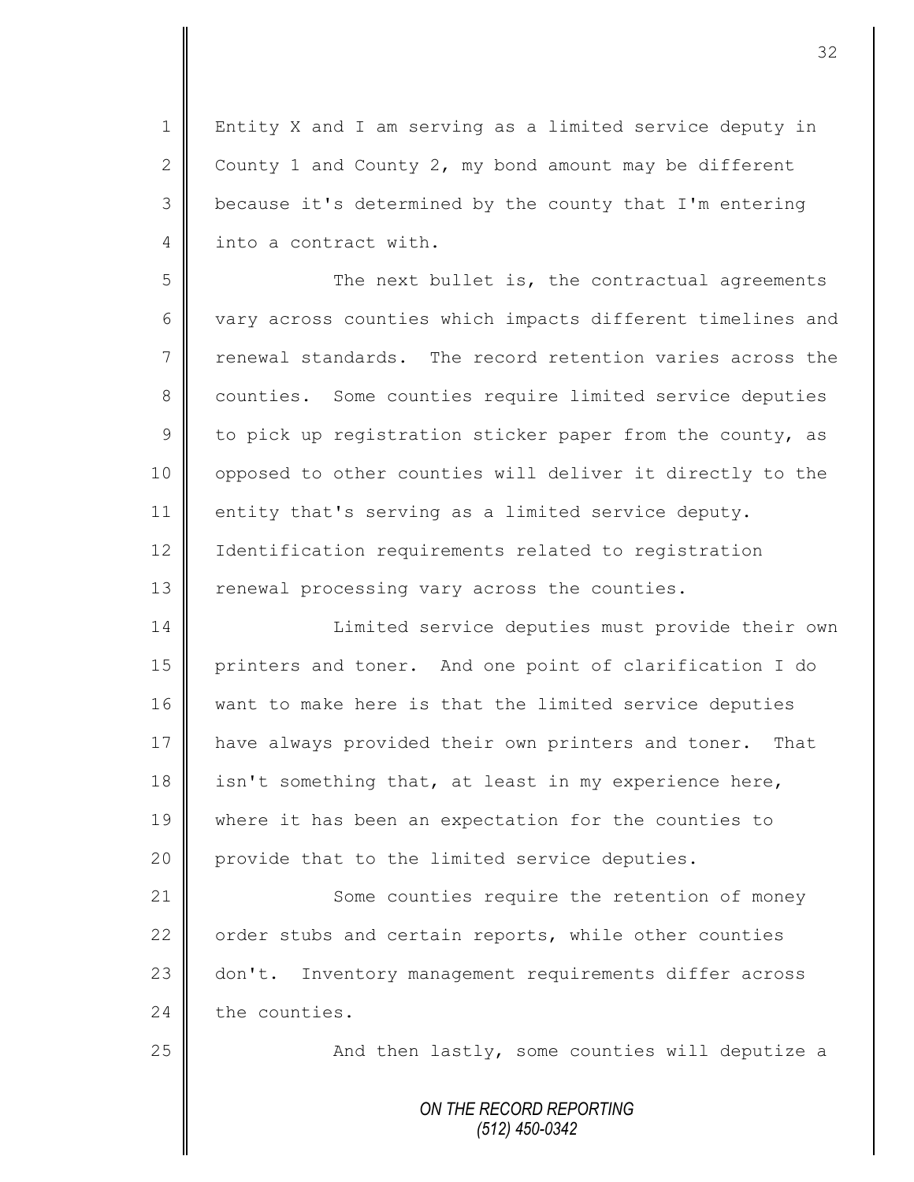Entity X and I am serving as a limited service deputy in County 1 and County 2, my bond amount may be different because it's determined by the county that I'm entering into a contract with.

The next bullet is, the contractual agreements vary across counties which impacts different timelines and renewal standards. The record retention varies across the counties. Some counties require limited service deputies to pick up registration sticker paper from the county, as opposed to other counties will deliver it directly to the entity that's serving as a limited service deputy. Identification requirements related to registration renewal processing vary across the counties.

Limited service deputies must provide their own printers and toner. And one point of clarification I do want to make here is that the limited service deputies have always provided their own printers and toner. That isn't something that, at least in my experience here, where it has been an expectation for the counties to provide that to the limited service deputies.

Some counties require the retention of money order stubs and certain reports, while other counties don't. Inventory management requirements differ across the counties.

And then lastly, some counties will deputize a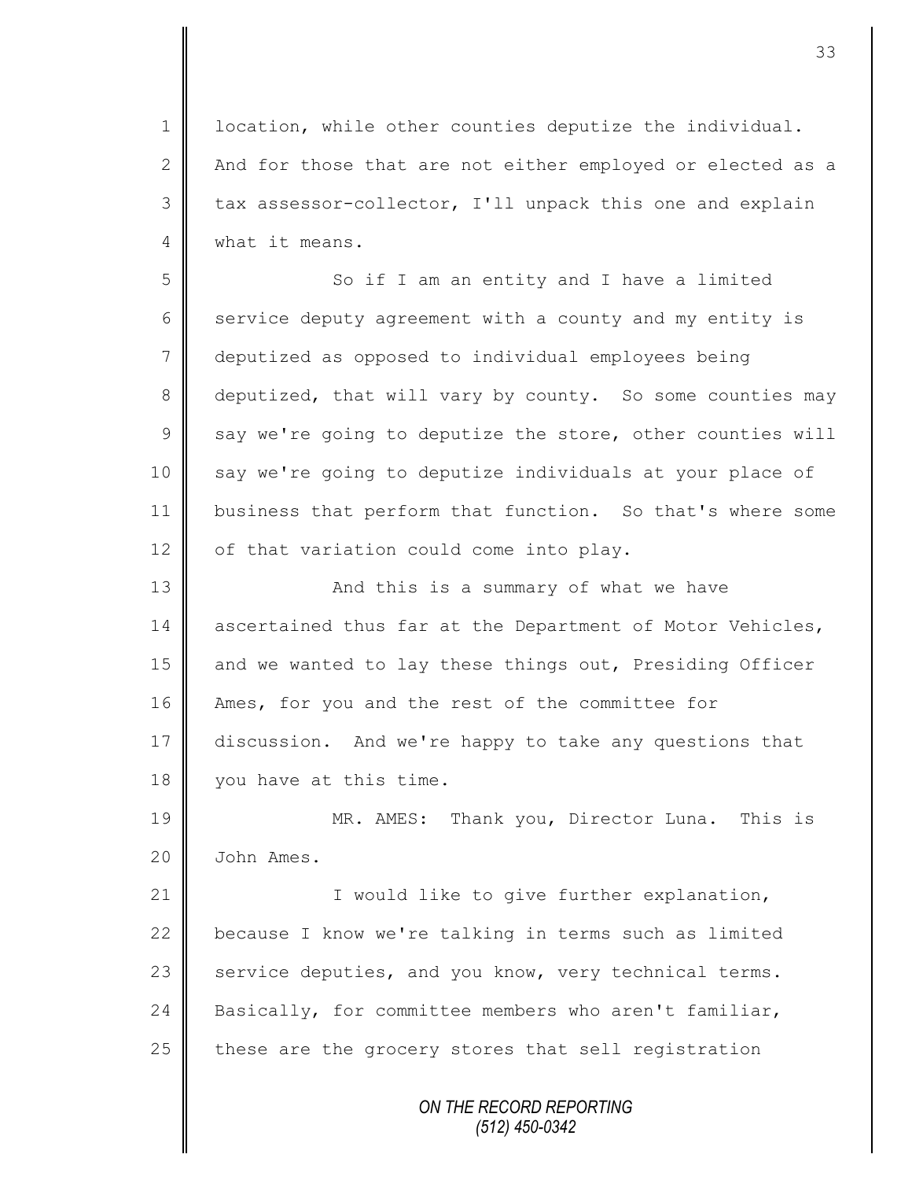location, while other counties deputize the individual. And for those that are not either employed or elected as a tax assessor-collector, I'll unpack this one and explain what it means.

So if I am an entity and I have a limited service deputy agreement with a county and my entity is deputized as opposed to individual employees being deputized, that will vary by county. So some counties may say we're going to deputize the store, other counties will say we're going to deputize individuals at your place of business that perform that function. So that's where some of that variation could come into play.

And this is a summary of what we have ascertained thus far at the Department of Motor Vehicles, and we wanted to lay these things out, Presiding Officer Ames, for you and the rest of the committee for discussion. And we're happy to take any questions that you have at this time.

MR. AMES: Thank you, Director Luna. This is John Ames.

I would like to give further explanation, because I know we're talking in terms such as limited service deputies, and you know, very technical terms. Basically, for committee members who aren't familiar, these are the grocery stores that sell registration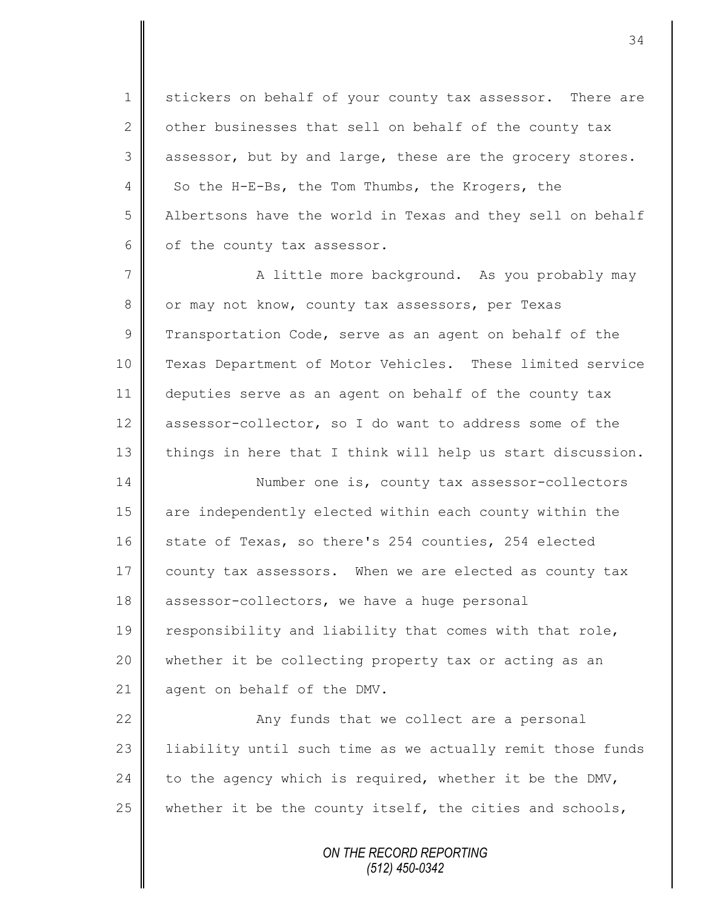stickers on behalf of your county tax assessor. There are other businesses that sell on behalf of the county tax assessor, but by and large, these are the grocery stores. So the H-E-Bs, the Tom Thumbs, the Krogers, the Albertsons have the world in Texas and they sell on behalf of the county tax assessor.

A little more background. As you probably may or may not know, county tax assessors, per Texas Transportation Code, serve as an agent on behalf of the Texas Department of Motor Vehicles. These limited service deputies serve as an agent on behalf of the county tax assessor-collector, so I do want to address some of the things in here that I think will help us start discussion.

Number one is, county tax assessor-collectors are independently elected within each county within the state of Texas, so there's 254 counties, 254 elected county tax assessors. When we are elected as county tax assessor-collectors, we have a huge personal responsibility and liability that comes with that role, whether it be collecting property tax or acting as an agent on behalf of the DMV.

Any funds that we collect are a personal liability until such time as we actually remit those funds to the agency which is required, whether it be the DMV, whether it be the county itself, the cities and schools,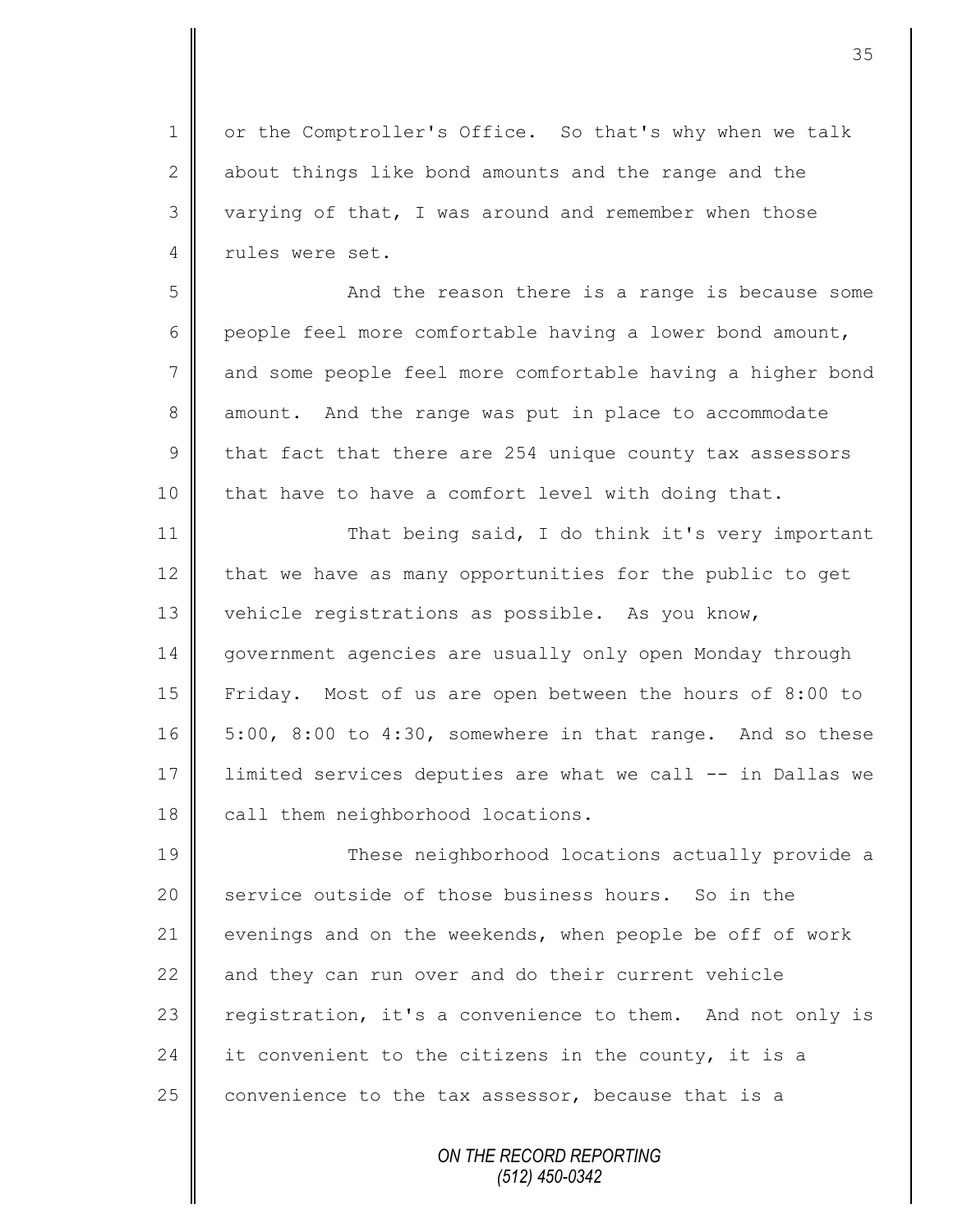or the Comptroller's Office. So that's why when we talk about things like bond amounts and the range and the varying of that, I was around and remember when those rules were set.

And the reason there is a range is because some people feel more comfortable having a lower bond amount, and some people feel more comfortable having a higher bond amount. And the range was put in place to accommodate that fact that there are 254 unique county tax assessors that have to have a comfort level with doing that.

That being said, I do think it's very important that we have as many opportunities for the public to get vehicle registrations as possible. As you know, government agencies are usually only open Monday through Friday. Most of us are open between the hours of 8:00 to 5:00, 8:00 to 4:30, somewhere in that range. And so these limited services deputies are what we call -- in Dallas we call them neighborhood locations.

These neighborhood locations actually provide a service outside of those business hours. So in the evenings and on the weekends, when people be off of work and they can run over and do their current vehicle registration, it's a convenience to them. And not only is it convenient to the citizens in the county, it is a convenience to the tax assessor, because that is a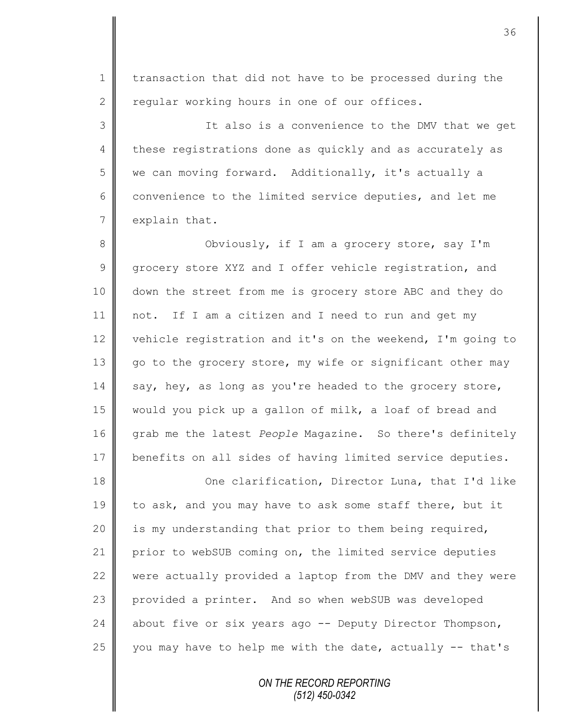transaction that did not have to be processed during the regular working hours in one of our offices.

It also is a convenience to the DMV that we get these registrations done as quickly and as accurately as we can moving forward. Additionally, it's actually a convenience to the limited service deputies, and let me explain that.

Obviously, if I am a grocery store, say I'm grocery store XYZ and I offer vehicle registration, and down the street from me is grocery store ABC and they do not. If I am a citizen and I need to run and get my vehicle registration and it's on the weekend, I'm going to go to the grocery store, my wife or significant other may say, hey, as long as you're headed to the grocery store, would you pick up a gallon of milk, a loaf of bread and grab me the latest *People* Magazine. So there's definitely benefits on all sides of having limited service deputies.

One clarification, Director Luna, that I'd like to ask, and you may have to ask some staff there, but it is my understanding that prior to them being required, prior to webSUB coming on, the limited service deputies were actually provided a laptop from the DMV and they were provided a printer. And so when webSUB was developed about five or six years ago -- Deputy Director Thompson, you may have to help me with the date, actually -- that's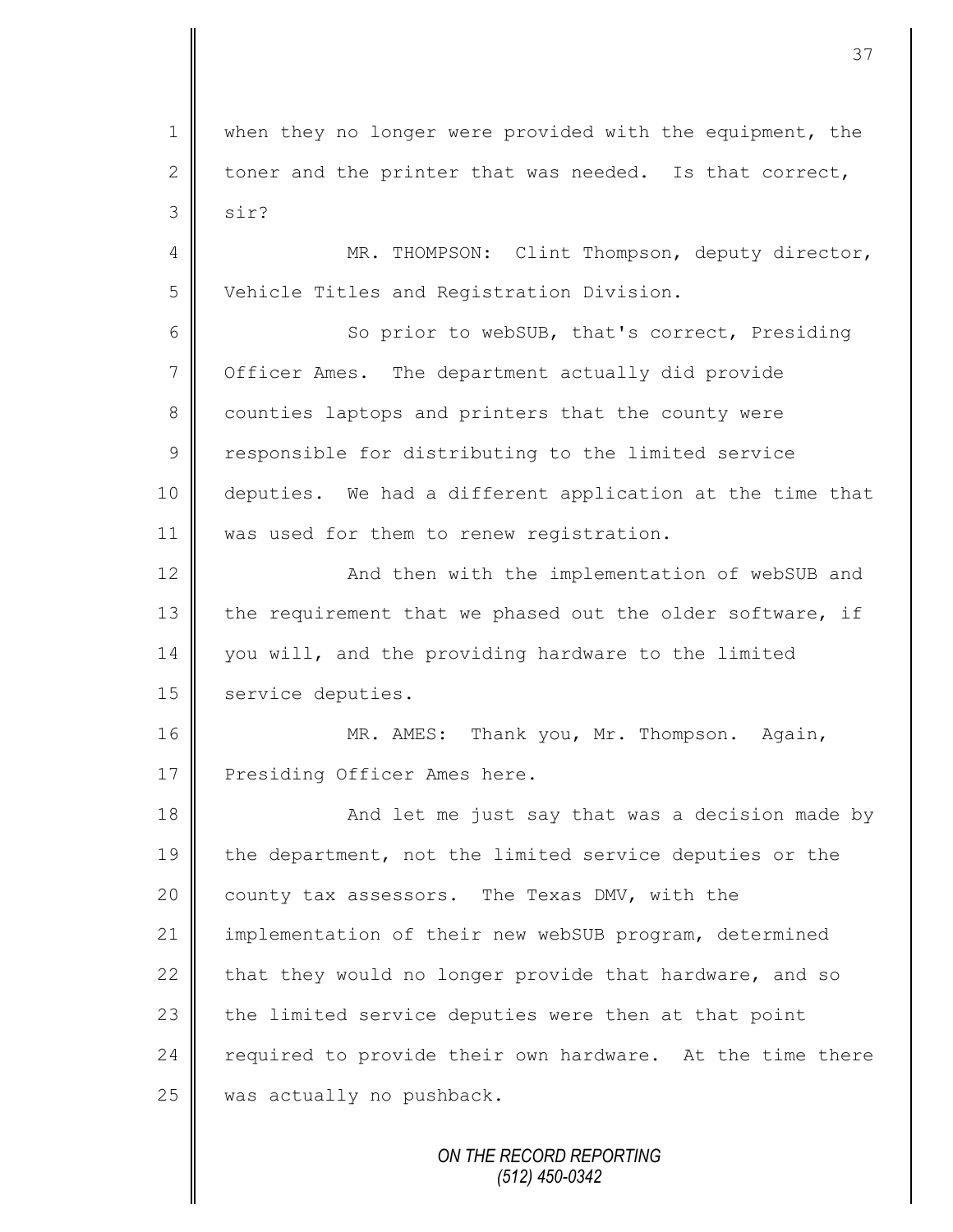when they no longer were provided with the equipment, the toner and the printer that was needed. Is that correct, sir?

MR. THOMPSON: Clint Thompson, deputy director, Vehicle Titles and Registration Division.

So prior to webSUB, that's correct, Presiding Officer Ames. The department actually did provide counties laptops and printers that the county were responsible for distributing to the limited service deputies. We had a different application at the time that was used for them to renew registration.

And then with the implementation of webSUB and the requirement that we phased out the older software, if you will, and the providing hardware to the limited service deputies.

MR. AMES: Thank you, Mr. Thompson. Again, Presiding Officer Ames here.

And let me just say that was a decision made by the department, not the limited service deputies or the county tax assessors. The Texas DMV, with the implementation of their new webSUB program, determined that they would no longer provide that hardware, and so the limited service deputies were then at that point required to provide their own hardware. At the time there was actually no pushback.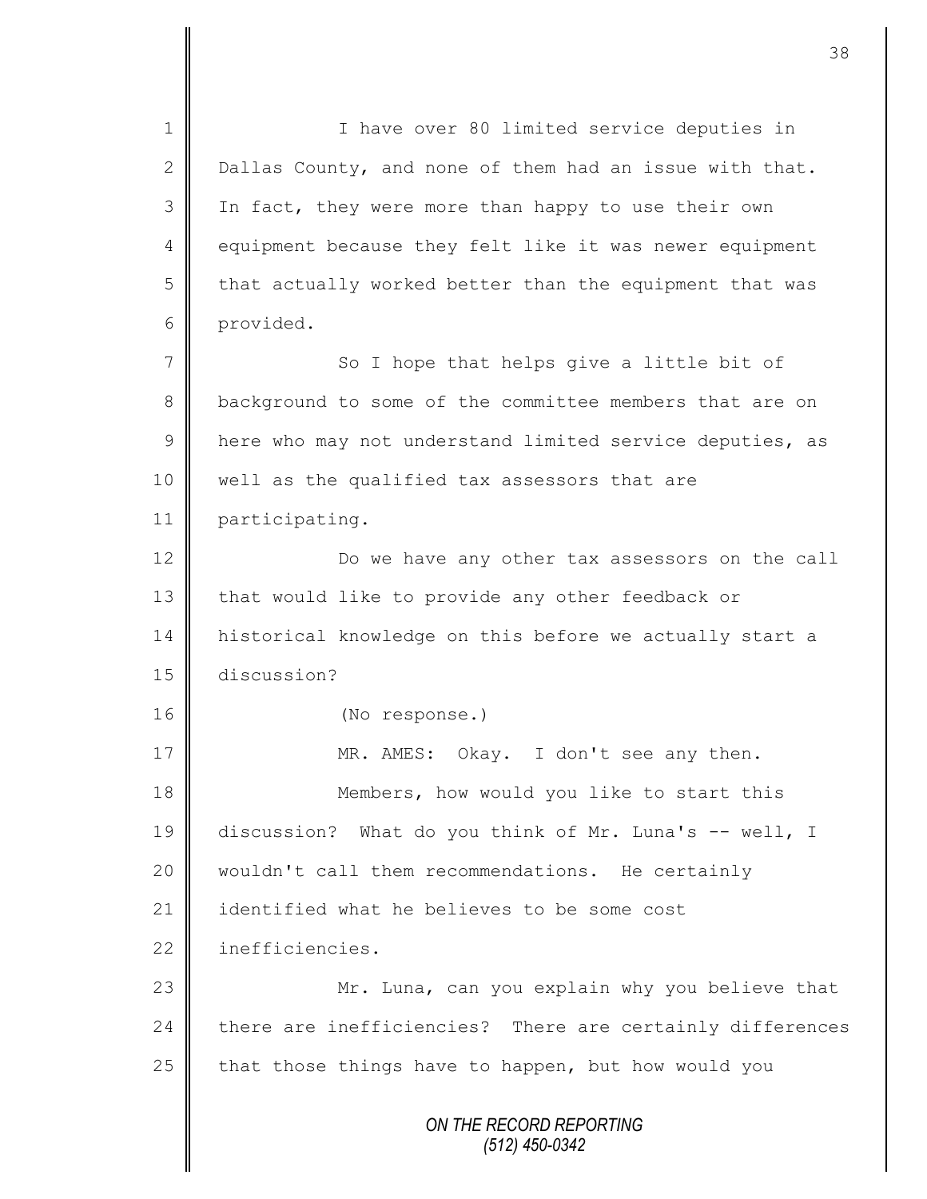I have over 80 limited service deputies in Dallas County, and none of them had an issue with that. In fact, they were more than happy to use their own equipment because they felt like it was newer equipment that actually worked better than the equipment that was provided.

So I hope that helps give a little bit of background to some of the committee members that are on here who may not understand limited service deputies, as well as the qualified tax assessors that are participating.

Do we have any other tax assessors on the call that would like to provide any other feedback or historical knowledge on this before we actually start a discussion?

(No response.)

MR. AMES: Okay. I don't see any then.

Members, how would you like to start this discussion? What do you think of Mr. Luna's -- well, I wouldn't call them recommendations. He certainly identified what he believes to be some cost inefficiencies.

Mr. Luna, can you explain why you believe that there are inefficiencies? There are certainly differences that those things have to happen, but how would you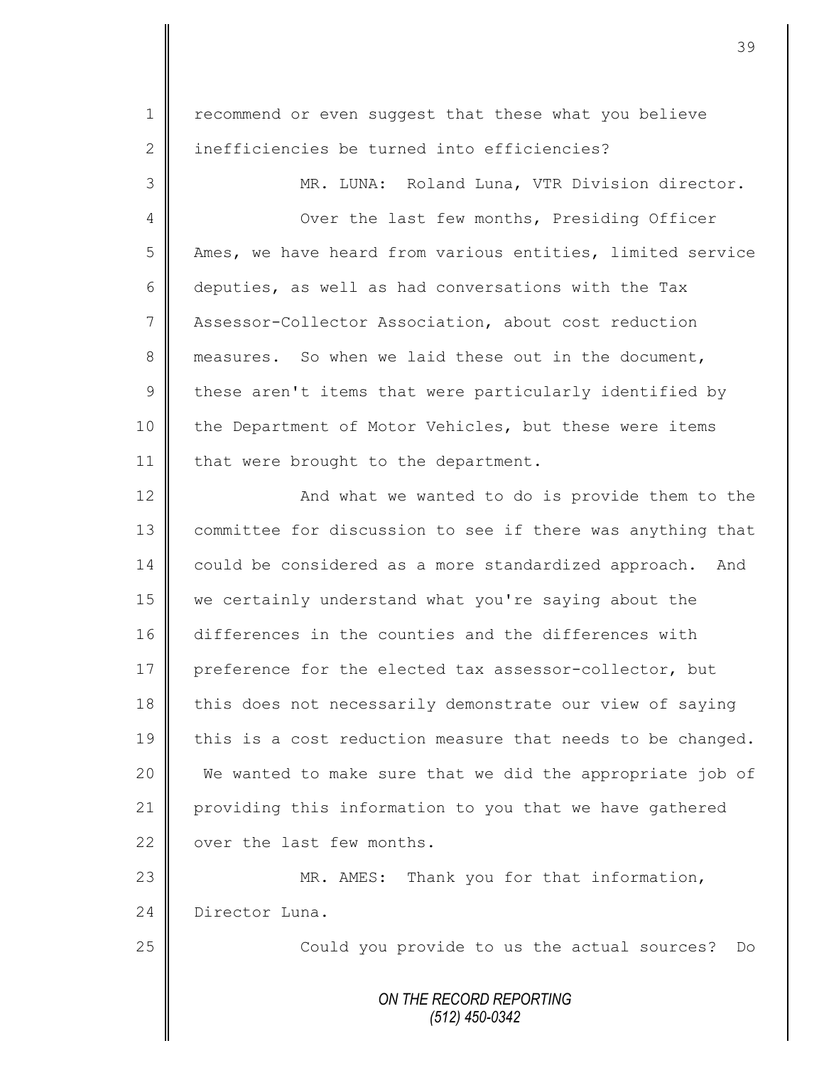recommend or even suggest that these what you believe inefficiencies be turned into efficiencies?

MR. LUNA: Roland Luna, VTR Division director.

Over the last few months, Presiding Officer Ames, we have heard from various entities, limited service deputies, as well as had conversations with the Tax Assessor-Collector Association, about cost reduction measures. So when we laid these out in the document, these aren't items that were particularly identified by the Department of Motor Vehicles, but these were items that were brought to the department.

And what we wanted to do is provide them to the committee for discussion to see if there was anything that could be considered as a more standardized approach. And we certainly understand what you're saying about the differences in the counties and the differences with preference for the elected tax assessor-collector, but this does not necessarily demonstrate our view of saying this is a cost reduction measure that needs to be changed. We wanted to make sure that we did the appropriate job of providing this information to you that we have gathered over the last few months.

MR. AMES: Thank you for that information, Director Luna.

Could you provide to us the actual sources? Do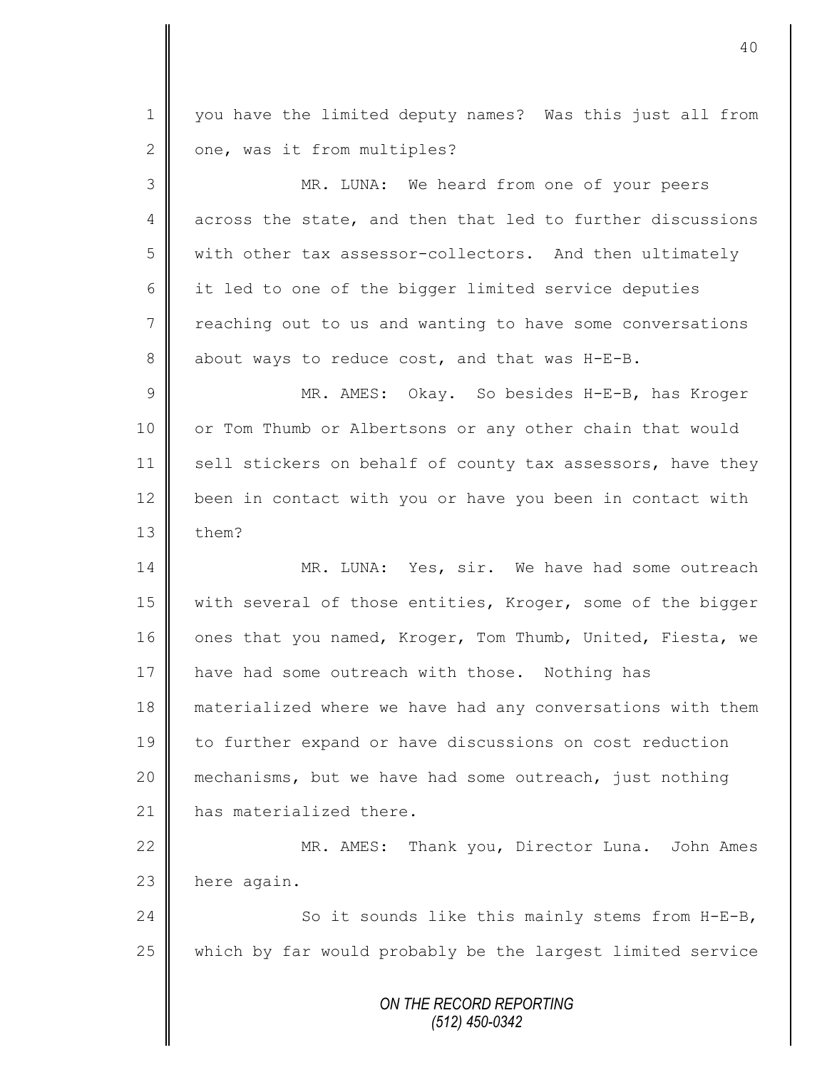you have the limited deputy names? Was this just all from one, was it from multiples?

MR. LUNA: We heard from one of your peers across the state, and then that led to further discussions with other tax assessor-collectors. And then ultimately it led to one of the bigger limited service deputies reaching out to us and wanting to have some conversations about ways to reduce cost, and that was H-E-B.

MR. AMES: Okay. So besides H-E-B, has Kroger or Tom Thumb or Albertsons or any other chain that would sell stickers on behalf of county tax assessors, have they been in contact with you or have you been in contact with them?

MR. LUNA: Yes, sir. We have had some outreach with several of those entities, Kroger, some of the bigger ones that you named, Kroger, Tom Thumb, United, Fiesta, we have had some outreach with those. Nothing has materialized where we have had any conversations with them to further expand or have discussions on cost reduction mechanisms, but we have had some outreach, just nothing has materialized there.

MR. AMES: Thank you, Director Luna. John Ames here again.

So it sounds like this mainly stems from H-E-B, which by far would probably be the largest limited service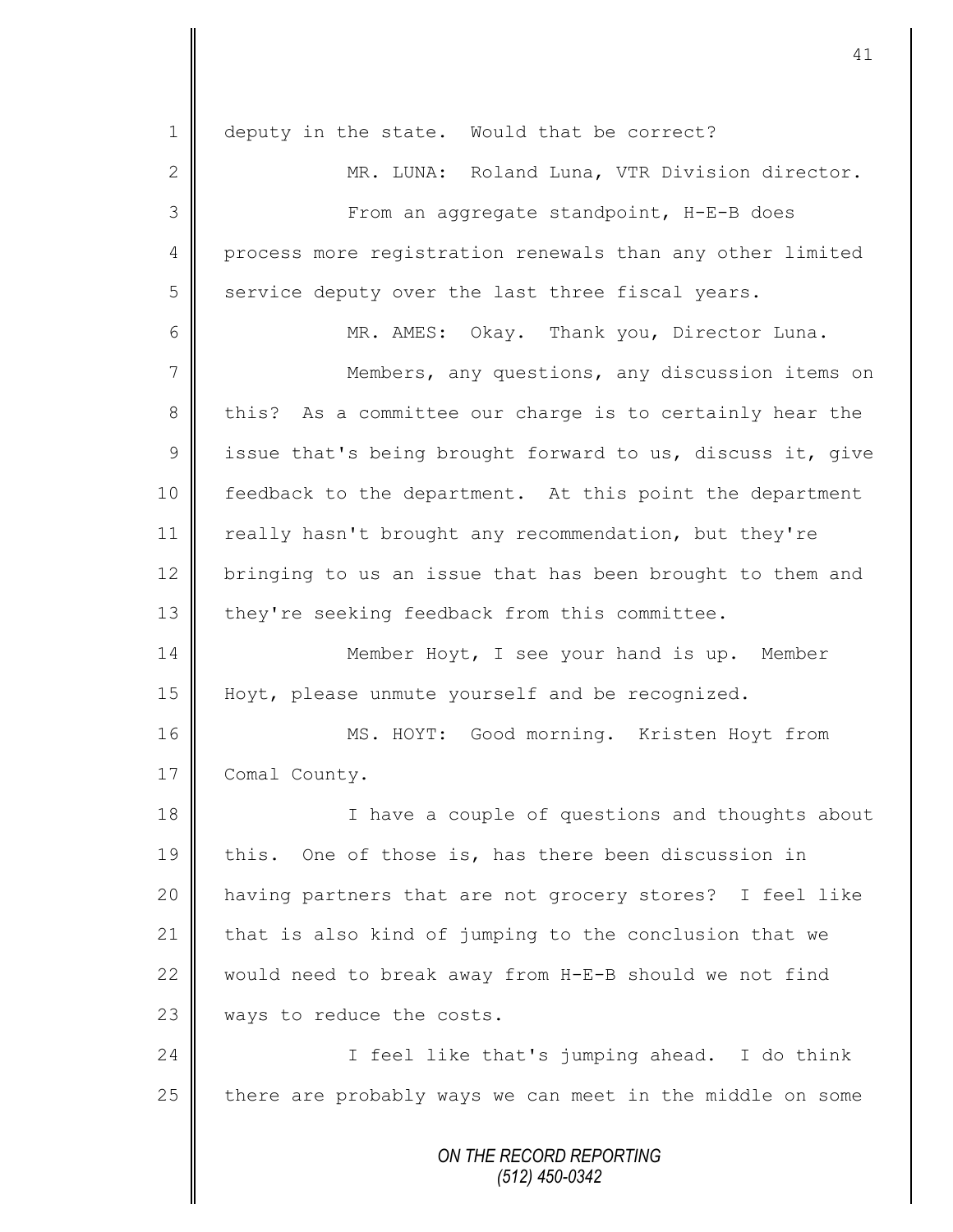deputy in the state. Would that be correct?

MR. LUNA: Roland Luna, VTR Division director.

From an aggregate standpoint, H-E-B does process more registration renewals than any other limited service deputy over the last three fiscal years.

MR. AMES: Okay. Thank you, Director Luna.

Members, any questions, any discussion items on this? As a committee our charge is to certainly hear the issue that's being brought forward to us, discuss it, give feedback to the department. At this point the department really hasn't brought any recommendation, but they're bringing to us an issue that has been brought to them and they're seeking feedback from this committee.

Member Hoyt, I see your hand is up. Member Hoyt, please unmute yourself and be recognized.

MS. HOYT: Good morning. Kristen Hoyt from Comal County.

I have a couple of questions and thoughts about this. One of those is, has there been discussion in having partners that are not grocery stores? I feel like that is also kind of jumping to the conclusion that we would need to break away from H-E-B should we not find ways to reduce the costs.

I feel like that's jumping ahead. I do think there are probably ways we can meet in the middle on some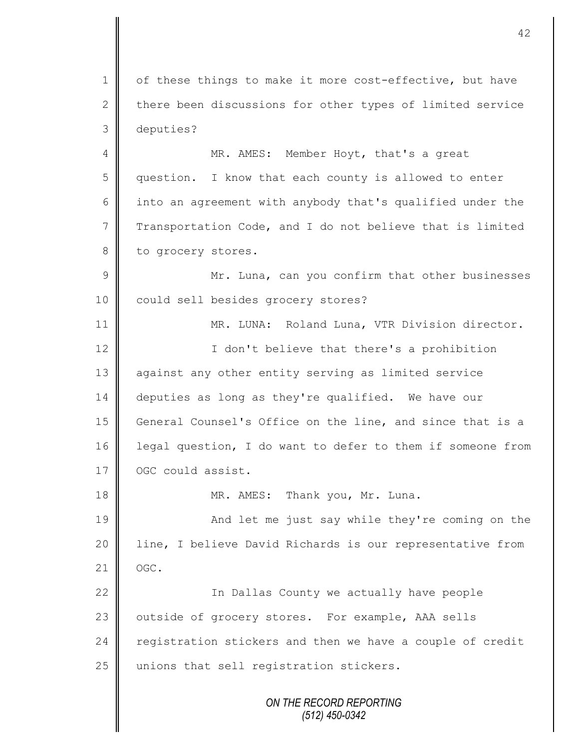of these things to make it more cost-effective, but have there been discussions for other types of limited service deputies?

MR. AMES: Member Hoyt, that's a great question. I know that each county is allowed to enter into an agreement with anybody that's qualified under the Transportation Code, and I do not believe that is limited to grocery stores.

Mr. Luna, can you confirm that other businesses could sell besides grocery stores?

MR. LUNA: Roland Luna, VTR Division director.

I don't believe that there's a prohibition against any other entity serving as limited service deputies as long as they're qualified. We have our General Counsel's Office on the line, and since that is a legal question, I do want to defer to them if someone from OGC could assist.

MR. AMES: Thank you, Mr. Luna.

And let me just say while they're coming on the line, I believe David Richards is our representative from OGC.

In Dallas County we actually have people outside of grocery stores. For example, AAA sells registration stickers and then we have a couple of credit unions that sell registration stickers.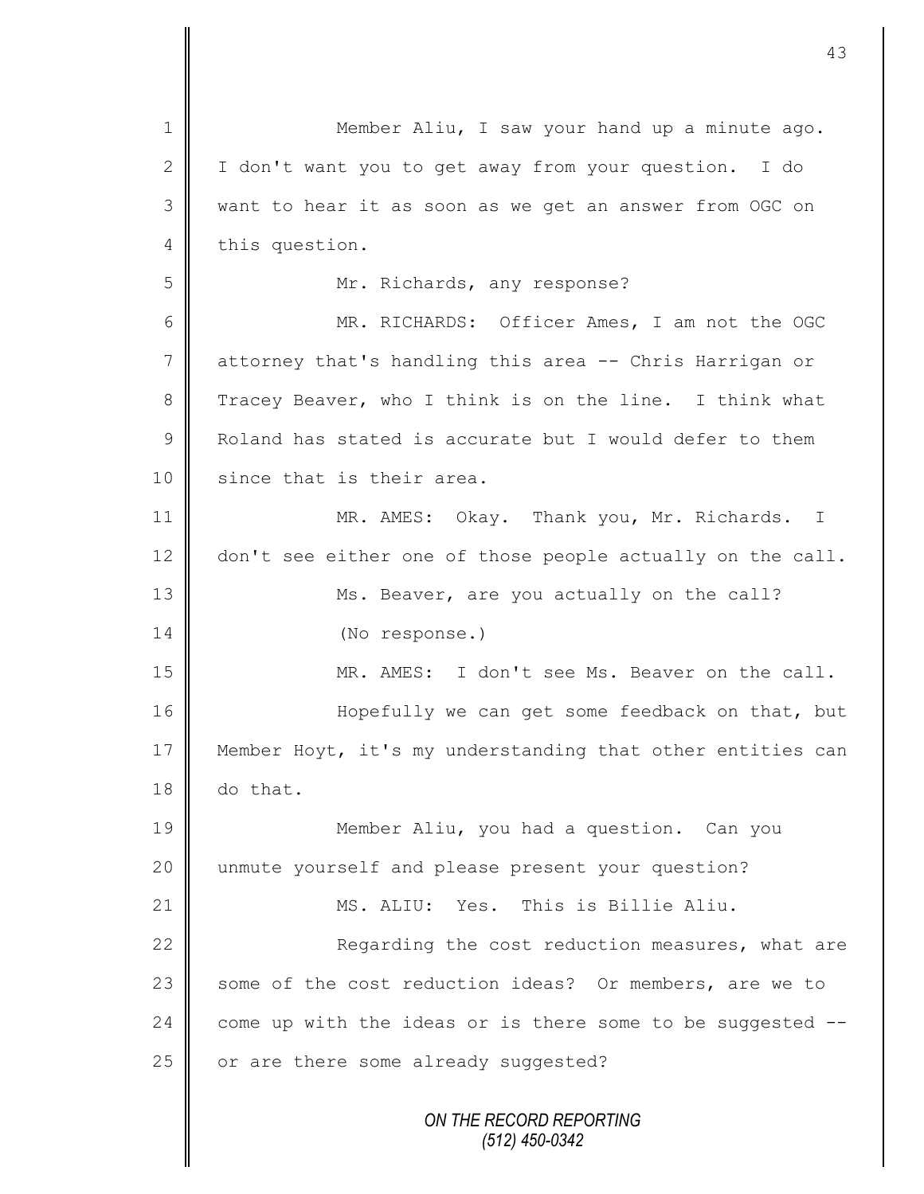Member Aliu, I saw your hand up a minute ago. I don't want you to get away from your question. I do want to hear it as soon as we get an answer from OGC on this question.

Mr. Richards, any response?

MR. RICHARDS: Officer Ames, I am not the OGC attorney that's handling this area -- Chris Harrigan or Tracey Beaver, who I think is on the line. I think what Roland has stated is accurate but I would defer to them since that is their area.

MR. AMES: Okay. Thank you, Mr. Richards. I don't see either one of those people actually on the call.

Ms. Beaver, are you actually on the call?

(No response.)

MR. AMES: I don't see Ms. Beaver on the call.

Hopefully we can get some feedback on that, but Member Hoyt, it's my understanding that other entities can do that.

Member Aliu, you had a question. Can you unmute yourself and please present your question?

MS. ALIU: Yes. This is Billie Aliu.

Regarding the cost reduction measures, what are some of the cost reduction ideas? Or members, are we to come up with the ideas or is there some to be suggested -- or are there some already suggested?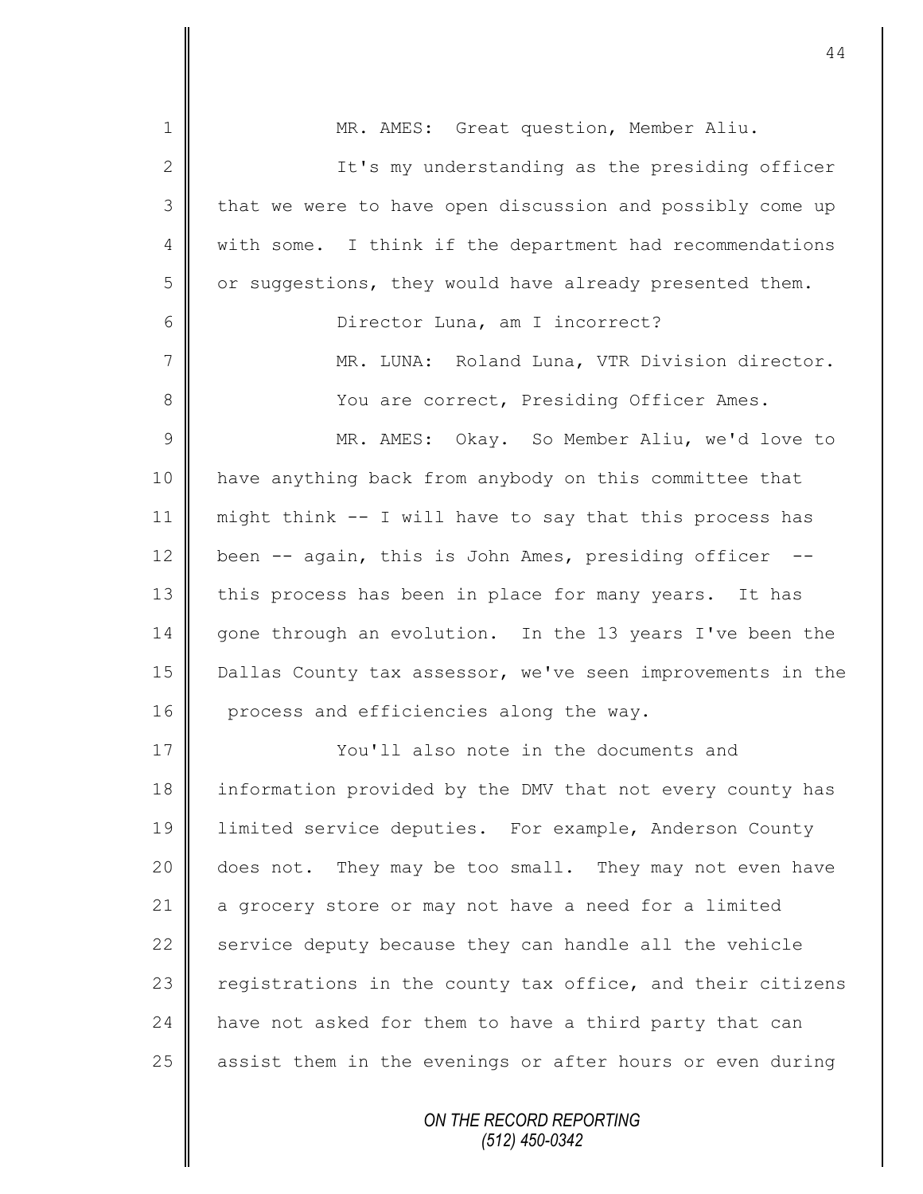MR. AMES: Great question, Member Aliu.

It's my understanding as the presiding officer that we were to have open discussion and possibly come up with some. I think if the department had recommendations or suggestions, they would have already presented them.

Director Luna, am I incorrect?

MR. LUNA: Roland Luna, VTR Division director.

You are correct, Presiding Officer Ames.

MR. AMES: Okay. So Member Aliu, we'd love to have anything back from anybody on this committee that might think -- I will have to say that this process has been -- again, this is John Ames, presiding officer -- this process has been in place for many years. It has gone through an evolution. In the 13 years I've been the Dallas County tax assessor, we've seen improvements in the process and efficiencies along the way.

You'll also note in the documents and information provided by the DMV that not every county has limited service deputies. For example, Anderson County does not. They may be too small. They may not even have a grocery store or may not have a need for a limited service deputy because they can handle all the vehicle registrations in the county tax office, and their citizens have not asked for them to have a third party that can assist them in the evenings or after hours or even during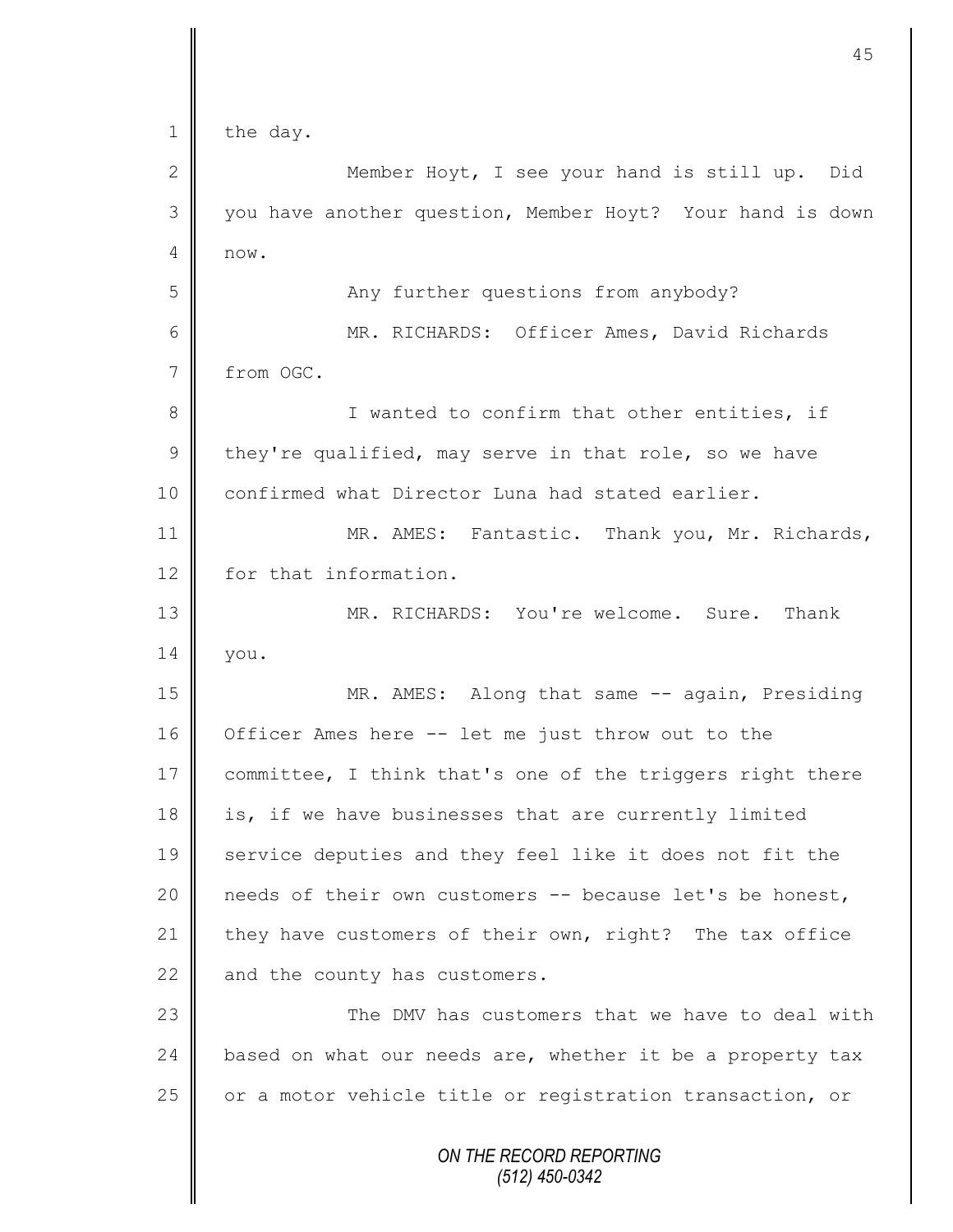the day.

Member Hoyt, I see your hand is still up. Did you have another question, Member Hoyt? Your hand is down now.

Any further questions from anybody?

MR. RICHARDS: Officer Ames, David Richards from OGC.

I wanted to confirm that other entities, if they're qualified, may serve in that role, so we have confirmed what Director Luna had stated earlier.

MR. AMES: Fantastic. Thank you, Mr. Richards, for that information.

MR. RICHARDS: You're welcome. Sure. Thank you.

MR. AMES: Along that same -- again, Presiding Officer Ames here -- let me just throw out to the committee, I think that's one of the triggers right there is, if we have businesses that are currently limited service deputies and they feel like it does not fit the needs of their own customers -- because let's be honest, they have customers of their own, right? The tax office and the county has customers.

The DMV has customers that we have to deal with based on what our needs are, whether it be a property tax or a motor vehicle title or registration transaction, or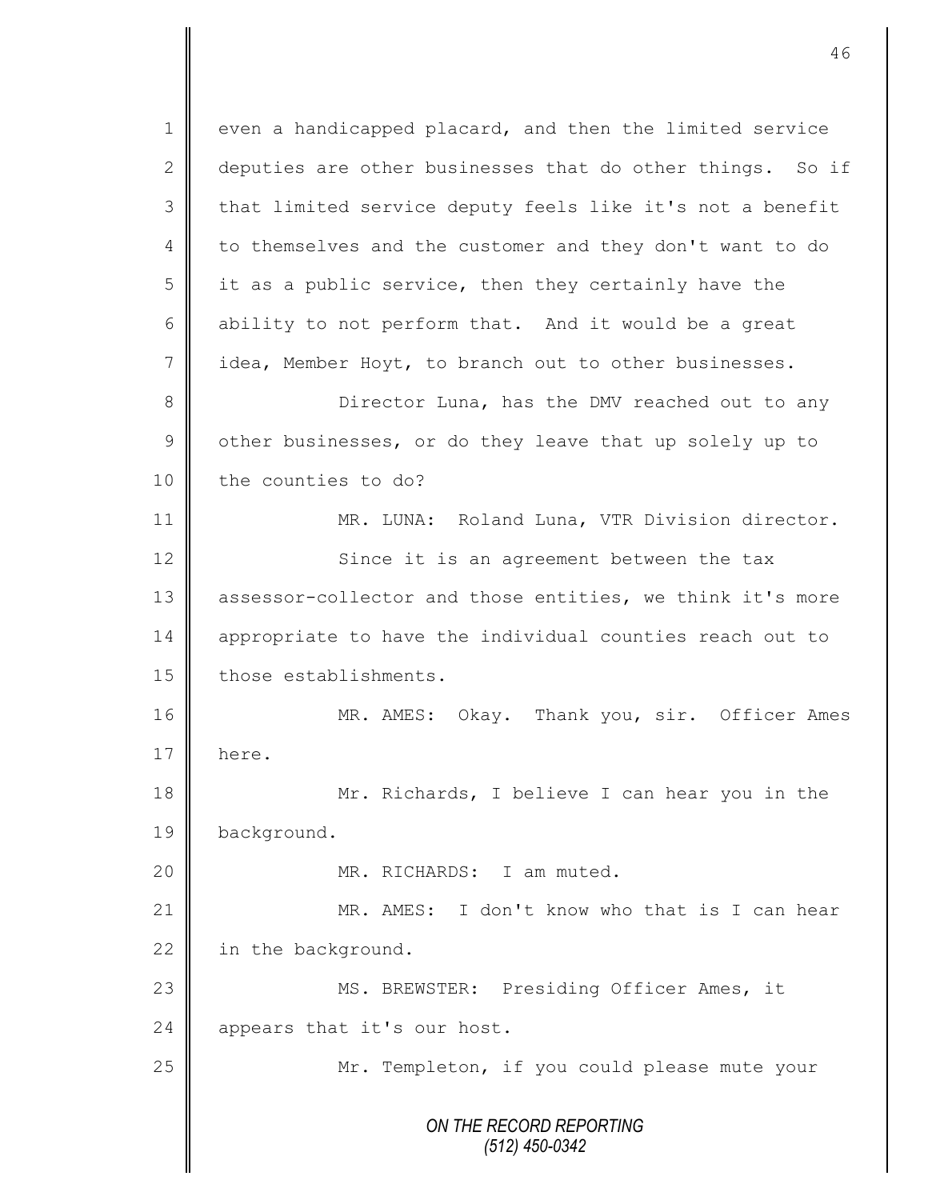even a handicapped placard, and then the limited service deputies are other businesses that do other things. So if that limited service deputy feels like it's not a benefit to themselves and the customer and they don't want to do it as a public service, then they certainly have the ability to not perform that. And it would be a great idea, Member Hoyt, to branch out to other businesses.

Director Luna, has the DMV reached out to any other businesses, or do they leave that up solely up to the counties to do?

MR. LUNA: Roland Luna, VTR Division director.

Since it is an agreement between the tax assessor-collector and those entities, we think it's more appropriate to have the individual counties reach out to those establishments.

MR. AMES: Okay. Thank you, sir. Officer Ames here.

Mr. Richards, I believe I can hear you in the background.

MR. RICHARDS: I am muted.

MR. AMES: I don't know who that is I can hear in the background.

MS. BREWSTER: Presiding Officer Ames, it appears that it's our host.

Mr. Templeton, if you could please mute your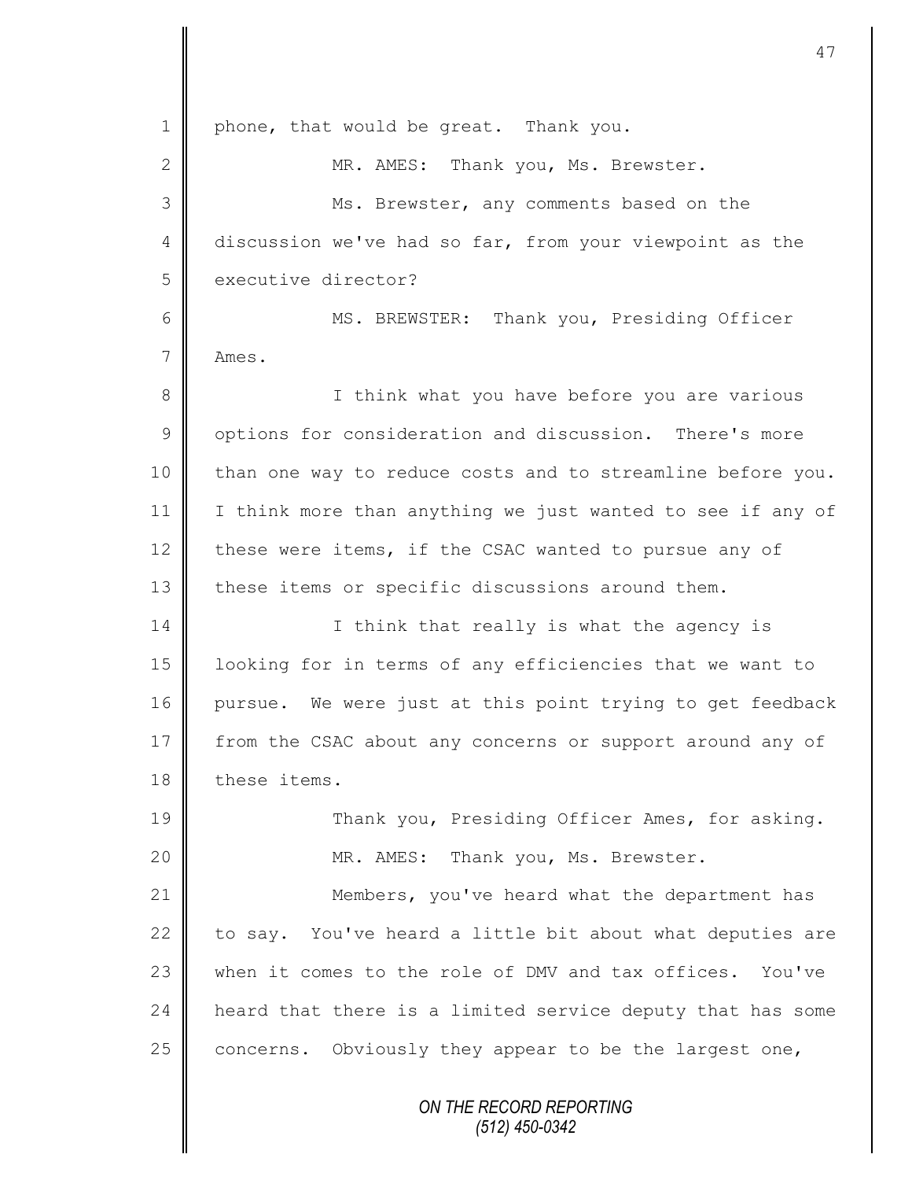phone, that would be great. Thank you.

MR. AMES: Thank you, Ms. Brewster.

Ms. Brewster, any comments based on the discussion we've had so far, from your viewpoint as the executive director?

MS. BREWSTER: Thank you, Presiding Officer Ames.

I think what you have before you are various options for consideration and discussion. There's more than one way to reduce costs and to streamline before you. I think more than anything we just wanted to see if any of these were items, if the CSAC wanted to pursue any of these items or specific discussions around them.

I think that really is what the agency is looking for in terms of any efficiencies that we want to pursue. We were just at this point trying to get feedback from the CSAC about any concerns or support around any of these items.

Thank you, Presiding Officer Ames, for asking.

MR. AMES: Thank you, Ms. Brewster.

Members, you've heard what the department has to say. You've heard a little bit about what deputies are when it comes to the role of DMV and tax offices. You've heard that there is a limited service deputy that has some concerns. Obviously they appear to be the largest one,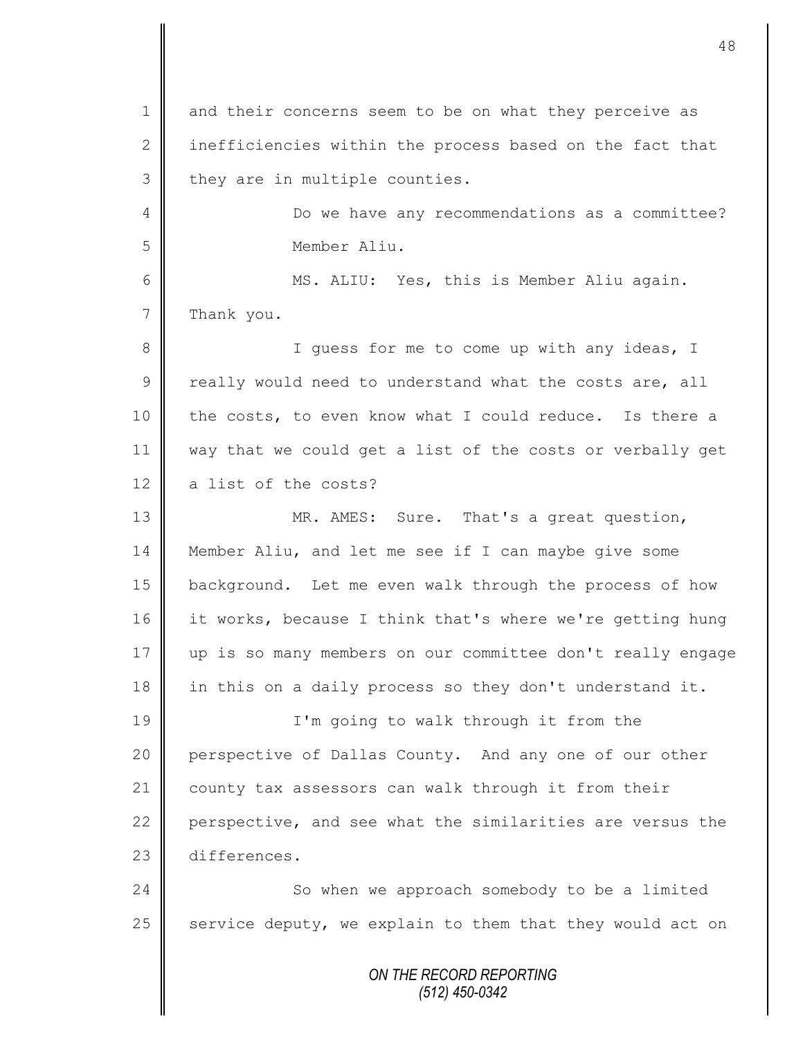1 and their concerns seem to be on what they perceive as
2 inefficiencies within the process based on the fact that
3 they are in multiple counties.

4 Do we have any recommendations as a committee?
5 Member Aliu.

6 MS. ALIU: Yes, this is Member Aliu again.
7 Thank you.

8 I guess for me to come up with any ideas, I
9 really would need to understand what the costs are, all
10 the costs, to even know what I could reduce. Is there a
11 way that we could get a list of the costs or verbally get
12 a list of the costs?

13 MR. AMES: Sure. That's a great question,
14 Member Aliu, and let me see if I can maybe give some
15 background. Let me even walk through the process of how
16 it works, because I think that's where we're getting hung
17 up is so many members on our committee don't really engage
18 in this on a daily process so they don't understand it.

19 I'm going to walk through it from the
20 perspective of Dallas County. And any one of our other
21 county tax assessors can walk through it from their
22 perspective, and see what the similarities are versus the
23 differences.

24 So when we approach somebody to be a limited
25 service deputy, we explain to them that they would act on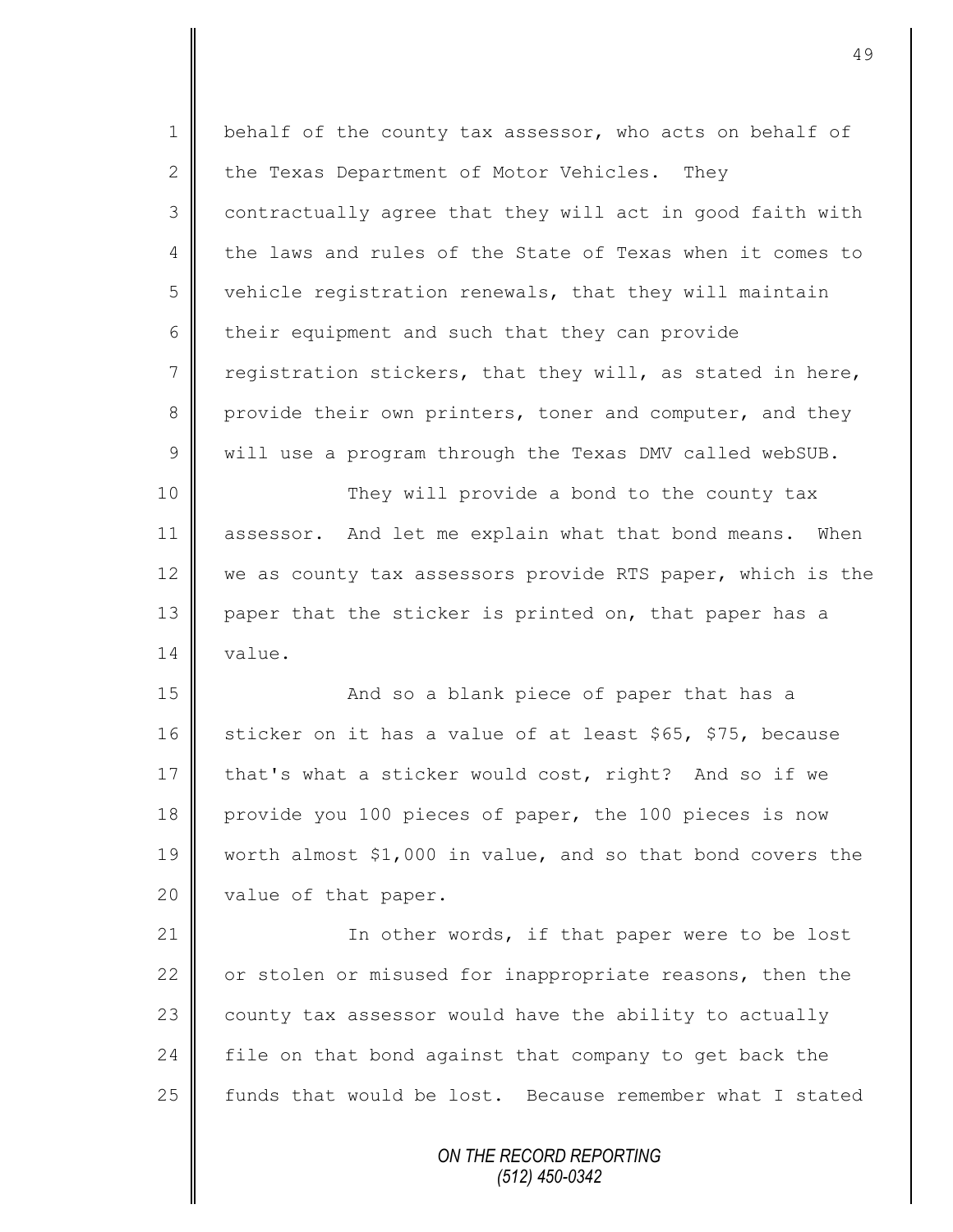behalf of the county tax assessor, who acts on behalf of the Texas Department of Motor Vehicles. They contractually agree that they will act in good faith with the laws and rules of the State of Texas when it comes to vehicle registration renewals, that they will maintain their equipment and such that they can provide registration stickers, that they will, as stated in here, provide their own printers, toner and computer, and they will use a program through the Texas DMV called webSUB.

They will provide a bond to the county tax assessor. And let me explain what that bond means. When we as county tax assessors provide RTS paper, which is the paper that the sticker is printed on, that paper has a value.

And so a blank piece of paper that has a sticker on it has a value of at least $65, $75, because that's what a sticker would cost, right? And so if we provide you 100 pieces of paper, the 100 pieces is now worth almost $1,000 in value, and so that bond covers the value of that paper.

In other words, if that paper were to be lost or stolen or misused for inappropriate reasons, then the county tax assessor would have the ability to actually file on that bond against that company to get back the funds that would be lost. Because remember what I stated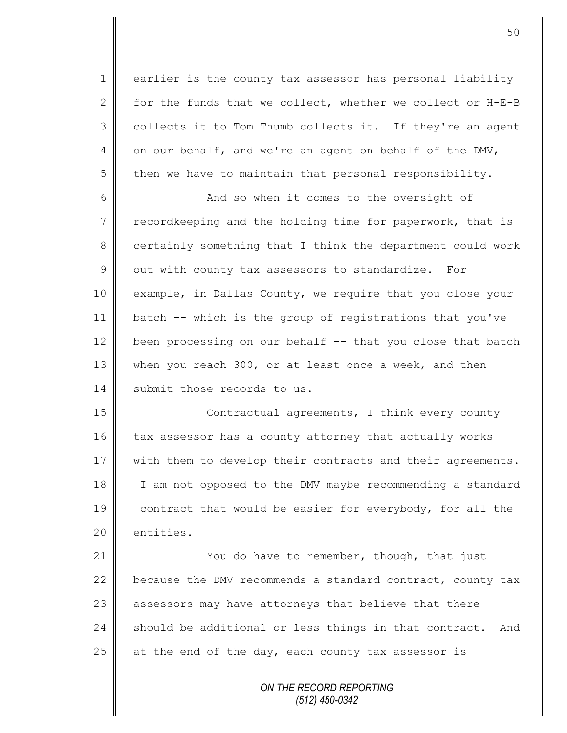earlier is the county tax assessor has personal liability for the funds that we collect, whether we collect or H-E-B collects it to Tom Thumb collects it. If they're an agent on our behalf, and we're an agent on behalf of the DMV, then we have to maintain that personal responsibility.

And so when it comes to the oversight of recordkeeping and the holding time for paperwork, that is certainly something that I think the department could work out with county tax assessors to standardize. For example, in Dallas County, we require that you close your batch -- which is the group of registrations that you've been processing on our behalf -- that you close that batch when you reach 300, or at least once a week, and then submit those records to us.

Contractual agreements, I think every county tax assessor has a county attorney that actually works with them to develop their contracts and their agreements. I am not opposed to the DMV maybe recommending a standard contract that would be easier for everybody, for all the entities.

You do have to remember, though, that just because the DMV recommends a standard contract, county tax assessors may have attorneys that believe that there should be additional or less things in that contract. And at the end of the day, each county tax assessor is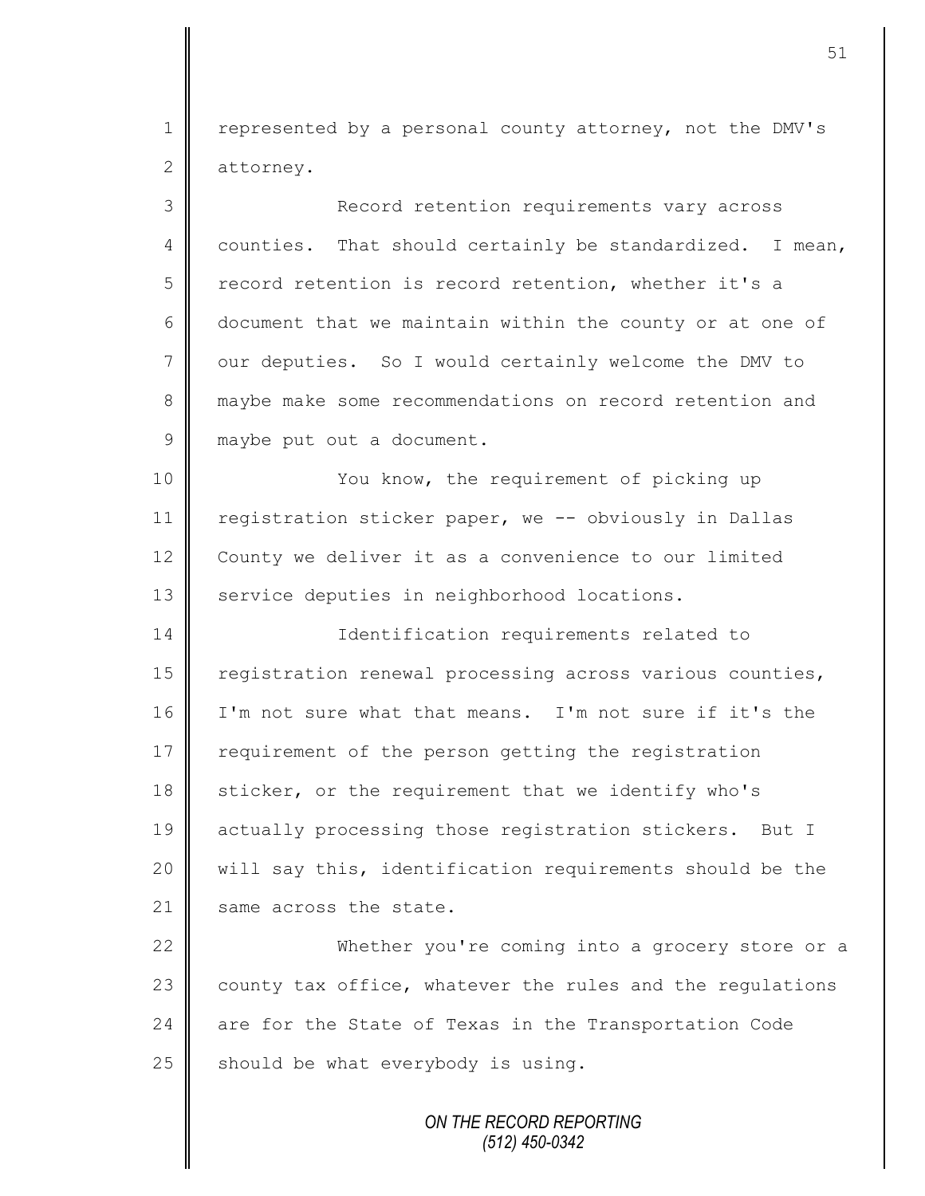represented by a personal county attorney, not the DMV's attorney.

Record retention requirements vary across counties. That should certainly be standardized. I mean, record retention is record retention, whether it's a document that we maintain within the county or at one of our deputies. So I would certainly welcome the DMV to maybe make some recommendations on record retention and maybe put out a document.

You know, the requirement of picking up registration sticker paper, we -- obviously in Dallas County we deliver it as a convenience to our limited service deputies in neighborhood locations.

Identification requirements related to registration renewal processing across various counties, I'm not sure what that means. I'm not sure if it's the requirement of the person getting the registration sticker, or the requirement that we identify who's actually processing those registration stickers. But I will say this, identification requirements should be the same across the state.

Whether you're coming into a grocery store or a county tax office, whatever the rules and the regulations are for the State of Texas in the Transportation Code should be what everybody is using.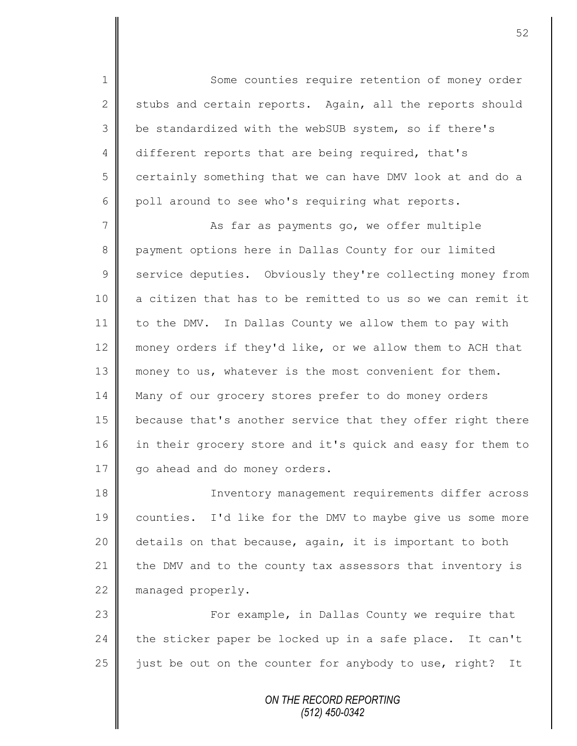Some counties require retention of money order stubs and certain reports. Again, all the reports should be standardized with the webSUB system, so if there's different reports that are being required, that's certainly something that we can have DMV look at and do a poll around to see who's requiring what reports.

As far as payments go, we offer multiple payment options here in Dallas County for our limited service deputies. Obviously they're collecting money from a citizen that has to be remitted to us so we can remit it to the DMV. In Dallas County we allow them to pay with money orders if they'd like, or we allow them to ACH that money to us, whatever is the most convenient for them. Many of our grocery stores prefer to do money orders because that's another service that they offer right there in their grocery store and it's quick and easy for them to go ahead and do money orders.

Inventory management requirements differ across counties. I'd like for the DMV to maybe give us some more details on that because, again, it is important to both the DMV and to the county tax assessors that inventory is managed properly.

For example, in Dallas County we require that the sticker paper be locked up in a safe place. It can't just be out on the counter for anybody to use, right? It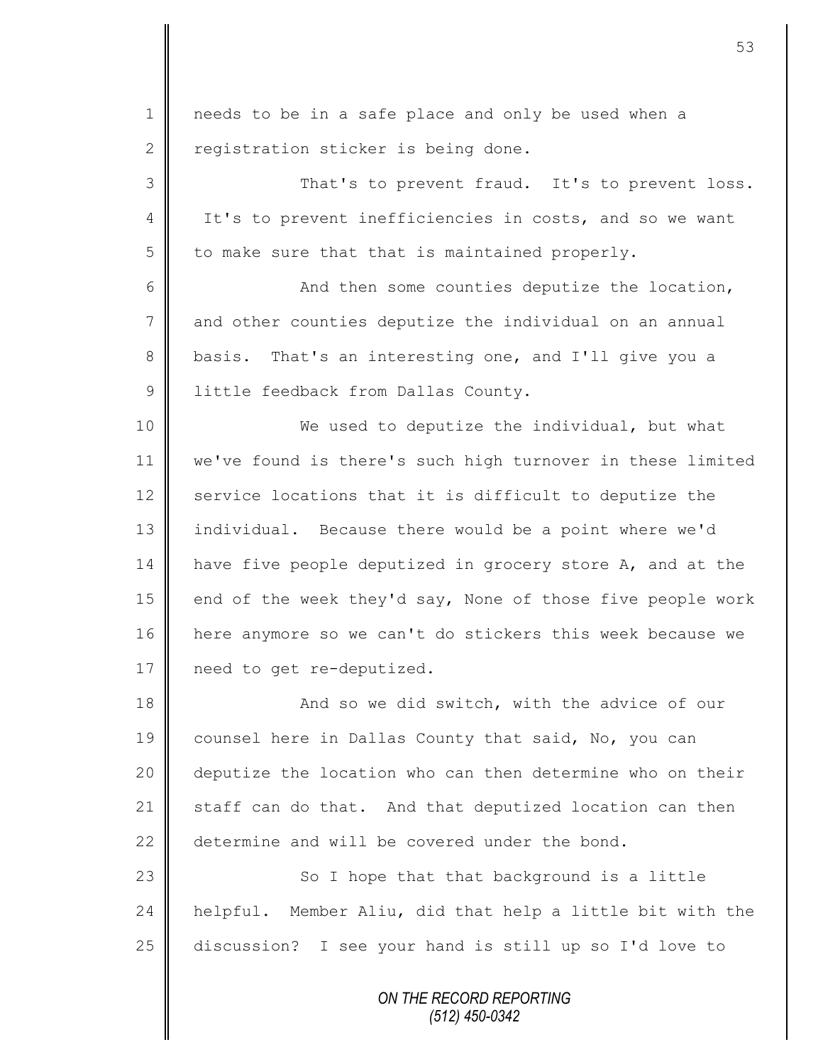needs to be in a safe place and only be used when a registration sticker is being done.

That's to prevent fraud. It's to prevent loss. It's to prevent inefficiencies in costs, and so we want to make sure that that is maintained properly.

And then some counties deputize the location, and other counties deputize the individual on an annual basis. That's an interesting one, and I'll give you a little feedback from Dallas County.

We used to deputize the individual, but what we've found is there's such high turnover in these limited service locations that it is difficult to deputize the individual. Because there would be a point where we'd have five people deputized in grocery store A, and at the end of the week they'd say, None of those five people work here anymore so we can't do stickers this week because we need to get re-deputized.

And so we did switch, with the advice of our counsel here in Dallas County that said, No, you can deputize the location who can then determine who on their staff can do that. And that deputized location can then determine and will be covered under the bond.

So I hope that that background is a little helpful. Member Aliu, did that help a little bit with the discussion? I see your hand is still up so I'd love to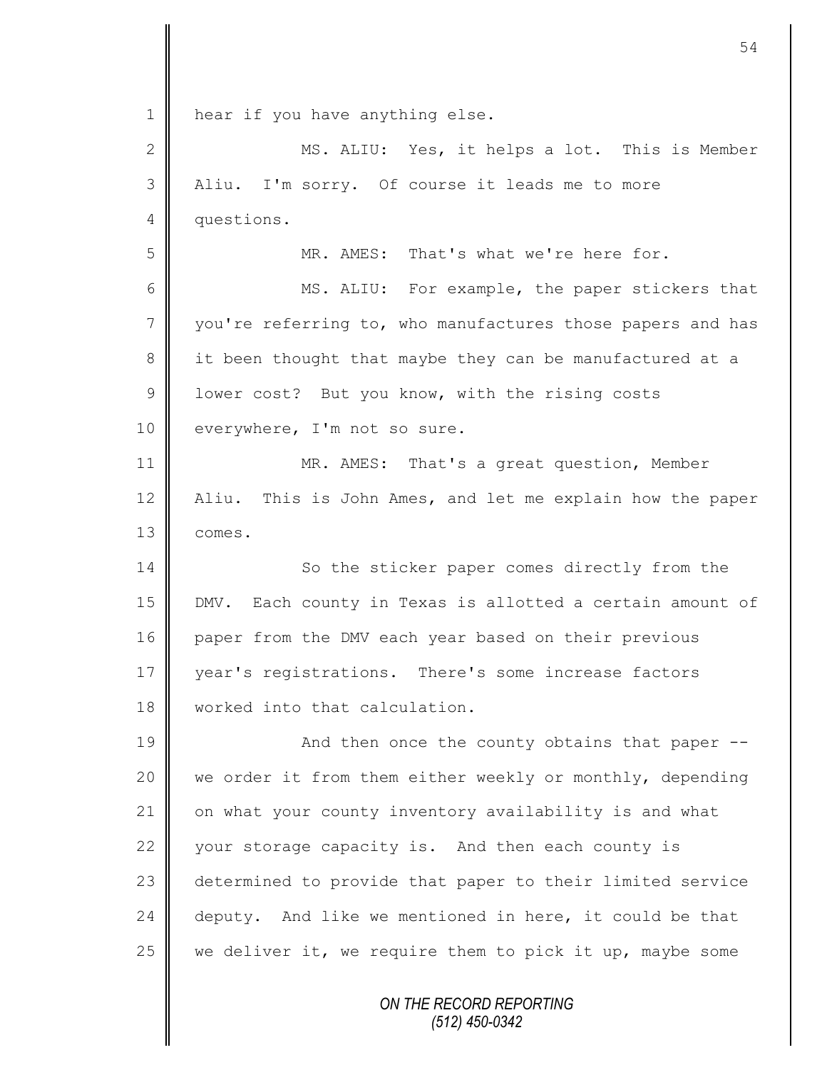hear if you have anything else.

MS. ALIU: Yes, it helps a lot. This is Member Aliu. I'm sorry. Of course it leads me to more questions.

MR. AMES: That's what we're here for.

MS. ALIU: For example, the paper stickers that you're referring to, who manufactures those papers and has it been thought that maybe they can be manufactured at a lower cost? But you know, with the rising costs everywhere, I'm not so sure.

MR. AMES: That's a great question, Member Aliu. This is John Ames, and let me explain how the paper comes.

So the sticker paper comes directly from the DMV. Each county in Texas is allotted a certain amount of paper from the DMV each year based on their previous year's registrations. There's some increase factors worked into that calculation.

And then once the county obtains that paper -- we order it from them either weekly or monthly, depending on what your county inventory availability is and what your storage capacity is. And then each county is determined to provide that paper to their limited service deputy. And like we mentioned in here, it could be that we deliver it, we require them to pick it up, maybe some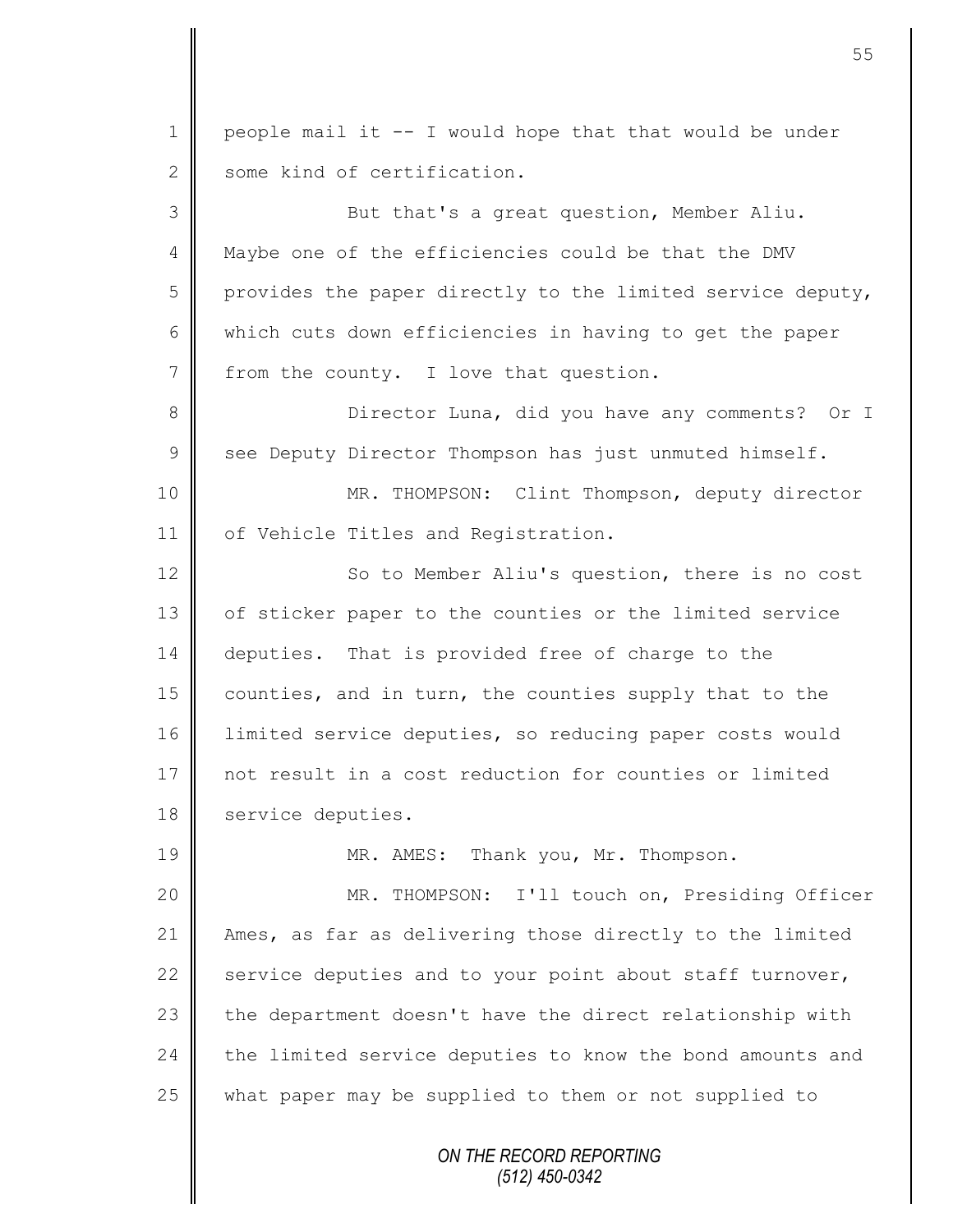people mail it -- I would hope that that would be under some kind of certification.

But that's a great question, Member Aliu. Maybe one of the efficiencies could be that the DMV provides the paper directly to the limited service deputy, which cuts down efficiencies in having to get the paper from the county. I love that question.

Director Luna, did you have any comments? Or I see Deputy Director Thompson has just unmuted himself.

MR. THOMPSON: Clint Thompson, deputy director of Vehicle Titles and Registration.

So to Member Aliu's question, there is no cost of sticker paper to the counties or the limited service deputies. That is provided free of charge to the counties, and in turn, the counties supply that to the limited service deputies, so reducing paper costs would not result in a cost reduction for counties or limited service deputies.

MR. AMES: Thank you, Mr. Thompson.

MR. THOMPSON: I'll touch on, Presiding Officer Ames, as far as delivering those directly to the limited service deputies and to your point about staff turnover, the department doesn't have the direct relationship with the limited service deputies to know the bond amounts and what paper may be supplied to them or not supplied to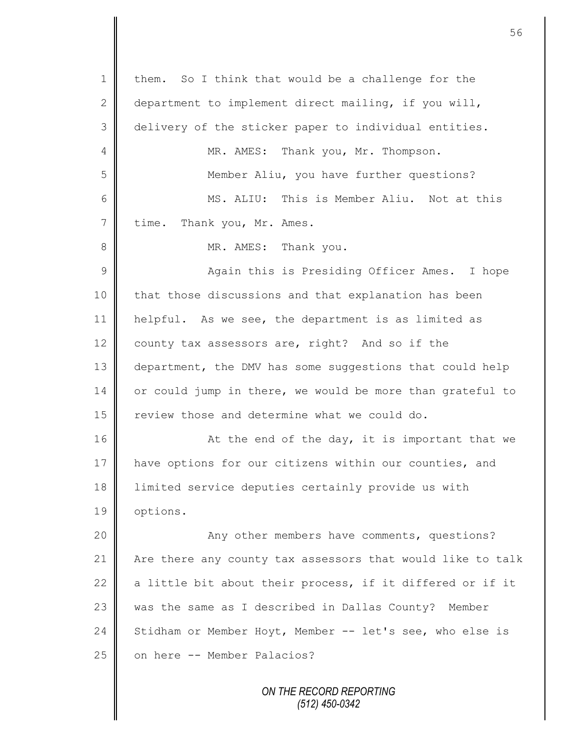1 them. So I think that would be a challenge for the
2 department to implement direct mailing, if you will,
3 delivery of the sticker paper to individual entities.

4 MR. AMES: Thank you, Mr. Thompson.

5 Member Aliu, you have further questions?

6 MS. ALIU: This is Member Aliu. Not at this
7 time. Thank you, Mr. Ames.

8 MR. AMES: Thank you.

9 Again this is Presiding Officer Ames. I hope
10 that those discussions and that explanation has been
11 helpful. As we see, the department is as limited as
12 county tax assessors are, right? And so if the
13 department, the DMV has some suggestions that could help
14 or could jump in there, we would be more than grateful to
15 review those and determine what we could do.

16 At the end of the day, it is important that we
17 have options for our citizens within our counties, and
18 limited service deputies certainly provide us with
19 options.

20 Any other members have comments, questions?
21 Are there any county tax assessors that would like to talk
22 a little bit about their process, if it differed or if it
23 was the same as I described in Dallas County? Member
24 Stidham or Member Hoyt, Member -- let's see, who else is
25 on here -- Member Palacios?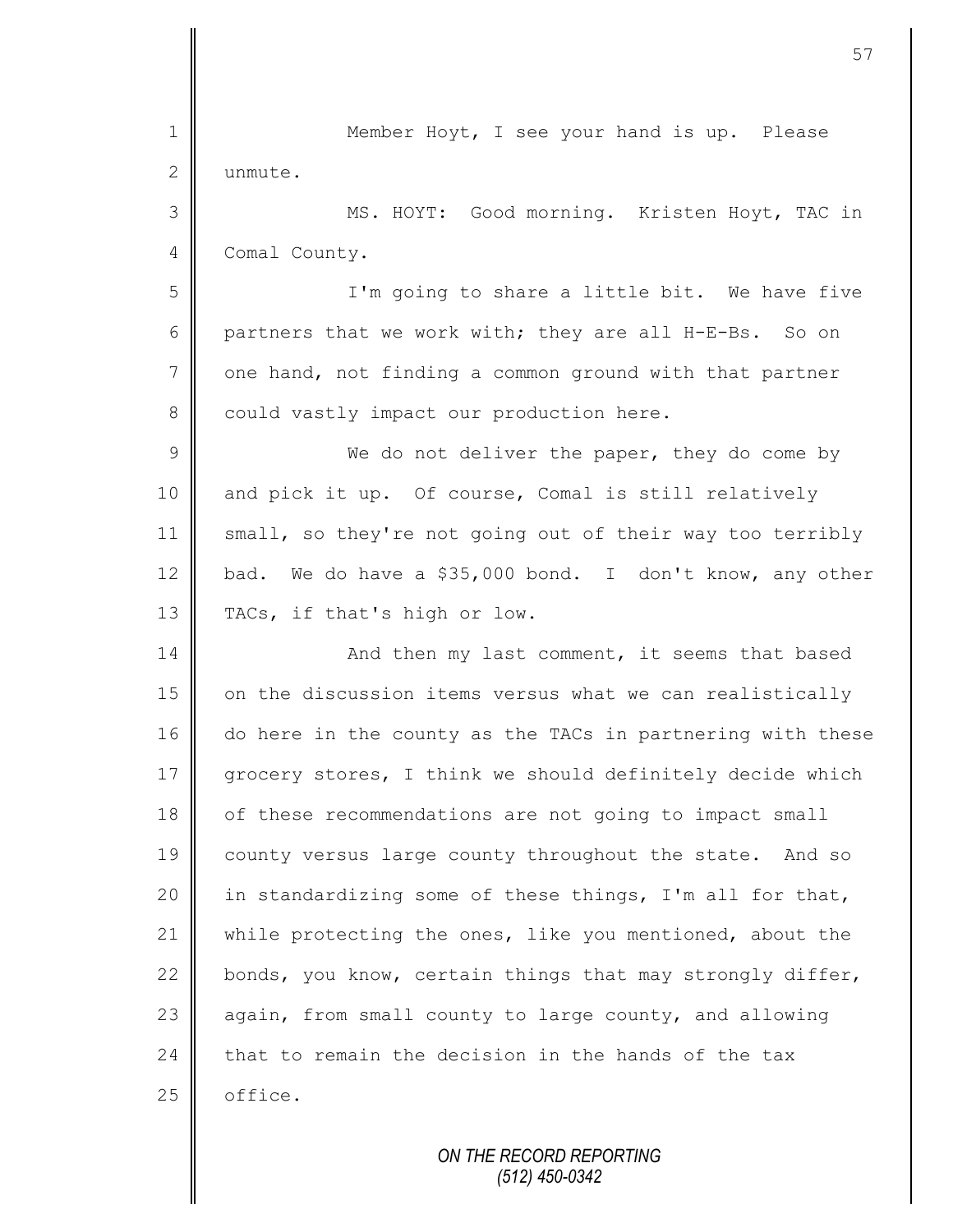Member Hoyt, I see your hand is up. Please unmute.

MS. HOYT: Good morning. Kristen Hoyt, TAC in Comal County.

I'm going to share a little bit. We have five partners that we work with; they are all H-E-Bs. So on one hand, not finding a common ground with that partner could vastly impact our production here.

We do not deliver the paper, they do come by and pick it up. Of course, Comal is still relatively small, so they're not going out of their way too terribly bad. We do have a $35,000 bond. I don't know, any other TACs, if that's high or low.

And then my last comment, it seems that based on the discussion items versus what we can realistically do here in the county as the TACs in partnering with these grocery stores, I think we should definitely decide which of these recommendations are not going to impact small county versus large county throughout the state. And so in standardizing some of these things, I'm all for that, while protecting the ones, like you mentioned, about the bonds, you know, certain things that may strongly differ, again, from small county to large county, and allowing that to remain the decision in the hands of the tax office.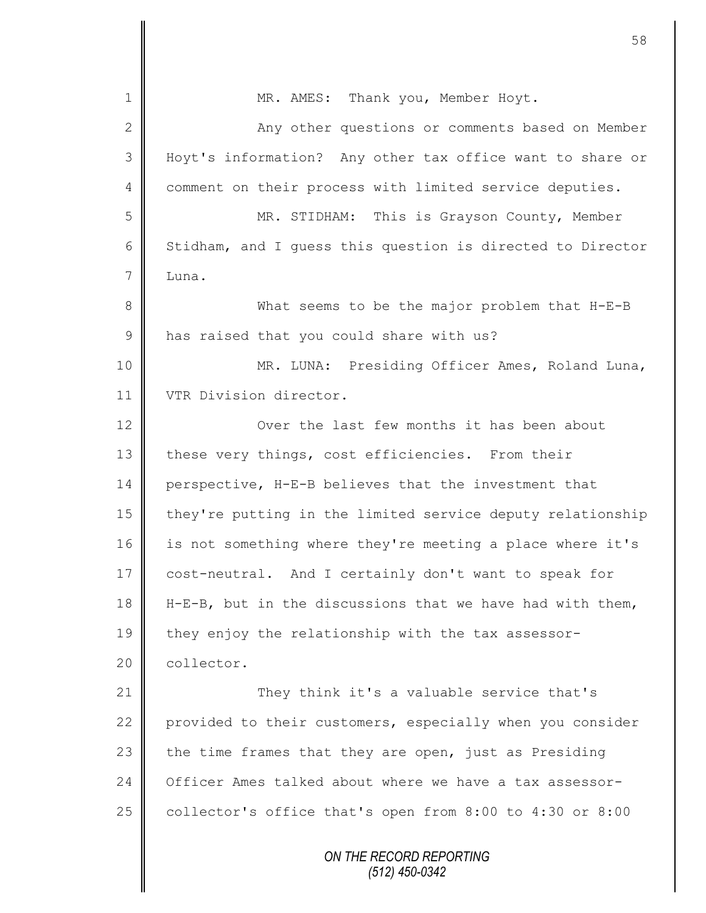MR. AMES: Thank you, Member Hoyt.

Any other questions or comments based on Member Hoyt's information? Any other tax office want to share or comment on their process with limited service deputies.

MR. STIDHAM: This is Grayson County, Member Stidham, and I guess this question is directed to Director Luna.

What seems to be the major problem that H-E-B has raised that you could share with us?

MR. LUNA: Presiding Officer Ames, Roland Luna, VTR Division director.

Over the last few months it has been about these very things, cost efficiencies. From their perspective, H-E-B believes that the investment that they're putting in the limited service deputy relationship is not something where they're meeting a place where it's cost-neutral. And I certainly don't want to speak for H-E-B, but in the discussions that we have had with them, they enjoy the relationship with the tax assessor-collector.

They think it's a valuable service that's provided to their customers, especially when you consider the time frames that they are open, just as Presiding Officer Ames talked about where we have a tax assessor-collector's office that's open from 8:00 to 4:30 or 8:00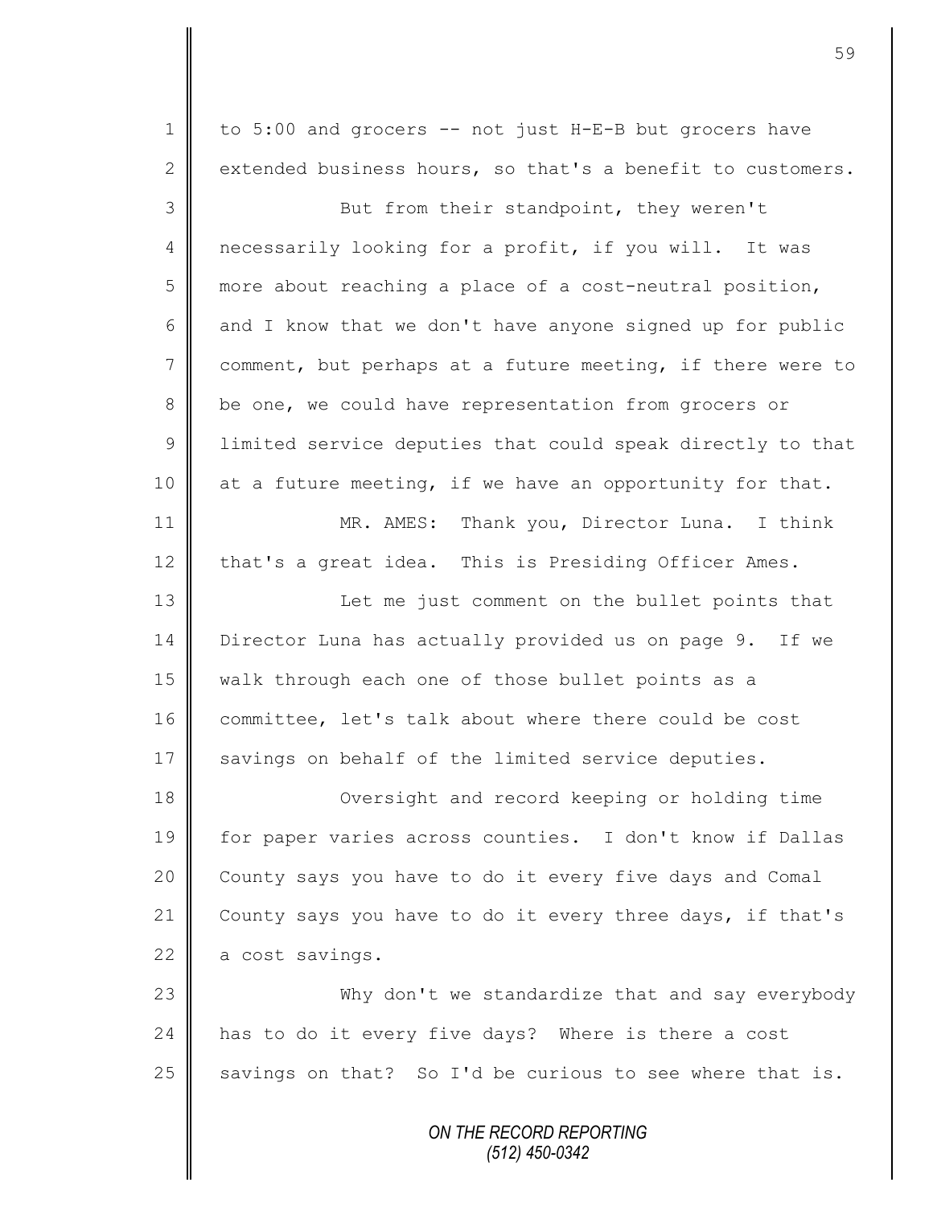to 5:00 and grocers -- not just H-E-B but grocers have extended business hours, so that's a benefit to customers.

But from their standpoint, they weren't necessarily looking for a profit, if you will. It was more about reaching a place of a cost-neutral position, and I know that we don't have anyone signed up for public comment, but perhaps at a future meeting, if there were to be one, we could have representation from grocers or limited service deputies that could speak directly to that at a future meeting, if we have an opportunity for that.

MR. AMES: Thank you, Director Luna. I think that's a great idea. This is Presiding Officer Ames.

Let me just comment on the bullet points that Director Luna has actually provided us on page 9. If we walk through each one of those bullet points as a committee, let's talk about where there could be cost savings on behalf of the limited service deputies.

Oversight and record keeping or holding time for paper varies across counties. I don't know if Dallas County says you have to do it every five days and Comal County says you have to do it every three days, if that's a cost savings.

Why don't we standardize that and say everybody has to do it every five days? Where is there a cost savings on that? So I'd be curious to see where that is.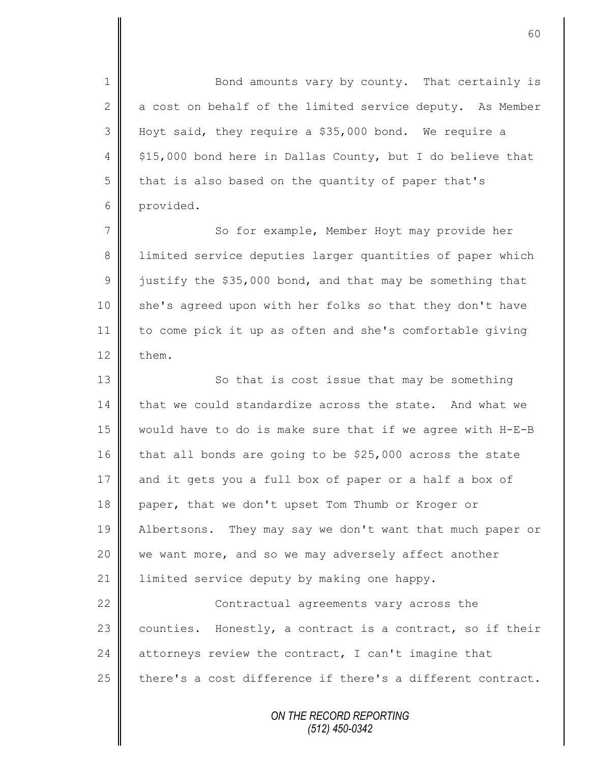Bond amounts vary by county. That certainly is a cost on behalf of the limited service deputy. As Member Hoyt said, they require a $35,000 bond. We require a $15,000 bond here in Dallas County, but I do believe that that is also based on the quantity of paper that's provided.

So for example, Member Hoyt may provide her limited service deputies larger quantities of paper which justify the $35,000 bond, and that may be something that she's agreed upon with her folks so that they don't have to come pick it up as often and she's comfortable giving them.

So that is cost issue that may be something that we could standardize across the state. And what we would have to do is make sure that if we agree with H-E-B that all bonds are going to be $25,000 across the state and it gets you a full box of paper or a half a box of paper, that we don't upset Tom Thumb or Kroger or Albertsons. They may say we don't want that much paper or we want more, and so we may adversely affect another limited service deputy by making one happy.

Contractual agreements vary across the counties. Honestly, a contract is a contract, so if their attorneys review the contract, I can't imagine that there's a cost difference if there's a different contract.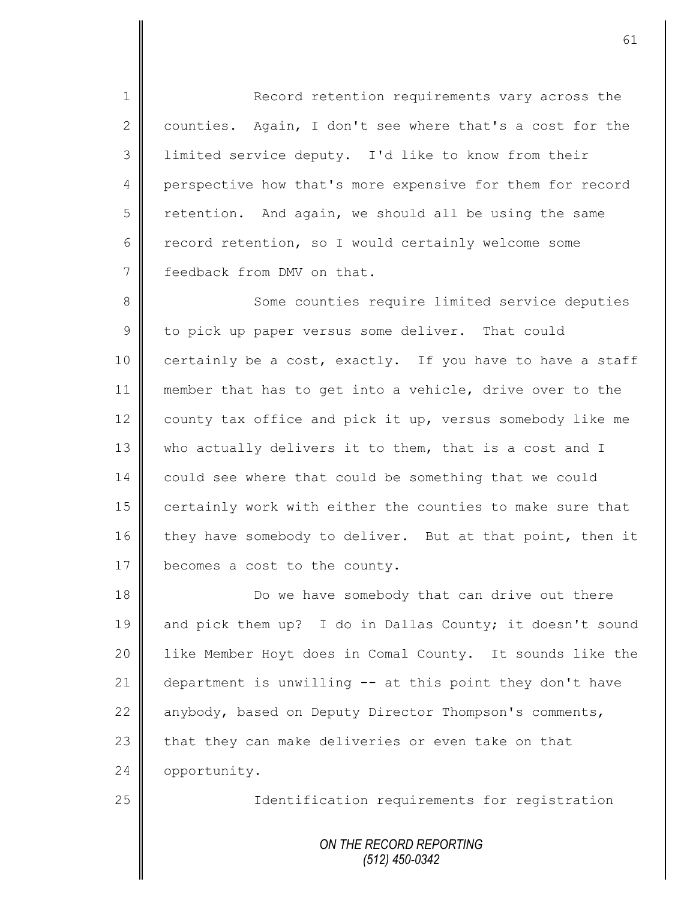Record retention requirements vary across the counties. Again, I don't see where that's a cost for the limited service deputy. I'd like to know from their perspective how that's more expensive for them for record retention. And again, we should all be using the same record retention, so I would certainly welcome some feedback from DMV on that.

Some counties require limited service deputies to pick up paper versus some deliver. That could certainly be a cost, exactly. If you have to have a staff member that has to get into a vehicle, drive over to the county tax office and pick it up, versus somebody like me who actually delivers it to them, that is a cost and I could see where that could be something that we could certainly work with either the counties to make sure that they have somebody to deliver. But at that point, then it becomes a cost to the county.

Do we have somebody that can drive out there and pick them up? I do in Dallas County; it doesn't sound like Member Hoyt does in Comal County. It sounds like the department is unwilling -- at this point they don't have anybody, based on Deputy Director Thompson's comments, that they can make deliveries or even take on that opportunity.

Identification requirements for registration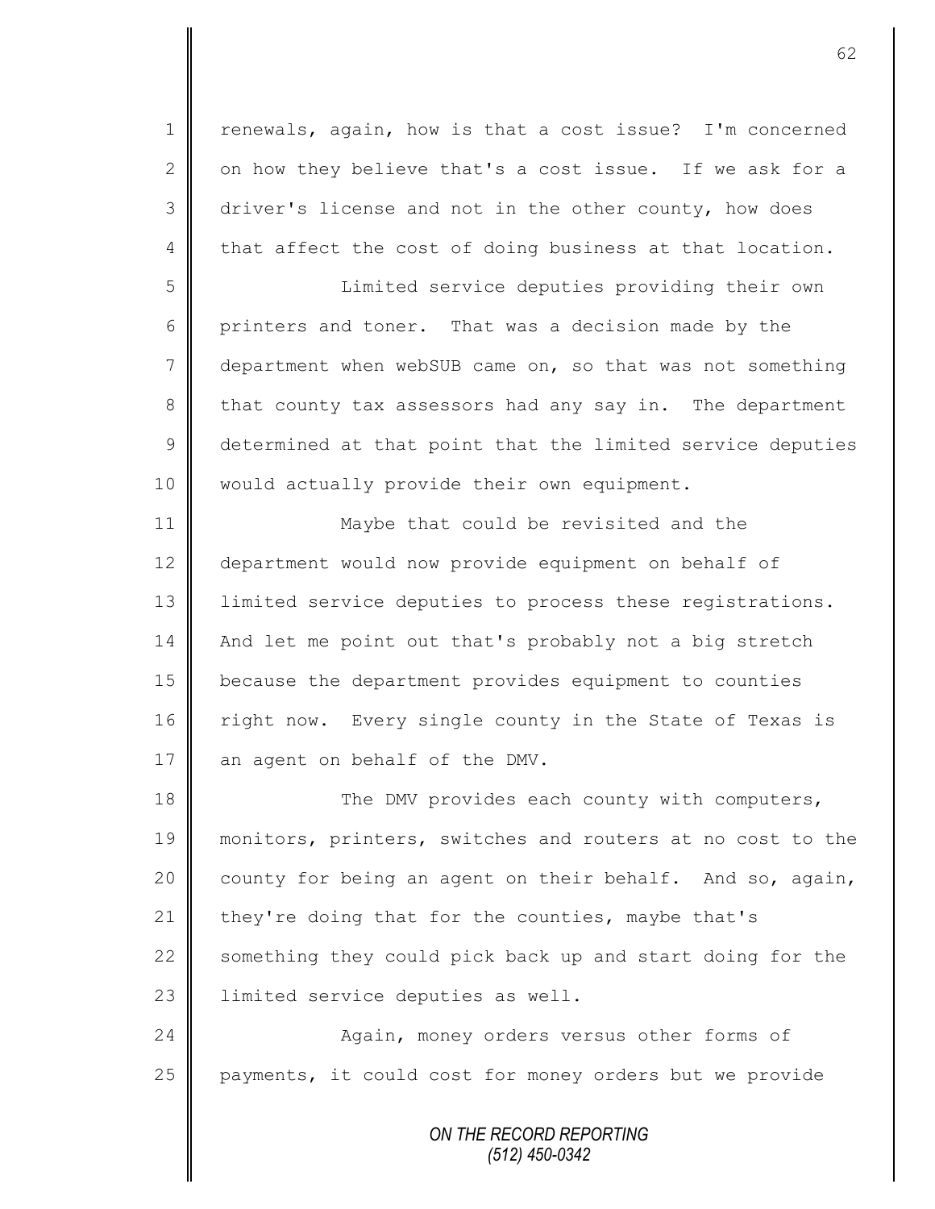renewals, again, how is that a cost issue? I'm concerned on how they believe that's a cost issue. If we ask for a driver's license and not in the other county, how does that affect the cost of doing business at that location.

Limited service deputies providing their own printers and toner. That was a decision made by the department when webSUB came on, so that was not something that county tax assessors had any say in. The department determined at that point that the limited service deputies would actually provide their own equipment.

Maybe that could be revisited and the department would now provide equipment on behalf of limited service deputies to process these registrations. And let me point out that's probably not a big stretch because the department provides equipment to counties right now. Every single county in the State of Texas is an agent on behalf of the DMV.

The DMV provides each county with computers, monitors, printers, switches and routers at no cost to the county for being an agent on their behalf. And so, again, they're doing that for the counties, maybe that's something they could pick back up and start doing for the limited service deputies as well.

Again, money orders versus other forms of payments, it could cost for money orders but we provide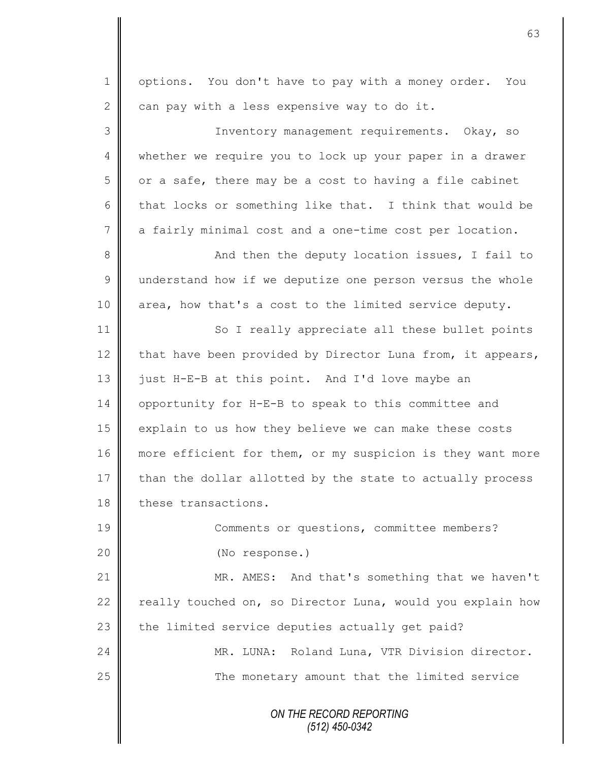options. You don't have to pay with a money order. You can pay with a less expensive way to do it.

Inventory management requirements. Okay, so whether we require you to lock up your paper in a drawer or a safe, there may be a cost to having a file cabinet that locks or something like that. I think that would be a fairly minimal cost and a one-time cost per location.

And then the deputy location issues, I fail to understand how if we deputize one person versus the whole area, how that's a cost to the limited service deputy.

So I really appreciate all these bullet points that have been provided by Director Luna from, it appears, just H-E-B at this point. And I'd love maybe an opportunity for H-E-B to speak to this committee and explain to us how they believe we can make these costs more efficient for them, or my suspicion is they want more than the dollar allotted by the state to actually process these transactions.

Comments or questions, committee members?

(No response.)

MR. AMES: And that's something that we haven't really touched on, so Director Luna, would you explain how the limited service deputies actually get paid?

MR. LUNA: Roland Luna, VTR Division director.

The monetary amount that the limited service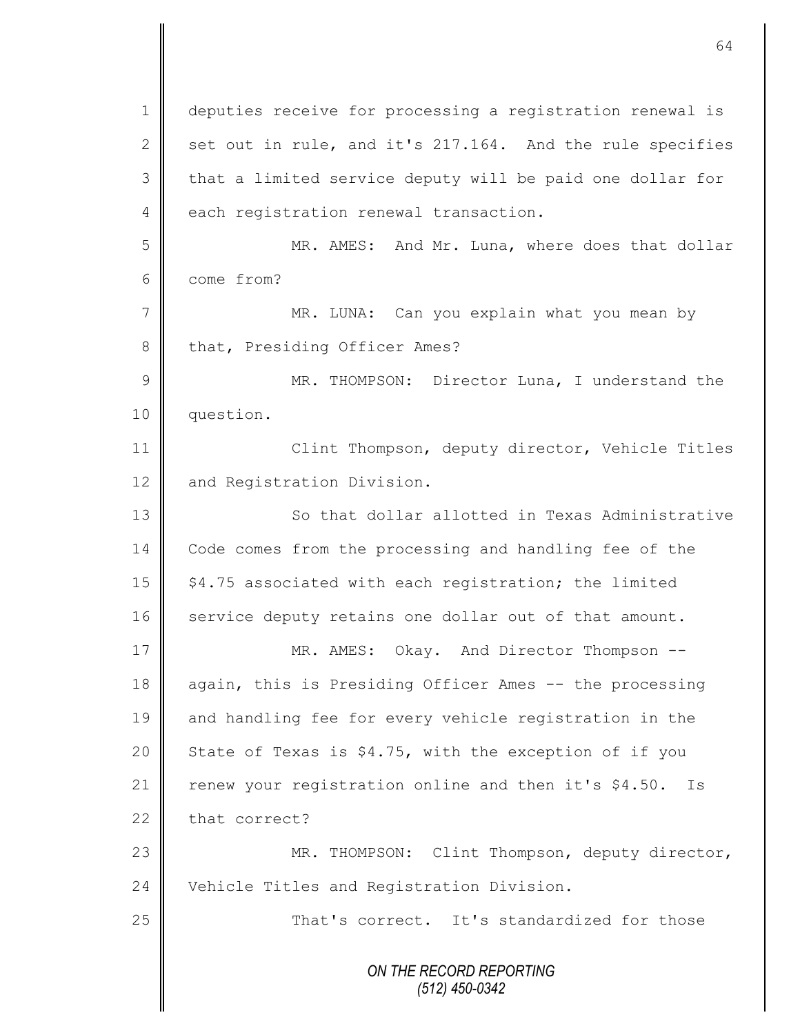deputies receive for processing a registration renewal is set out in rule, and it's 217.164. And the rule specifies that a limited service deputy will be paid one dollar for each registration renewal transaction.

MR. AMES: And Mr. Luna, where does that dollar come from?

MR. LUNA: Can you explain what you mean by that, Presiding Officer Ames?

MR. THOMPSON: Director Luna, I understand the question.

Clint Thompson, deputy director, Vehicle Titles and Registration Division.

So that dollar allotted in Texas Administrative Code comes from the processing and handling fee of the $4.75 associated with each registration; the limited service deputy retains one dollar out of that amount.

MR. AMES: Okay. And Director Thompson -- again, this is Presiding Officer Ames -- the processing and handling fee for every vehicle registration in the State of Texas is $4.75, with the exception of if you renew your registration online and then it's $4.50. Is that correct?

MR. THOMPSON: Clint Thompson, deputy director, Vehicle Titles and Registration Division.

That's correct. It's standardized for those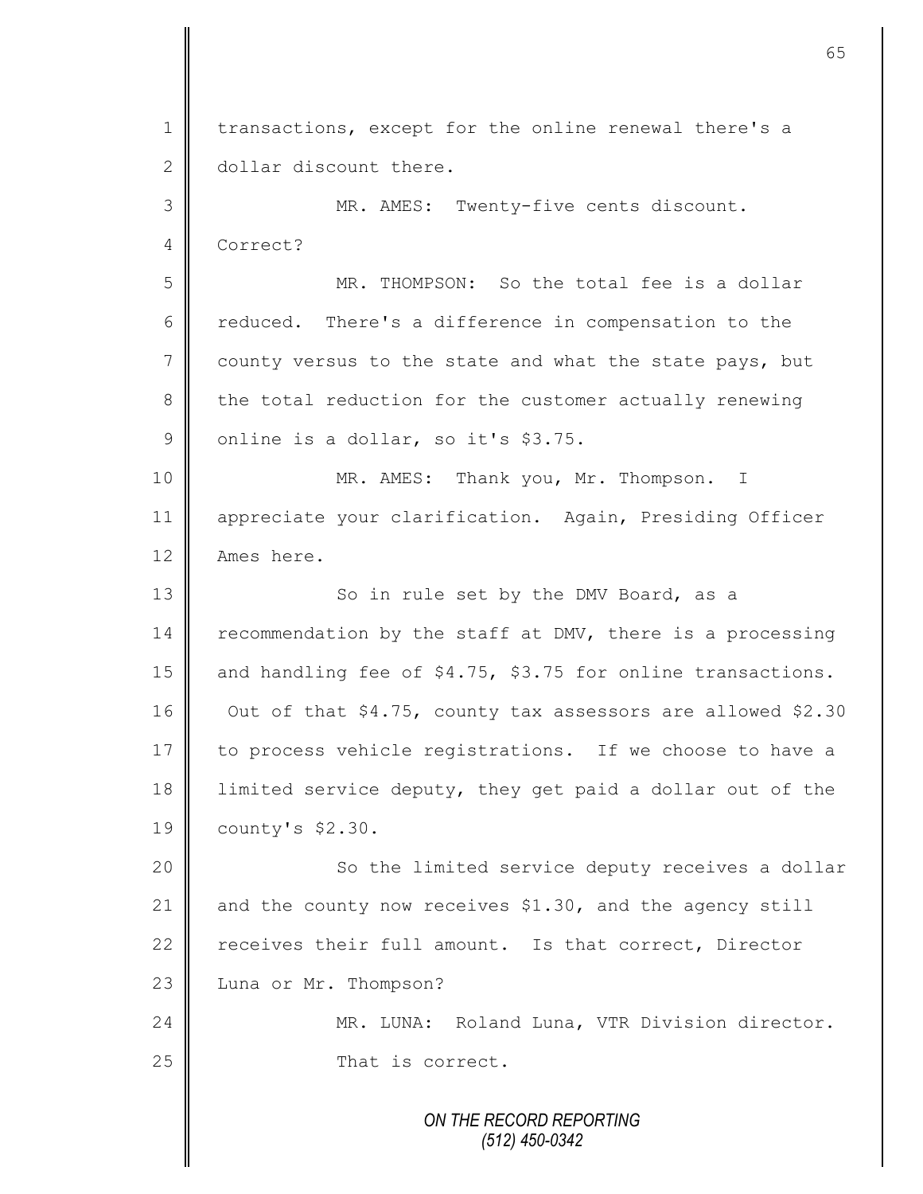transactions, except for the online renewal there's a dollar discount there.

MR. AMES: Twenty-five cents discount. Correct?

MR. THOMPSON: So the total fee is a dollar reduced. There's a difference in compensation to the county versus to the state and what the state pays, but the total reduction for the customer actually renewing online is a dollar, so it's $3.75.

MR. AMES: Thank you, Mr. Thompson. I appreciate your clarification. Again, Presiding Officer Ames here.

So in rule set by the DMV Board, as a recommendation by the staff at DMV, there is a processing and handling fee of $4.75, $3.75 for online transactions. Out of that $4.75, county tax assessors are allowed $2.30 to process vehicle registrations. If we choose to have a limited service deputy, they get paid a dollar out of the county's $2.30.

So the limited service deputy receives a dollar and the county now receives $1.30, and the agency still receives their full amount. Is that correct, Director Luna or Mr. Thompson?

MR. LUNA: Roland Luna, VTR Division director.

That is correct.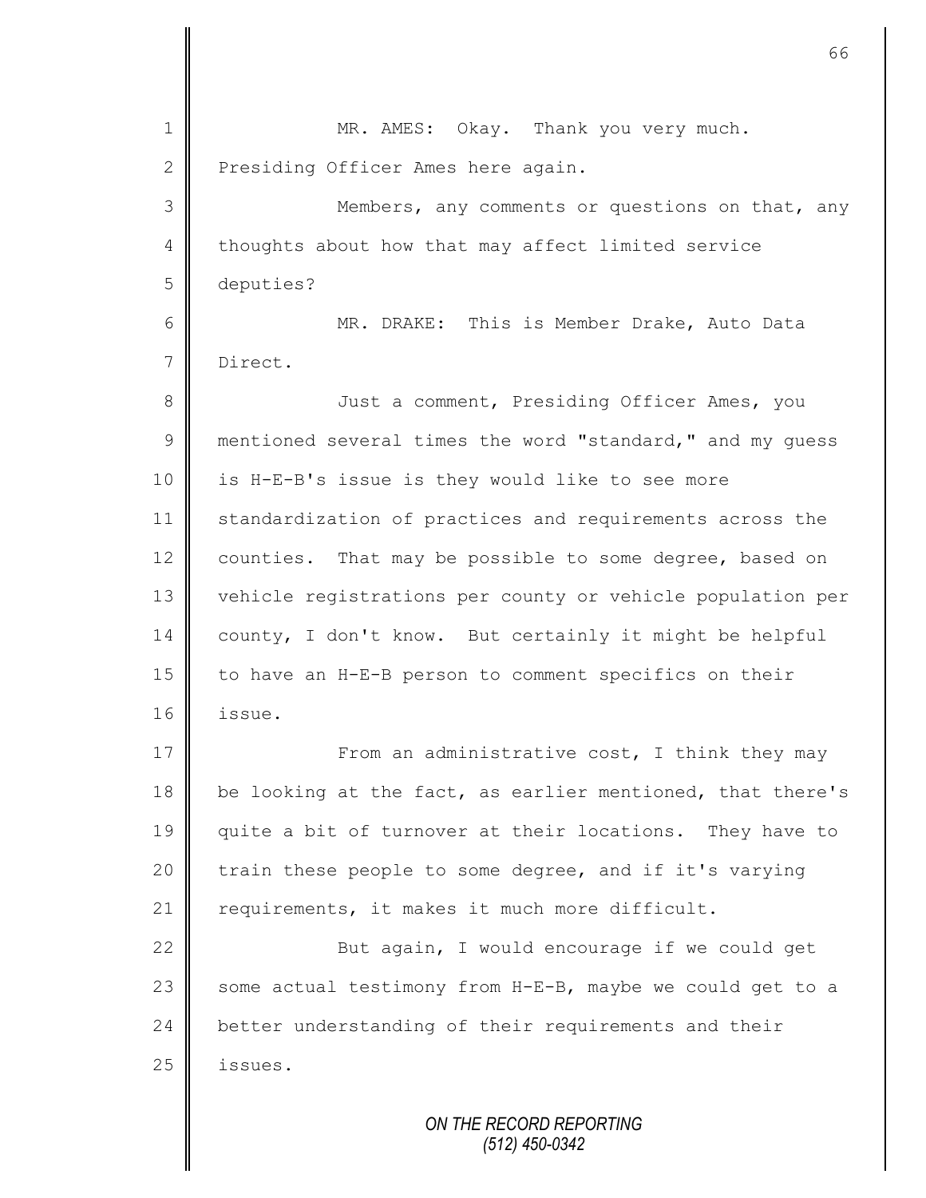MR. AMES: Okay. Thank you very much. Presiding Officer Ames here again.

Members, any comments or questions on that, any thoughts about how that may affect limited service deputies?

MR. DRAKE: This is Member Drake, Auto Data Direct.

Just a comment, Presiding Officer Ames, you mentioned several times the word "standard," and my guess is H-E-B's issue is they would like to see more standardization of practices and requirements across the counties. That may be possible to some degree, based on vehicle registrations per county or vehicle population per county, I don't know. But certainly it might be helpful to have an H-E-B person to comment specifics on their issue.

From an administrative cost, I think they may be looking at the fact, as earlier mentioned, that there's quite a bit of turnover at their locations. They have to train these people to some degree, and if it's varying requirements, it makes it much more difficult.

But again, I would encourage if we could get some actual testimony from H-E-B, maybe we could get to a better understanding of their requirements and their issues.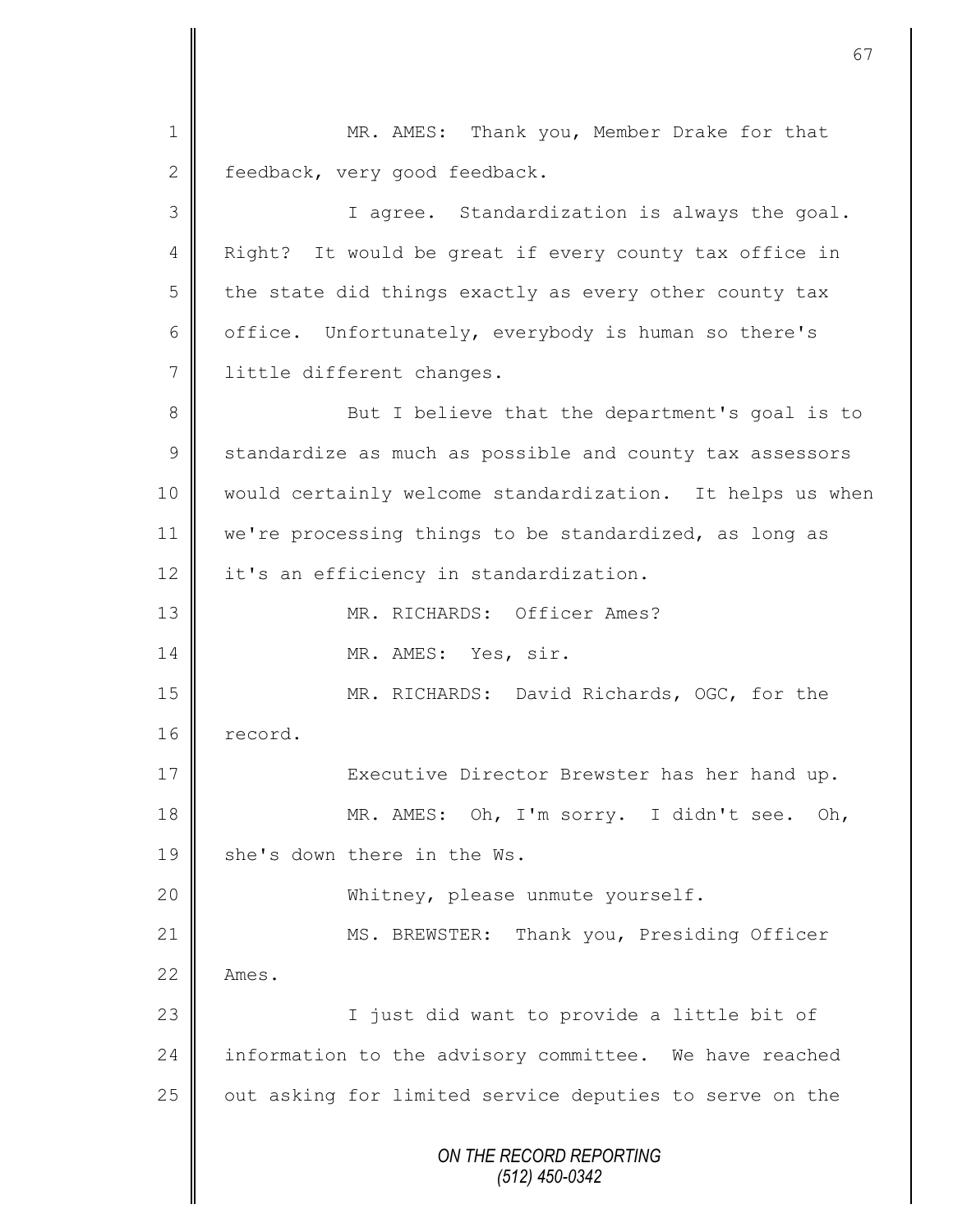MR. AMES: Thank you, Member Drake for that feedback, very good feedback.

I agree. Standardization is always the goal. Right? It would be great if every county tax office in the state did things exactly as every other county tax office. Unfortunately, everybody is human so there's little different changes.

But I believe that the department's goal is to standardize as much as possible and county tax assessors would certainly welcome standardization. It helps us when we're processing things to be standardized, as long as it's an efficiency in standardization.

MR. RICHARDS: Officer Ames?

MR. AMES: Yes, sir.

MR. RICHARDS: David Richards, OGC, for the record.

Executive Director Brewster has her hand up.

MR. AMES: Oh, I'm sorry. I didn't see. Oh, she's down there in the Ws.

Whitney, please unmute yourself.

MS. BREWSTER: Thank you, Presiding Officer Ames.

I just did want to provide a little bit of information to the advisory committee. We have reached out asking for limited service deputies to serve on the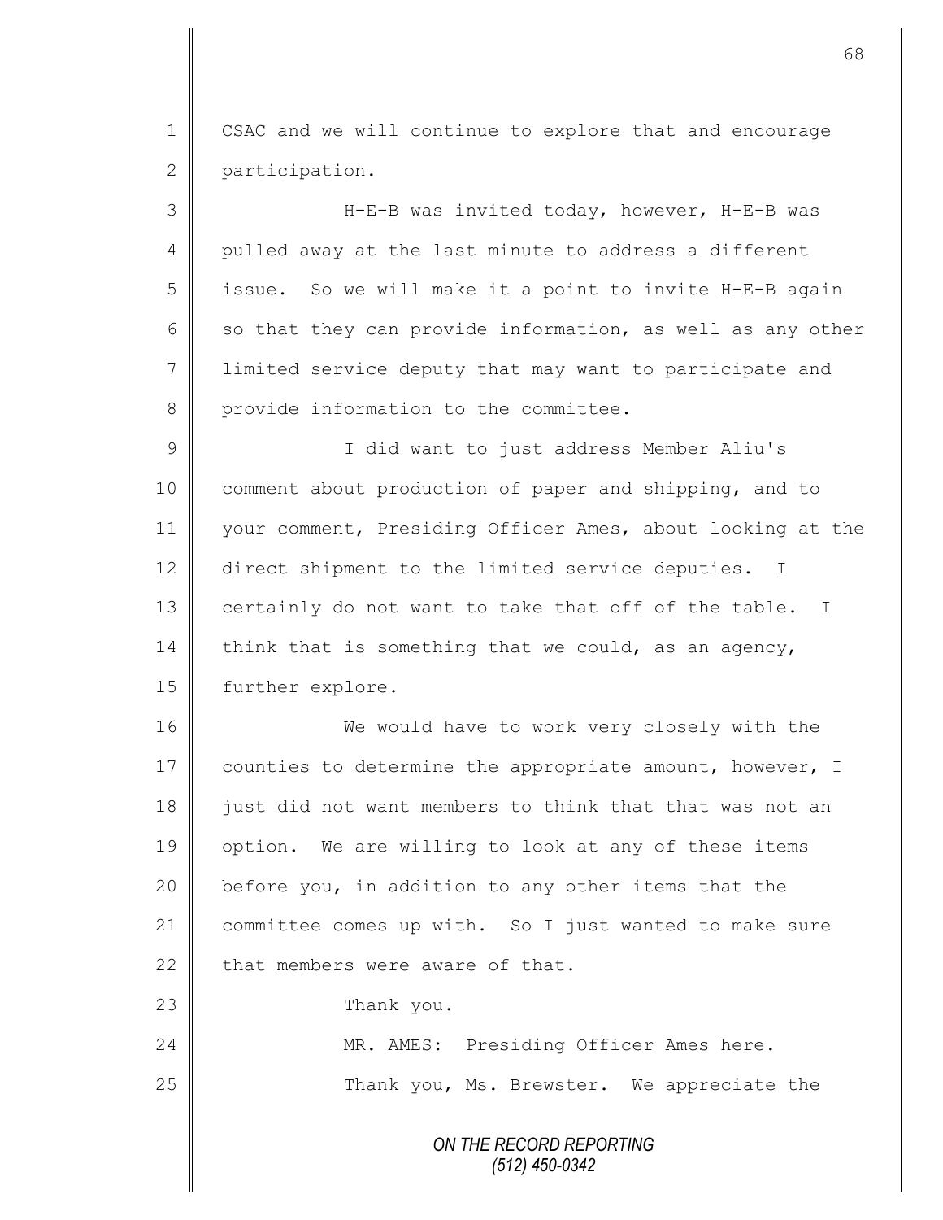CSAC and we will continue to explore that and encourage participation.

H-E-B was invited today, however, H-E-B was pulled away at the last minute to address a different issue. So we will make it a point to invite H-E-B again so that they can provide information, as well as any other limited service deputy that may want to participate and provide information to the committee.

I did want to just address Member Aliu's comment about production of paper and shipping, and to your comment, Presiding Officer Ames, about looking at the direct shipment to the limited service deputies. I certainly do not want to take that off of the table. I think that is something that we could, as an agency, further explore.

We would have to work very closely with the counties to determine the appropriate amount, however, I just did not want members to think that that was not an option. We are willing to look at any of these items before you, in addition to any other items that the committee comes up with. So I just wanted to make sure that members were aware of that.

Thank you.

MR. AMES: Presiding Officer Ames here.

Thank you, Ms. Brewster. We appreciate the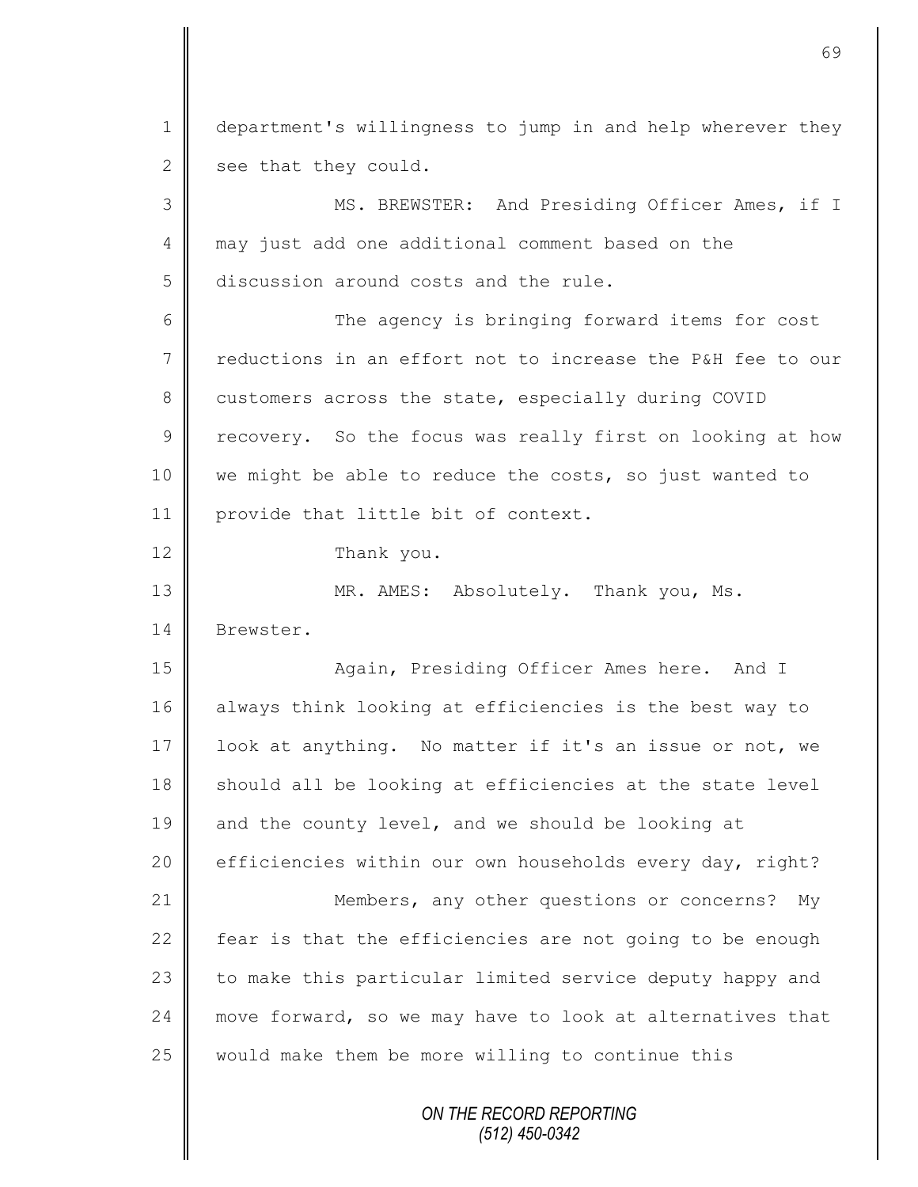department's willingness to jump in and help wherever they see that they could.

MS. BREWSTER: And Presiding Officer Ames, if I may just add one additional comment based on the discussion around costs and the rule.

The agency is bringing forward items for cost reductions in an effort not to increase the P&H fee to our customers across the state, especially during COVID recovery. So the focus was really first on looking at how we might be able to reduce the costs, so just wanted to provide that little bit of context.

Thank you.

MR. AMES: Absolutely. Thank you, Ms. Brewster.

Again, Presiding Officer Ames here. And I always think looking at efficiencies is the best way to look at anything. No matter if it's an issue or not, we should all be looking at efficiencies at the state level and the county level, and we should be looking at efficiencies within our own households every day, right?

Members, any other questions or concerns? My fear is that the efficiencies are not going to be enough to make this particular limited service deputy happy and move forward, so we may have to look at alternatives that would make them be more willing to continue this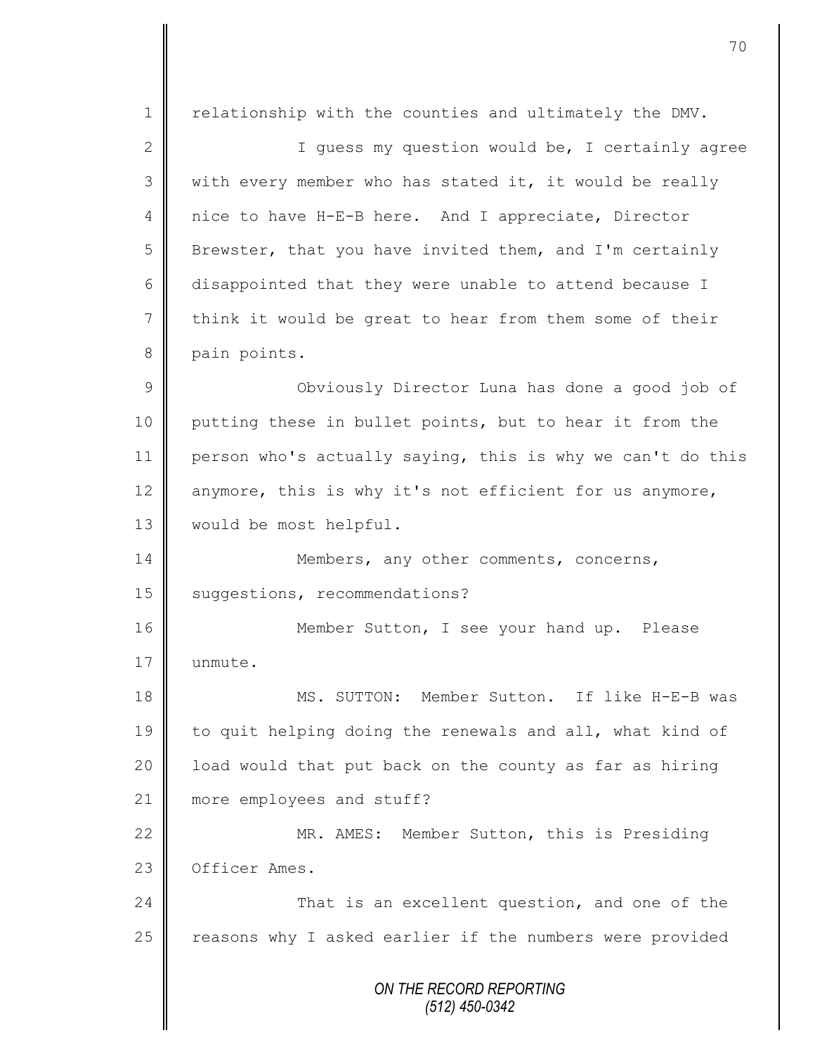relationship with the counties and ultimately the DMV.

I guess my question would be, I certainly agree with every member who has stated it, it would be really nice to have H-E-B here. And I appreciate, Director Brewster, that you have invited them, and I'm certainly disappointed that they were unable to attend because I think it would be great to hear from them some of their pain points.

Obviously Director Luna has done a good job of putting these in bullet points, but to hear it from the person who's actually saying, this is why we can't do this anymore, this is why it's not efficient for us anymore, would be most helpful.

Members, any other comments, concerns, suggestions, recommendations?

Member Sutton, I see your hand up. Please unmute.

MS. SUTTON: Member Sutton. If like H-E-B was to quit helping doing the renewals and all, what kind of load would that put back on the county as far as hiring more employees and stuff?

MR. AMES: Member Sutton, this is Presiding Officer Ames.

That is an excellent question, and one of the reasons why I asked earlier if the numbers were provided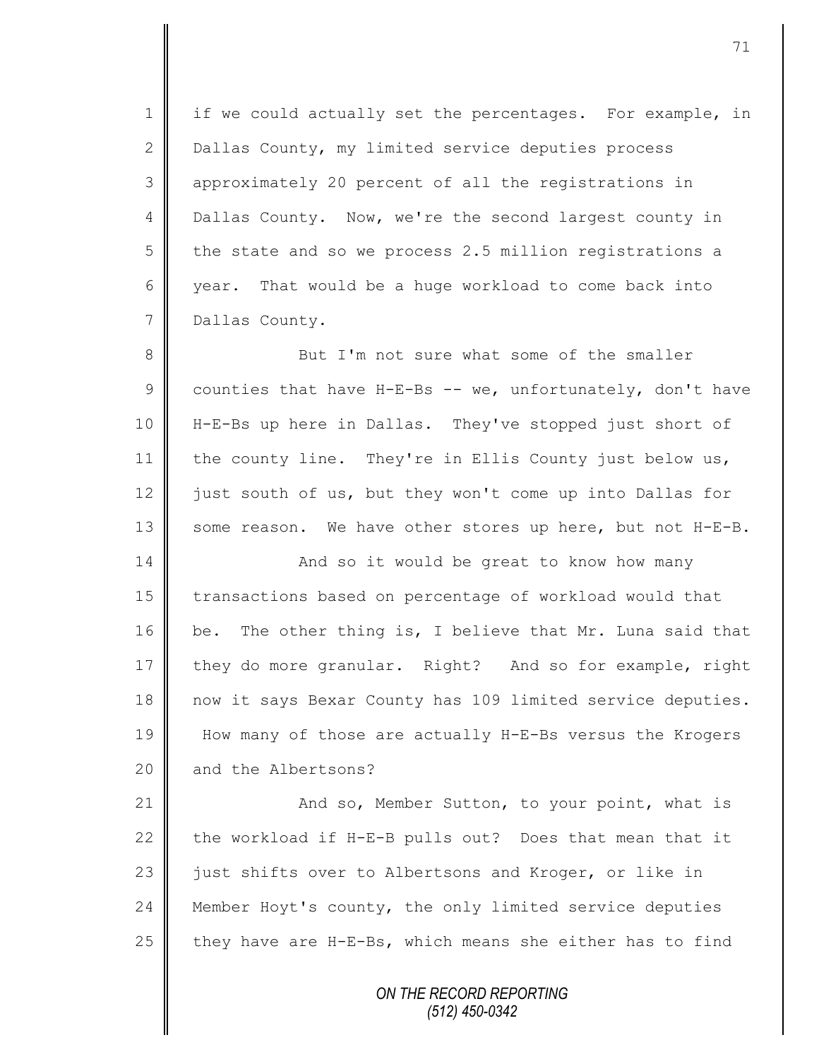if we could actually set the percentages. For example, in Dallas County, my limited service deputies process approximately 20 percent of all the registrations in Dallas County. Now, we're the second largest county in the state and so we process 2.5 million registrations a year. That would be a huge workload to come back into Dallas County.

But I'm not sure what some of the smaller counties that have H-E-Bs -- we, unfortunately, don't have H-E-Bs up here in Dallas. They've stopped just short of the county line. They're in Ellis County just below us, just south of us, but they won't come up into Dallas for some reason. We have other stores up here, but not H-E-B.

And so it would be great to know how many transactions based on percentage of workload would that be. The other thing is, I believe that Mr. Luna said that they do more granular. Right? And so for example, right now it says Bexar County has 109 limited service deputies. How many of those are actually H-E-Bs versus the Krogers and the Albertsons?

And so, Member Sutton, to your point, what is the workload if H-E-B pulls out? Does that mean that it just shifts over to Albertsons and Kroger, or like in Member Hoyt's county, the only limited service deputies they have are H-E-Bs, which means she either has to find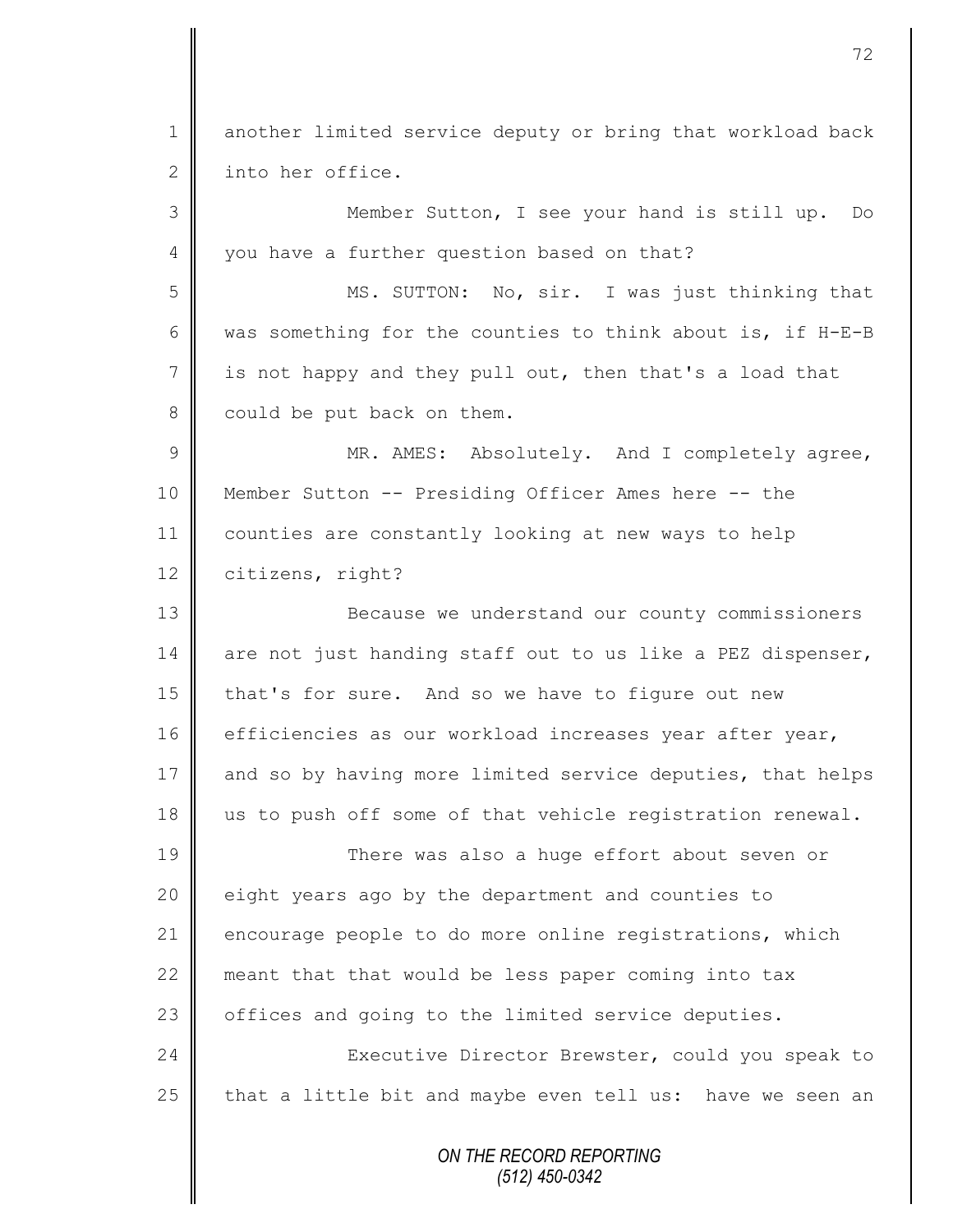another limited service deputy or bring that workload back into her office.

Member Sutton, I see your hand is still up. Do you have a further question based on that?

MS. SUTTON: No, sir. I was just thinking that was something for the counties to think about is, if H-E-B is not happy and they pull out, then that's a load that could be put back on them.

MR. AMES: Absolutely. And I completely agree, Member Sutton -- Presiding Officer Ames here -- the counties are constantly looking at new ways to help citizens, right?

Because we understand our county commissioners are not just handing staff out to us like a PEZ dispenser, that's for sure. And so we have to figure out new efficiencies as our workload increases year after year, and so by having more limited service deputies, that helps us to push off some of that vehicle registration renewal.

There was also a huge effort about seven or eight years ago by the department and counties to encourage people to do more online registrations, which meant that that would be less paper coming into tax offices and going to the limited service deputies.

Executive Director Brewster, could you speak to that a little bit and maybe even tell us: have we seen an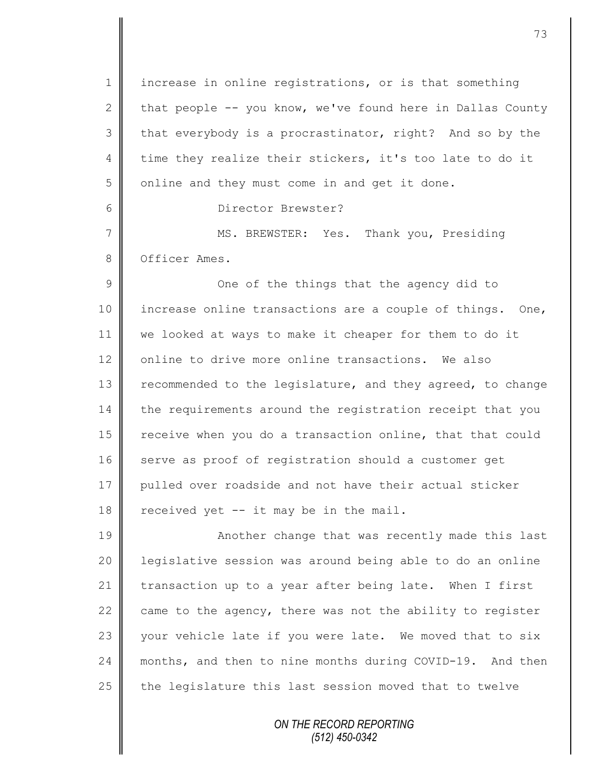increase in online registrations, or is that something that people -- you know, we've found here in Dallas County that everybody is a procrastinator, right? And so by the time they realize their stickers, it's too late to do it online and they must come in and get it done.

Director Brewster?

MS. BREWSTER: Yes. Thank you, Presiding Officer Ames.

One of the things that the agency did to increase online transactions are a couple of things. One, we looked at ways to make it cheaper for them to do it online to drive more online transactions. We also recommended to the legislature, and they agreed, to change the requirements around the registration receipt that you receive when you do a transaction online, that that could serve as proof of registration should a customer get pulled over roadside and not have their actual sticker received yet -- it may be in the mail.

Another change that was recently made this last legislative session was around being able to do an online transaction up to a year after being late. When I first came to the agency, there was not the ability to register your vehicle late if you were late. We moved that to six months, and then to nine months during COVID-19. And then the legislature this last session moved that to twelve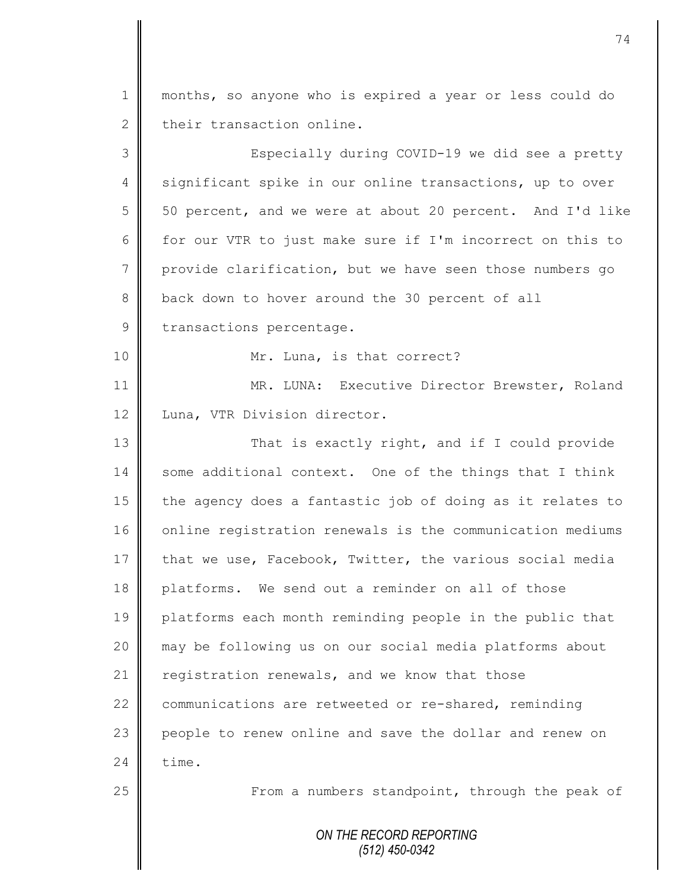months, so anyone who is expired a year or less could do their transaction online.

Especially during COVID-19 we did see a pretty significant spike in our online transactions, up to over 50 percent, and we were at about 20 percent. And I'd like for our VTR to just make sure if I'm incorrect on this to provide clarification, but we have seen those numbers go back down to hover around the 30 percent of all transactions percentage.

Mr. Luna, is that correct?

MR. LUNA: Executive Director Brewster, Roland Luna, VTR Division director.

That is exactly right, and if I could provide some additional context. One of the things that I think the agency does a fantastic job of doing as it relates to online registration renewals is the communication mediums that we use, Facebook, Twitter, the various social media platforms. We send out a reminder on all of those platforms each month reminding people in the public that may be following us on our social media platforms about registration renewals, and we know that those communications are retweeted or re-shared, reminding people to renew online and save the dollar and renew on time.

From a numbers standpoint, through the peak of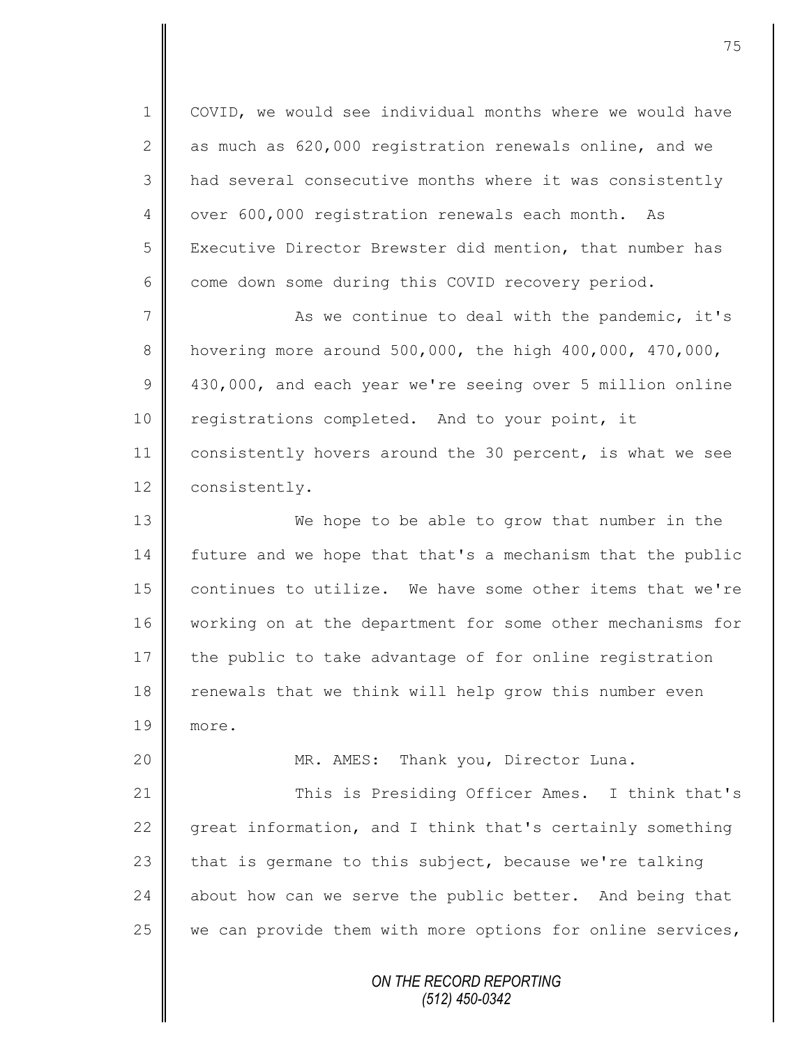COVID, we would see individual months where we would have as much as 620,000 registration renewals online, and we had several consecutive months where it was consistently over 600,000 registration renewals each month. As Executive Director Brewster did mention, that number has come down some during this COVID recovery period.

As we continue to deal with the pandemic, it's hovering more around 500,000, the high 400,000, 470,000, 430,000, and each year we're seeing over 5 million online registrations completed. And to your point, it consistently hovers around the 30 percent, is what we see consistently.

We hope to be able to grow that number in the future and we hope that that's a mechanism that the public continues to utilize. We have some other items that we're working on at the department for some other mechanisms for the public to take advantage of for online registration renewals that we think will help grow this number even more.

MR. AMES: Thank you, Director Luna.

This is Presiding Officer Ames. I think that's great information, and I think that's certainly something that is germane to this subject, because we're talking about how can we serve the public better. And being that we can provide them with more options for online services,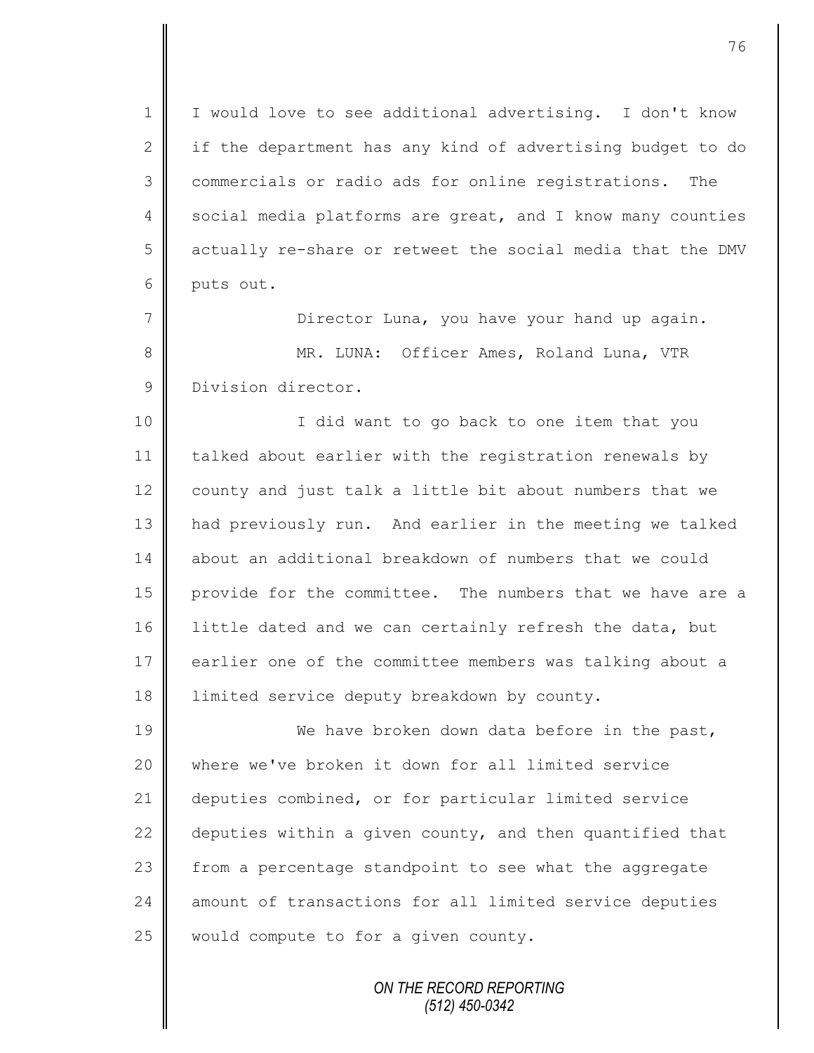I would love to see additional advertising. I don't know if the department has any kind of advertising budget to do commercials or radio ads for online registrations. The social media platforms are great, and I know many counties actually re-share or retweet the social media that the DMV puts out.

Director Luna, you have your hand up again.

MR. LUNA: Officer Ames, Roland Luna, VTR Division director.

I did want to go back to one item that you talked about earlier with the registration renewals by county and just talk a little bit about numbers that we had previously run. And earlier in the meeting we talked about an additional breakdown of numbers that we could provide for the committee. The numbers that we have are a little dated and we can certainly refresh the data, but earlier one of the committee members was talking about a limited service deputy breakdown by county.

We have broken down data before in the past, where we've broken it down for all limited service deputies combined, or for particular limited service deputies within a given county, and then quantified that from a percentage standpoint to see what the aggregate amount of transactions for all limited service deputies would compute to for a given county.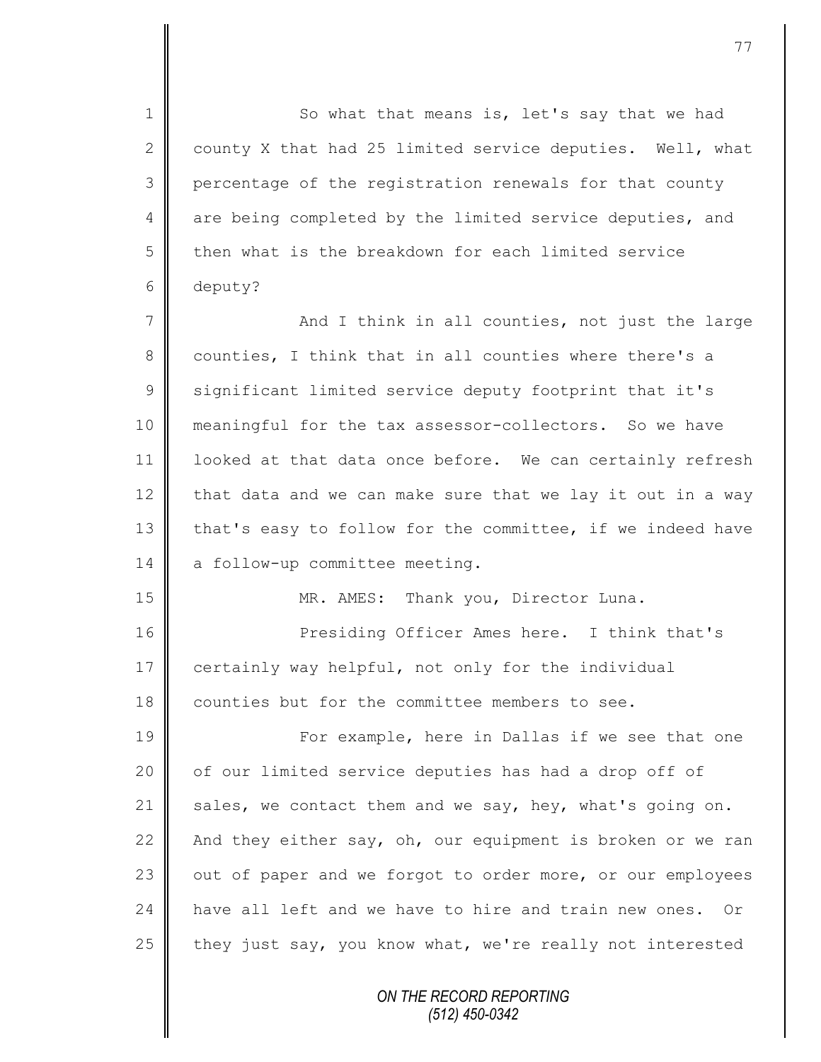So what that means is, let's say that we had county X that had 25 limited service deputies. Well, what percentage of the registration renewals for that county are being completed by the limited service deputies, and then what is the breakdown for each limited service deputy?

And I think in all counties, not just the large counties, I think that in all counties where there's a significant limited service deputy footprint that it's meaningful for the tax assessor-collectors. So we have looked at that data once before. We can certainly refresh that data and we can make sure that we lay it out in a way that's easy to follow for the committee, if we indeed have a follow-up committee meeting.

MR. AMES: Thank you, Director Luna.

Presiding Officer Ames here. I think that's certainly way helpful, not only for the individual counties but for the committee members to see.

For example, here in Dallas if we see that one of our limited service deputies has had a drop off of sales, we contact them and we say, hey, what's going on. And they either say, oh, our equipment is broken or we ran out of paper and we forgot to order more, or our employees have all left and we have to hire and train new ones. Or they just say, you know what, we're really not interested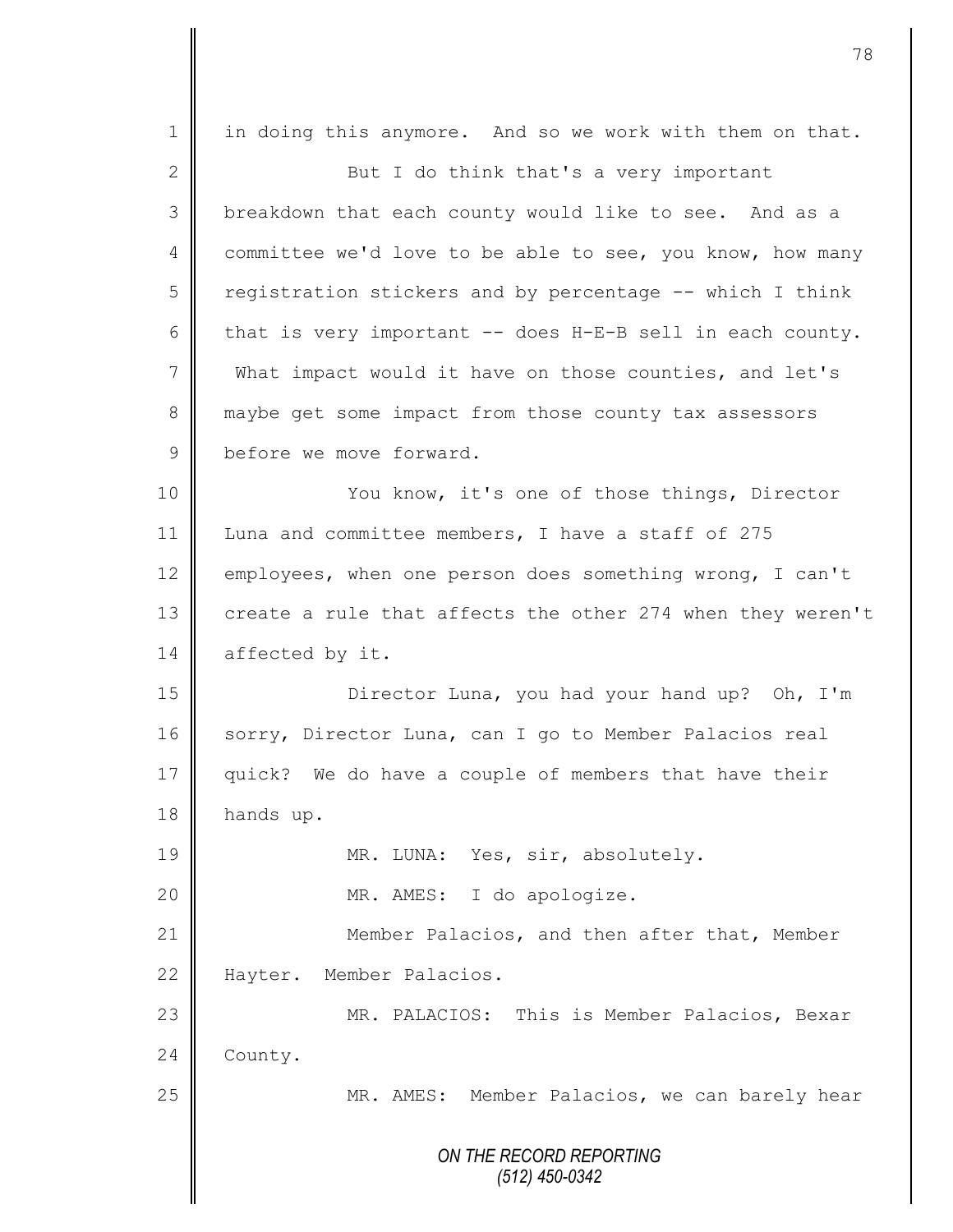in doing this anymore. And so we work with them on that.

But I do think that's a very important breakdown that each county would like to see. And as a committee we'd love to be able to see, you know, how many registration stickers and by percentage -- which I think that is very important -- does H-E-B sell in each county. What impact would it have on those counties, and let's maybe get some impact from those county tax assessors before we move forward.

You know, it's one of those things, Director Luna and committee members, I have a staff of 275 employees, when one person does something wrong, I can't create a rule that affects the other 274 when they weren't affected by it.

Director Luna, you had your hand up? Oh, I'm sorry, Director Luna, can I go to Member Palacios real quick? We do have a couple of members that have their hands up.

MR. LUNA: Yes, sir, absolutely.

MR. AMES: I do apologize.

Member Palacios, and then after that, Member Hayter. Member Palacios.

MR. PALACIOS: This is Member Palacios, Bexar County.

MR. AMES: Member Palacios, we can barely hear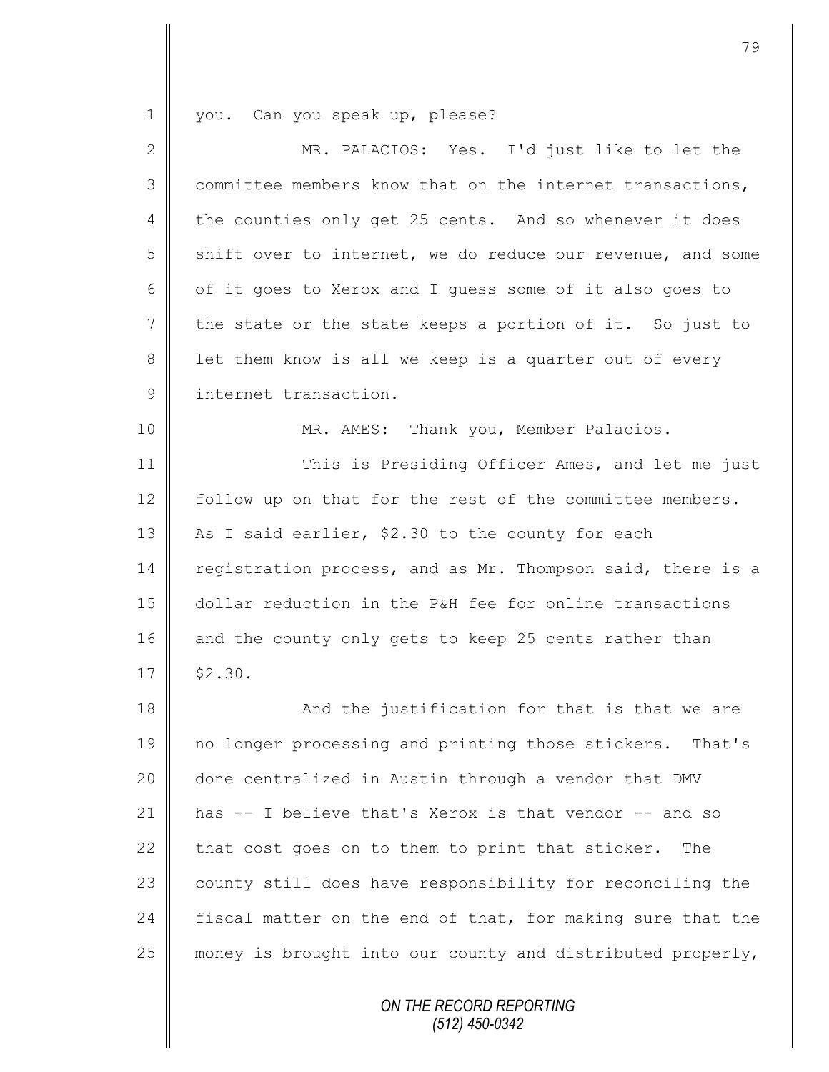1 you. Can you speak up, please?

2 MR. PALACIOS: Yes. I'd just like to let the
3 committee members know that on the internet transactions,
4 the counties only get 25 cents. And so whenever it does
5 shift over to internet, we do reduce our revenue, and some
6 of it goes to Xerox and I guess some of it also goes to
7 the state or the state keeps a portion of it. So just to
8 let them know is all we keep is a quarter out of every
9 internet transaction.

10 MR. AMES: Thank you, Member Palacios.

11 This is Presiding Officer Ames, and let me just
12 follow up on that for the rest of the committee members.
13 As I said earlier, $2.30 to the county for each
14 registration process, and as Mr. Thompson said, there is a
15 dollar reduction in the P&H fee for online transactions
16 and the county only gets to keep 25 cents rather than
17 $2.30.

18 And the justification for that is that we are
19 no longer processing and printing those stickers. That's
20 done centralized in Austin through a vendor that DMV
21 has -- I believe that's Xerox is that vendor -- and so
22 that cost goes on to them to print that sticker. The
23 county still does have responsibility for reconciling the
24 fiscal matter on the end of that, for making sure that the
25 money is brought into our county and distributed properly,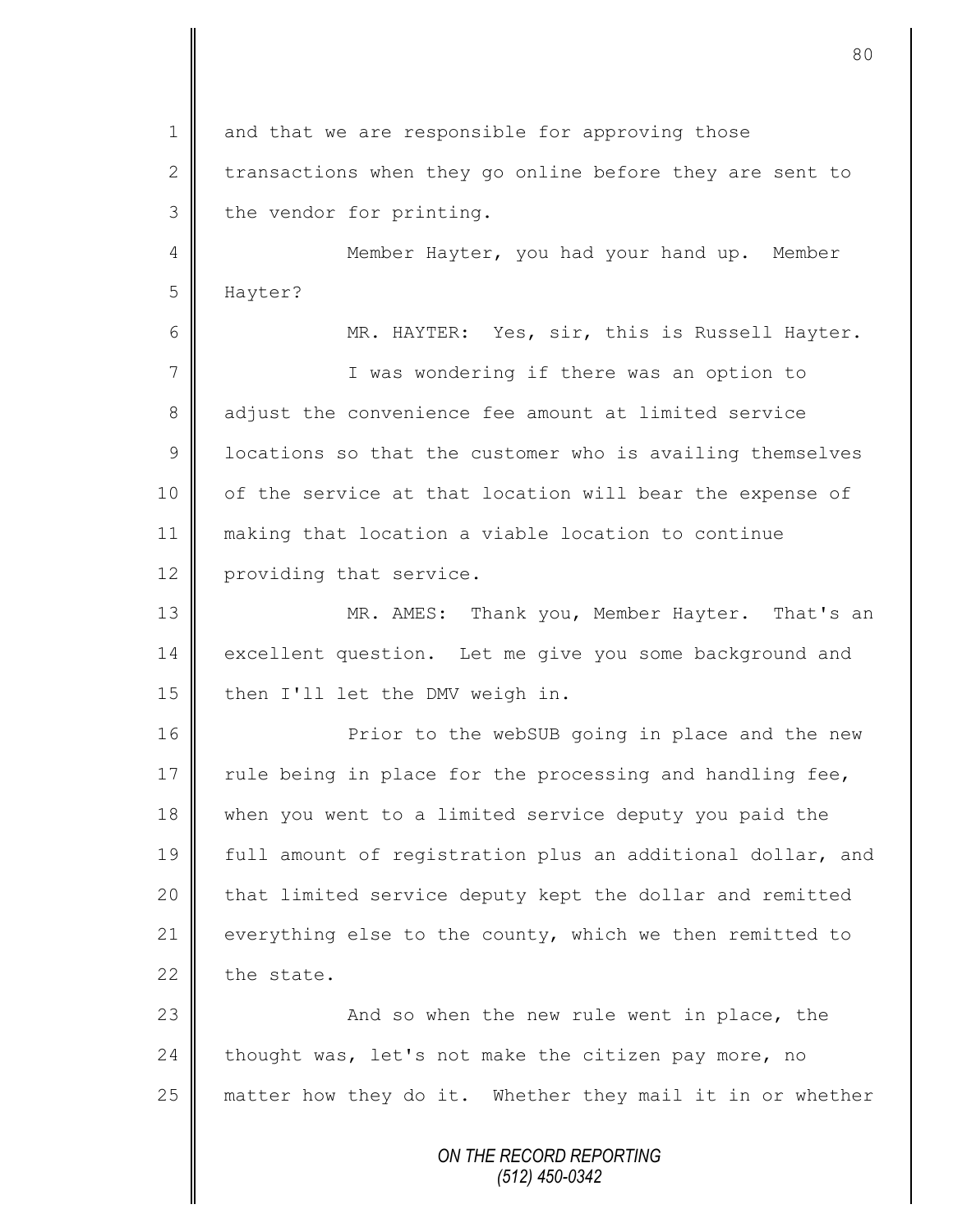and that we are responsible for approving those transactions when they go online before they are sent to the vendor for printing.

Member Hayter, you had your hand up. Member Hayter?

MR. HAYTER: Yes, sir, this is Russell Hayter.

I was wondering if there was an option to adjust the convenience fee amount at limited service locations so that the customer who is availing themselves of the service at that location will bear the expense of making that location a viable location to continue providing that service.

MR. AMES: Thank you, Member Hayter. That's an excellent question. Let me give you some background and then I'll let the DMV weigh in.

Prior to the webSUB going in place and the new rule being in place for the processing and handling fee, when you went to a limited service deputy you paid the full amount of registration plus an additional dollar, and that limited service deputy kept the dollar and remitted everything else to the county, which we then remitted to the state.

And so when the new rule went in place, the thought was, let's not make the citizen pay more, no matter how they do it. Whether they mail it in or whether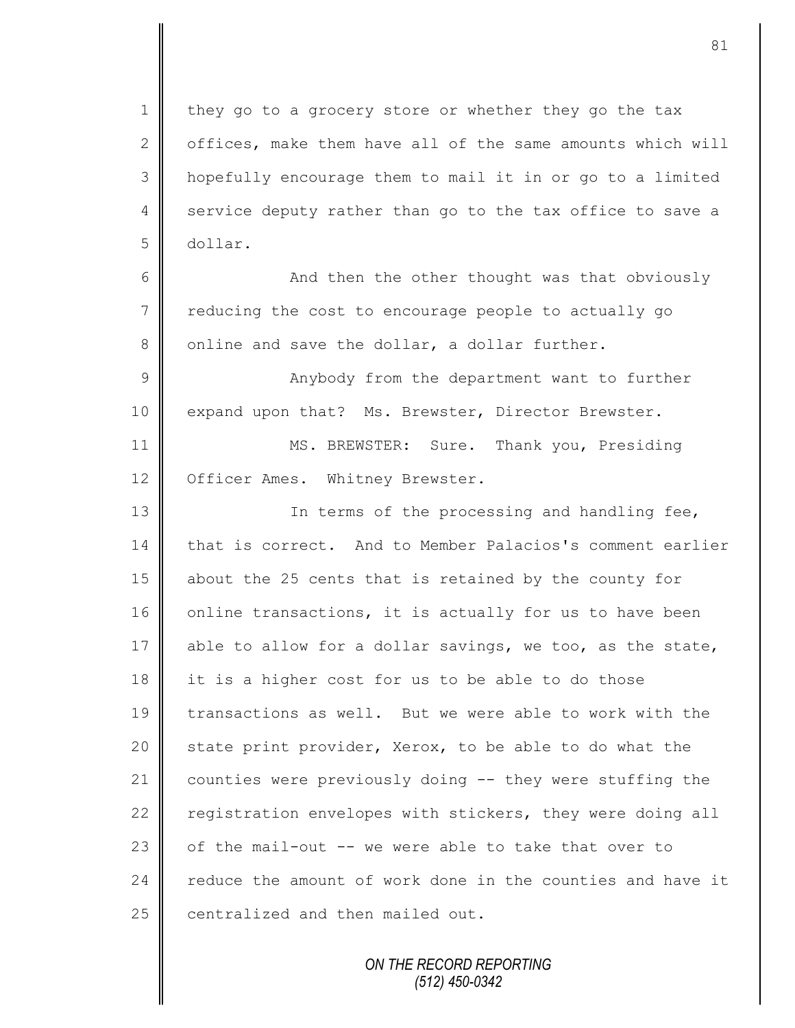they go to a grocery store or whether they go the tax offices, make them have all of the same amounts which will hopefully encourage them to mail it in or go to a limited service deputy rather than go to the tax office to save a dollar.

And then the other thought was that obviously reducing the cost to encourage people to actually go online and save the dollar, a dollar further.

Anybody from the department want to further expand upon that? Ms. Brewster, Director Brewster.

MS. BREWSTER: Sure. Thank you, Presiding Officer Ames. Whitney Brewster.

In terms of the processing and handling fee, that is correct. And to Member Palacios's comment earlier about the 25 cents that is retained by the county for online transactions, it is actually for us to have been able to allow for a dollar savings, we too, as the state, it is a higher cost for us to be able to do those transactions as well. But we were able to work with the state print provider, Xerox, to be able to do what the counties were previously doing -- they were stuffing the registration envelopes with stickers, they were doing all of the mail-out -- we were able to take that over to reduce the amount of work done in the counties and have it centralized and then mailed out.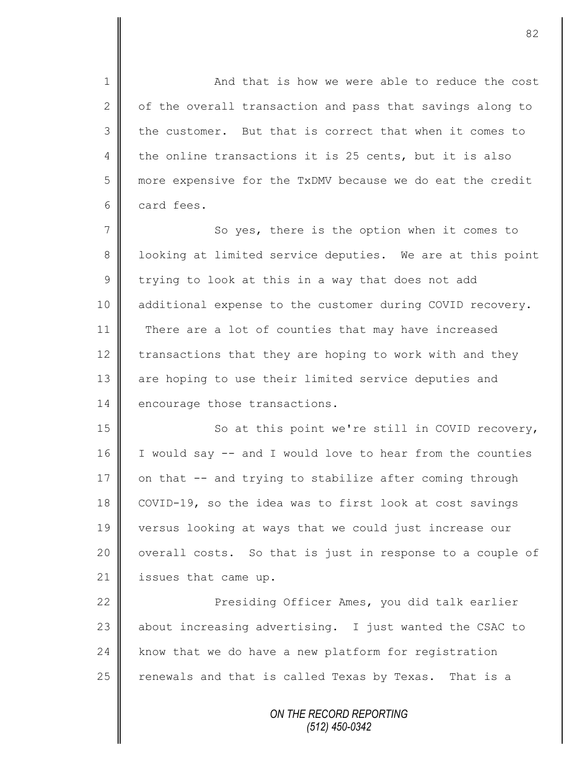And that is how we were able to reduce the cost of the overall transaction and pass that savings along to the customer. But that is correct that when it comes to the online transactions it is 25 cents, but it is also more expensive for the TxDMV because we do eat the credit card fees.

So yes, there is the option when it comes to looking at limited service deputies. We are at this point trying to look at this in a way that does not add additional expense to the customer during COVID recovery. There are a lot of counties that may have increased transactions that they are hoping to work with and they are hoping to use their limited service deputies and encourage those transactions.

So at this point we're still in COVID recovery, I would say -- and I would love to hear from the counties on that -- and trying to stabilize after coming through COVID-19, so the idea was to first look at cost savings versus looking at ways that we could just increase our overall costs. So that is just in response to a couple of issues that came up.

Presiding Officer Ames, you did talk earlier about increasing advertising. I just wanted the CSAC to know that we do have a new platform for registration renewals and that is called Texas by Texas. That is a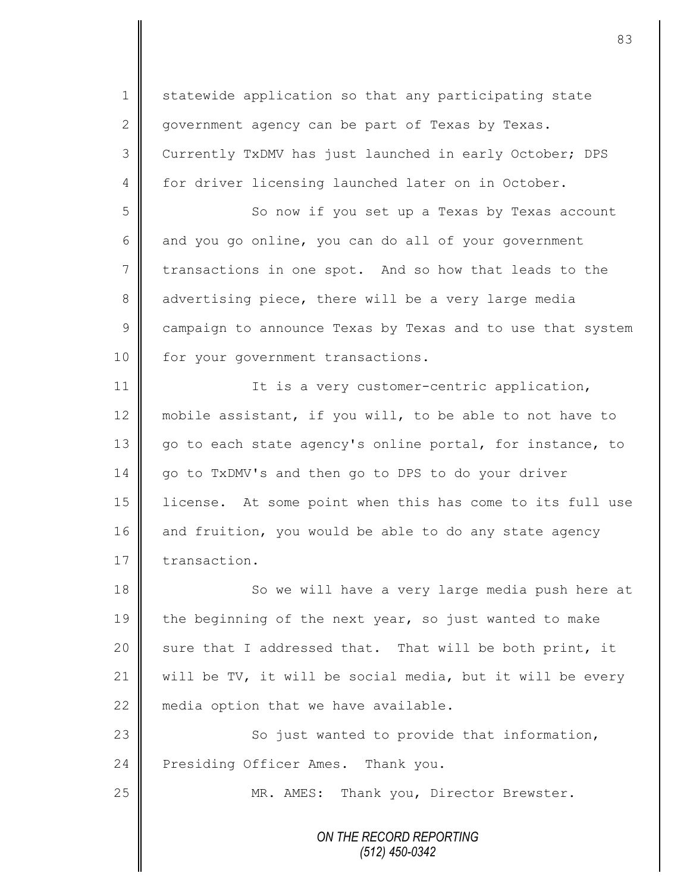statewide application so that any participating state government agency can be part of Texas by Texas. Currently TxDMV has just launched in early October; DPS for driver licensing launched later on in October.

So now if you set up a Texas by Texas account and you go online, you can do all of your government transactions in one spot. And so how that leads to the advertising piece, there will be a very large media campaign to announce Texas by Texas and to use that system for your government transactions.

It is a very customer-centric application, mobile assistant, if you will, to be able to not have to go to each state agency's online portal, for instance, to go to TxDMV's and then go to DPS to do your driver license. At some point when this has come to its full use and fruition, you would be able to do any state agency transaction.

So we will have a very large media push here at the beginning of the next year, so just wanted to make sure that I addressed that. That will be both print, it will be TV, it will be social media, but it will be every media option that we have available.

So just wanted to provide that information, Presiding Officer Ames. Thank you.

MR. AMES: Thank you, Director Brewster.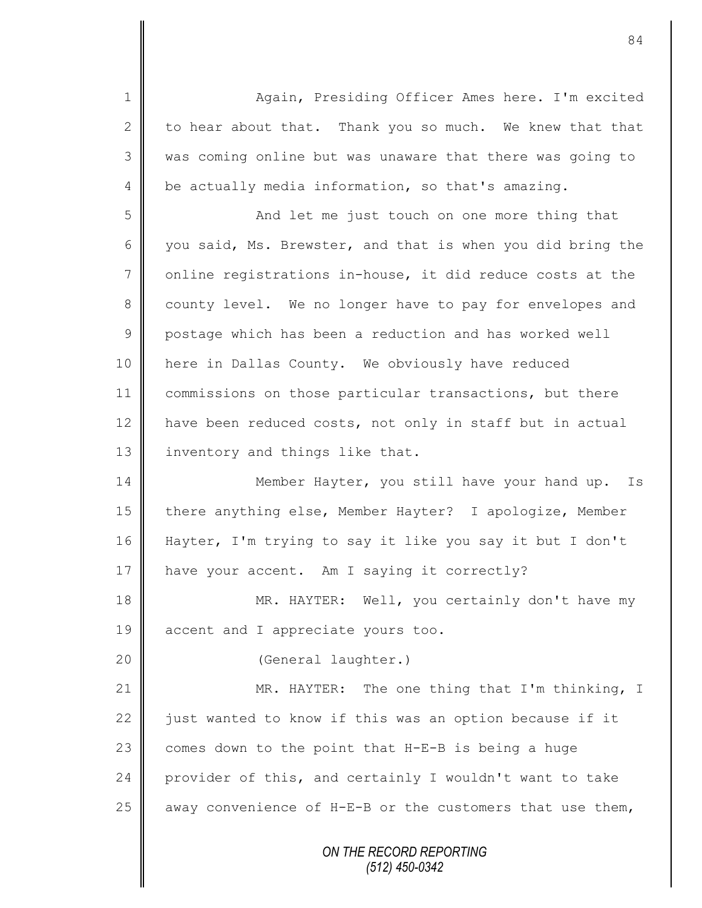Again, Presiding Officer Ames here. I'm excited to hear about that. Thank you so much. We knew that that was coming online but was unaware that there was going to be actually media information, so that's amazing.

And let me just touch on one more thing that you said, Ms. Brewster, and that is when you did bring the online registrations in-house, it did reduce costs at the county level. We no longer have to pay for envelopes and postage which has been a reduction and has worked well here in Dallas County. We obviously have reduced commissions on those particular transactions, but there have been reduced costs, not only in staff but in actual inventory and things like that.

Member Hayter, you still have your hand up. Is there anything else, Member Hayter? I apologize, Member Hayter, I'm trying to say it like you say it but I don't have your accent. Am I saying it correctly?

MR. HAYTER: Well, you certainly don't have my accent and I appreciate yours too.

(General laughter.)

MR. HAYTER: The one thing that I'm thinking, I just wanted to know if this was an option because if it comes down to the point that H-E-B is being a huge provider of this, and certainly I wouldn't want to take away convenience of H-E-B or the customers that use them,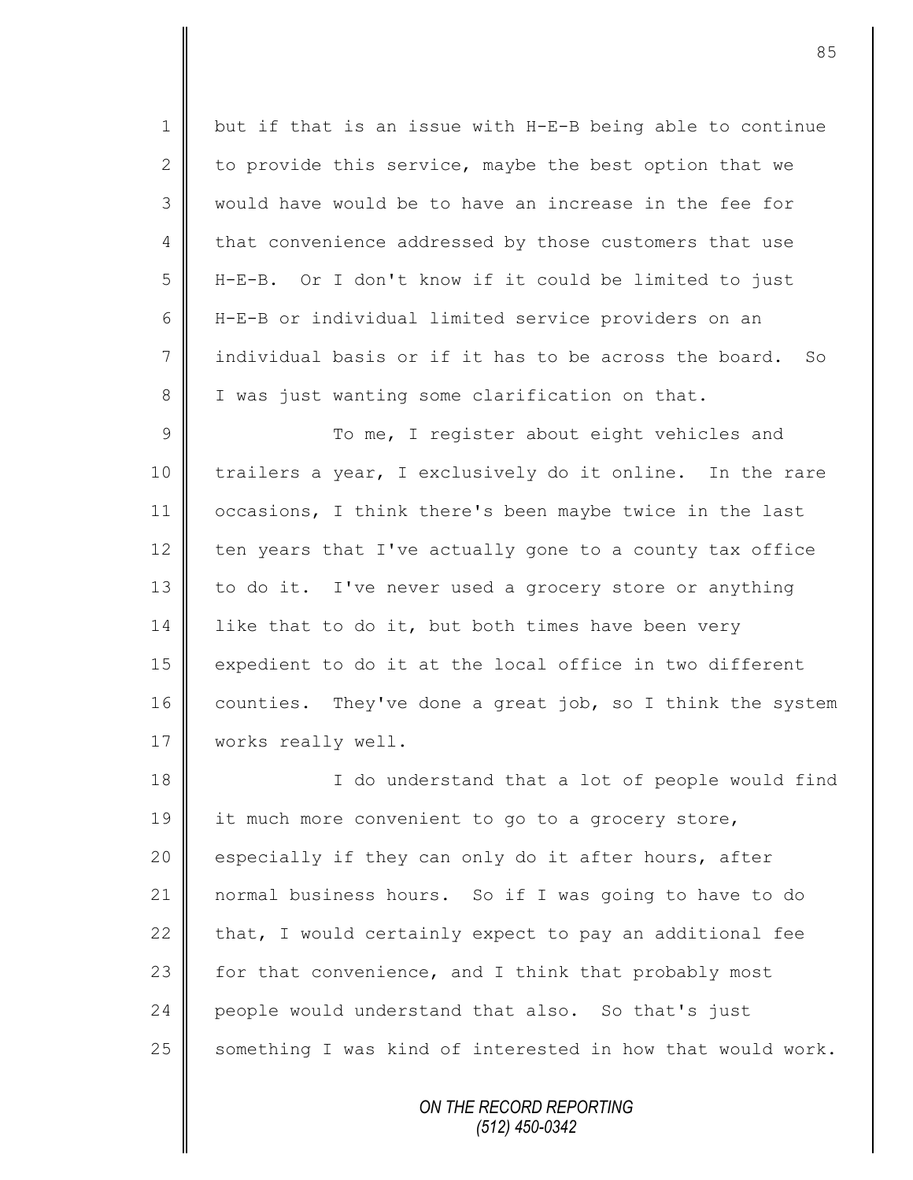but if that is an issue with H-E-B being able to continue to provide this service, maybe the best option that we would have would be to have an increase in the fee for that convenience addressed by those customers that use H-E-B. Or I don't know if it could be limited to just H-E-B or individual limited service providers on an individual basis or if it has to be across the board. So I was just wanting some clarification on that.

To me, I register about eight vehicles and trailers a year, I exclusively do it online. In the rare occasions, I think there's been maybe twice in the last ten years that I've actually gone to a county tax office to do it. I've never used a grocery store or anything like that to do it, but both times have been very expedient to do it at the local office in two different counties. They've done a great job, so I think the system works really well.

I do understand that a lot of people would find it much more convenient to go to a grocery store, especially if they can only do it after hours, after normal business hours. So if I was going to have to do that, I would certainly expect to pay an additional fee for that convenience, and I think that probably most people would understand that also. So that's just something I was kind of interested in how that would work.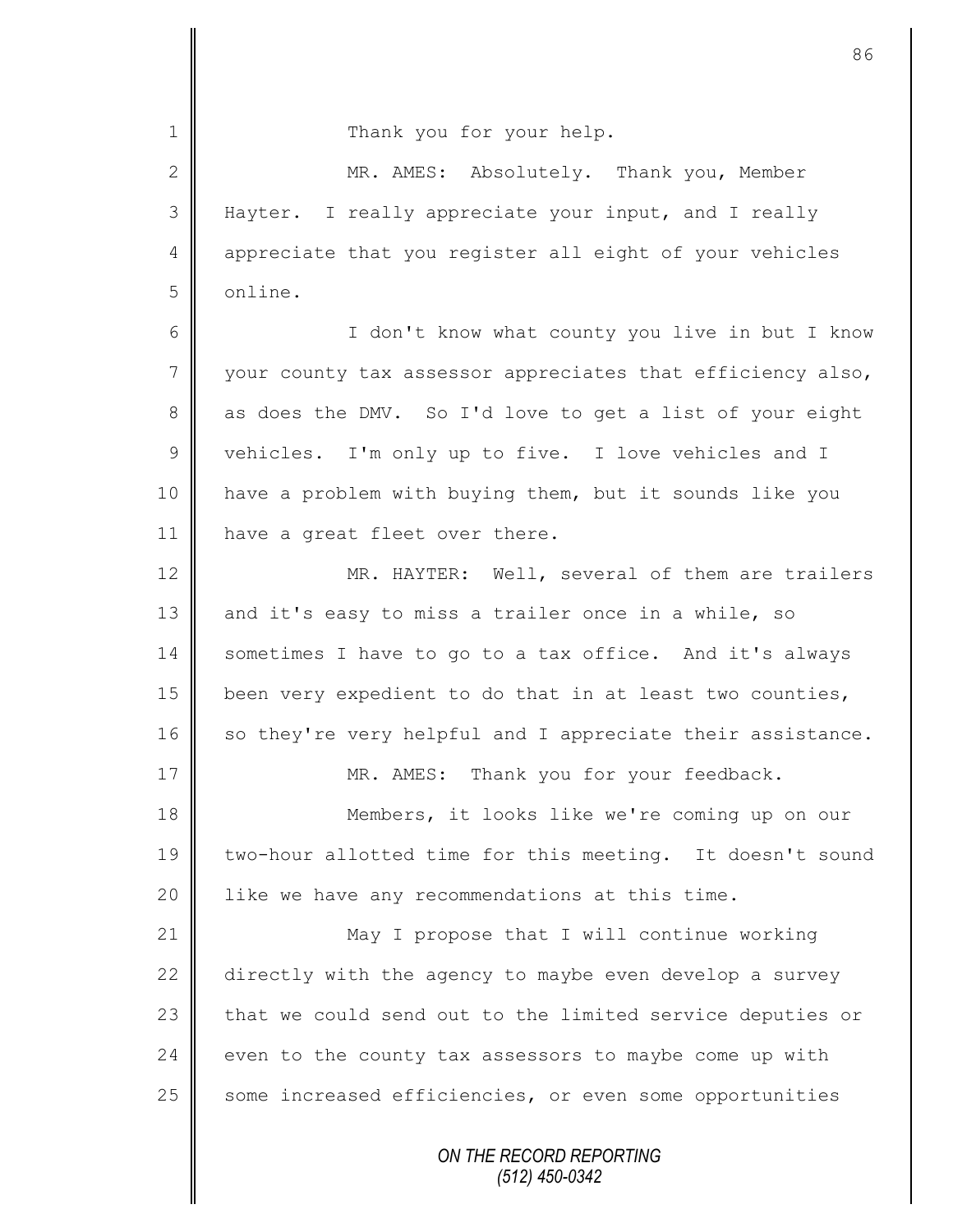Thank you for your help.

MR. AMES: Absolutely. Thank you, Member Hayter. I really appreciate your input, and I really appreciate that you register all eight of your vehicles online.

I don't know what county you live in but I know your county tax assessor appreciates that efficiency also, as does the DMV. So I'd love to get a list of your eight vehicles. I'm only up to five. I love vehicles and I have a problem with buying them, but it sounds like you have a great fleet over there.

MR. HAYTER: Well, several of them are trailers and it's easy to miss a trailer once in a while, so sometimes I have to go to a tax office. And it's always been very expedient to do that in at least two counties, so they're very helpful and I appreciate their assistance.

MR. AMES: Thank you for your feedback.

Members, it looks like we're coming up on our two-hour allotted time for this meeting. It doesn't sound like we have any recommendations at this time.

May I propose that I will continue working directly with the agency to maybe even develop a survey that we could send out to the limited service deputies or even to the county tax assessors to maybe come up with some increased efficiencies, or even some opportunities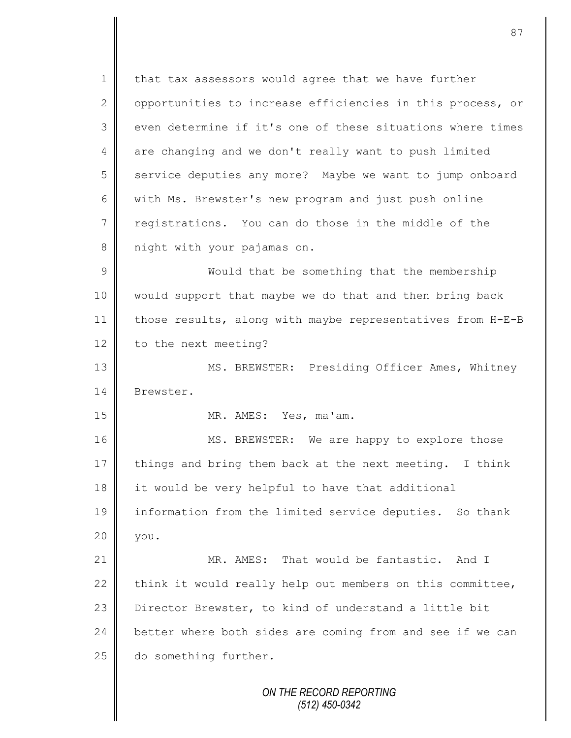that tax assessors would agree that we have further opportunities to increase efficiencies in this process, or even determine if it's one of these situations where times are changing and we don't really want to push limited service deputies any more? Maybe we want to jump onboard with Ms. Brewster's new program and just push online registrations. You can do those in the middle of the night with your pajamas on.

Would that be something that the membership would support that maybe we do that and then bring back those results, along with maybe representatives from H-E-B to the next meeting?

MS. BREWSTER: Presiding Officer Ames, Whitney Brewster.

MR. AMES: Yes, ma'am.

MS. BREWSTER: We are happy to explore those things and bring them back at the next meeting. I think it would be very helpful to have that additional information from the limited service deputies. So thank you.

MR. AMES: That would be fantastic. And I think it would really help out members on this committee, Director Brewster, to kind of understand a little bit better where both sides are coming from and see if we can do something further.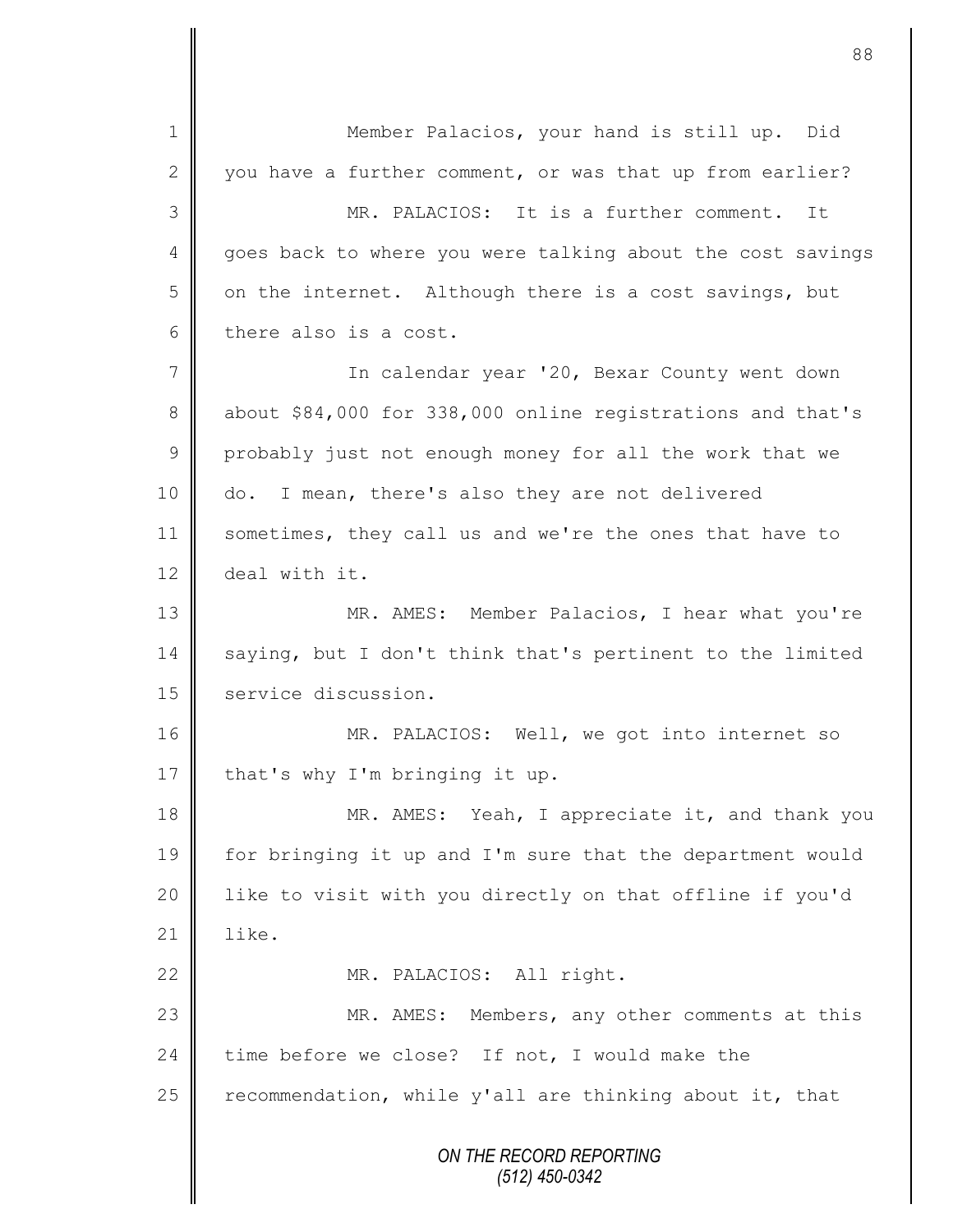Member Palacios, your hand is still up. Did you have a further comment, or was that up from earlier?

MR. PALACIOS: It is a further comment. It goes back to where you were talking about the cost savings on the internet. Although there is a cost savings, but there also is a cost.

In calendar year '20, Bexar County went down about $84,000 for 338,000 online registrations and that's probably just not enough money for all the work that we do. I mean, there's also they are not delivered sometimes, they call us and we're the ones that have to deal with it.

MR. AMES: Member Palacios, I hear what you're saying, but I don't think that's pertinent to the limited service discussion.

MR. PALACIOS: Well, we got into internet so that's why I'm bringing it up.

MR. AMES: Yeah, I appreciate it, and thank you for bringing it up and I'm sure that the department would like to visit with you directly on that offline if you'd like.

MR. PALACIOS: All right.

MR. AMES: Members, any other comments at this time before we close? If not, I would make the recommendation, while y'all are thinking about it, that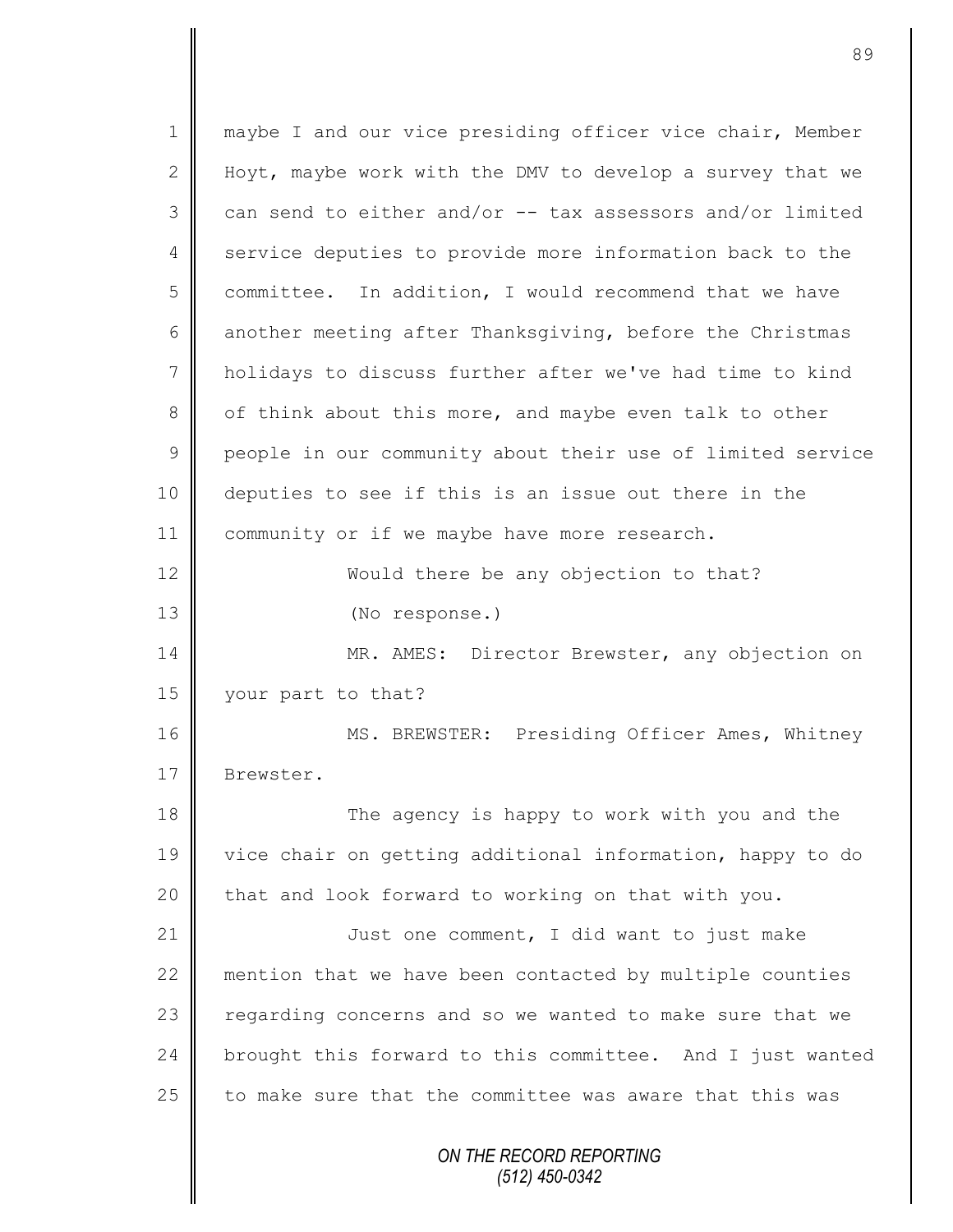maybe I and our vice presiding officer vice chair, Member Hoyt, maybe work with the DMV to develop a survey that we can send to either and/or -- tax assessors and/or limited service deputies to provide more information back to the committee. In addition, I would recommend that we have another meeting after Thanksgiving, before the Christmas holidays to discuss further after we've had time to kind of think about this more, and maybe even talk to other people in our community about their use of limited service deputies to see if this is an issue out there in the community or if we maybe have more research.

Would there be any objection to that?

(No response.)

MR. AMES: Director Brewster, any objection on your part to that?

MS. BREWSTER: Presiding Officer Ames, Whitney Brewster.

The agency is happy to work with you and the vice chair on getting additional information, happy to do that and look forward to working on that with you.

Just one comment, I did want to just make mention that we have been contacted by multiple counties regarding concerns and so we wanted to make sure that we brought this forward to this committee. And I just wanted to make sure that the committee was aware that this was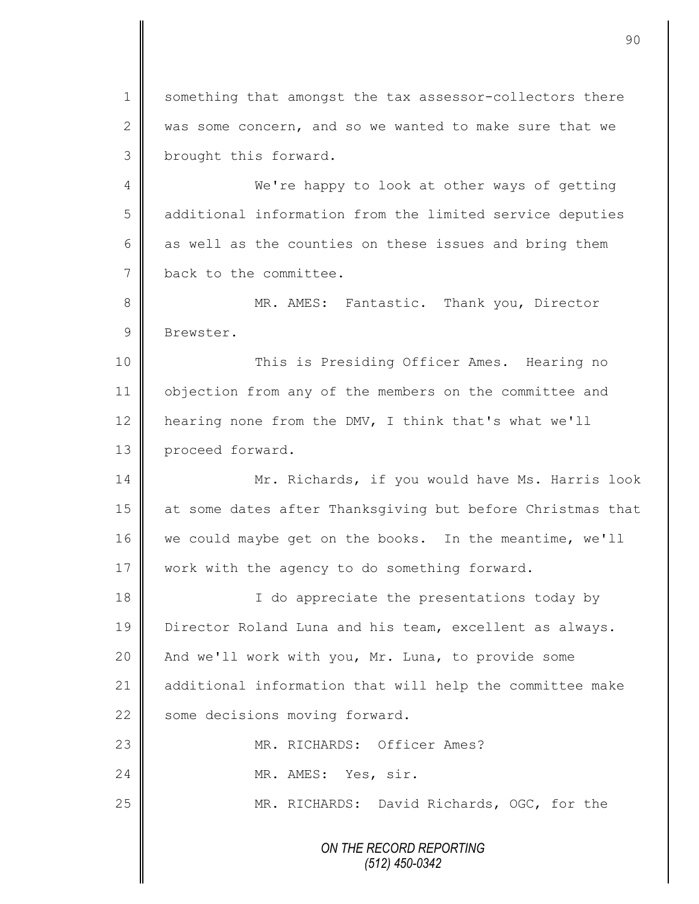something that amongst the tax assessor-collectors there was some concern, and so we wanted to make sure that we brought this forward.

We're happy to look at other ways of getting additional information from the limited service deputies as well as the counties on these issues and bring them back to the committee.

MR. AMES: Fantastic. Thank you, Director Brewster.

This is Presiding Officer Ames. Hearing no objection from any of the members on the committee and hearing none from the DMV, I think that's what we'll proceed forward.

Mr. Richards, if you would have Ms. Harris look at some dates after Thanksgiving but before Christmas that we could maybe get on the books. In the meantime, we'll work with the agency to do something forward.

I do appreciate the presentations today by Director Roland Luna and his team, excellent as always. And we'll work with you, Mr. Luna, to provide some additional information that will help the committee make some decisions moving forward.

MR. RICHARDS: Officer Ames?

MR. AMES: Yes, sir.

MR. RICHARDS: David Richards, OGC, for the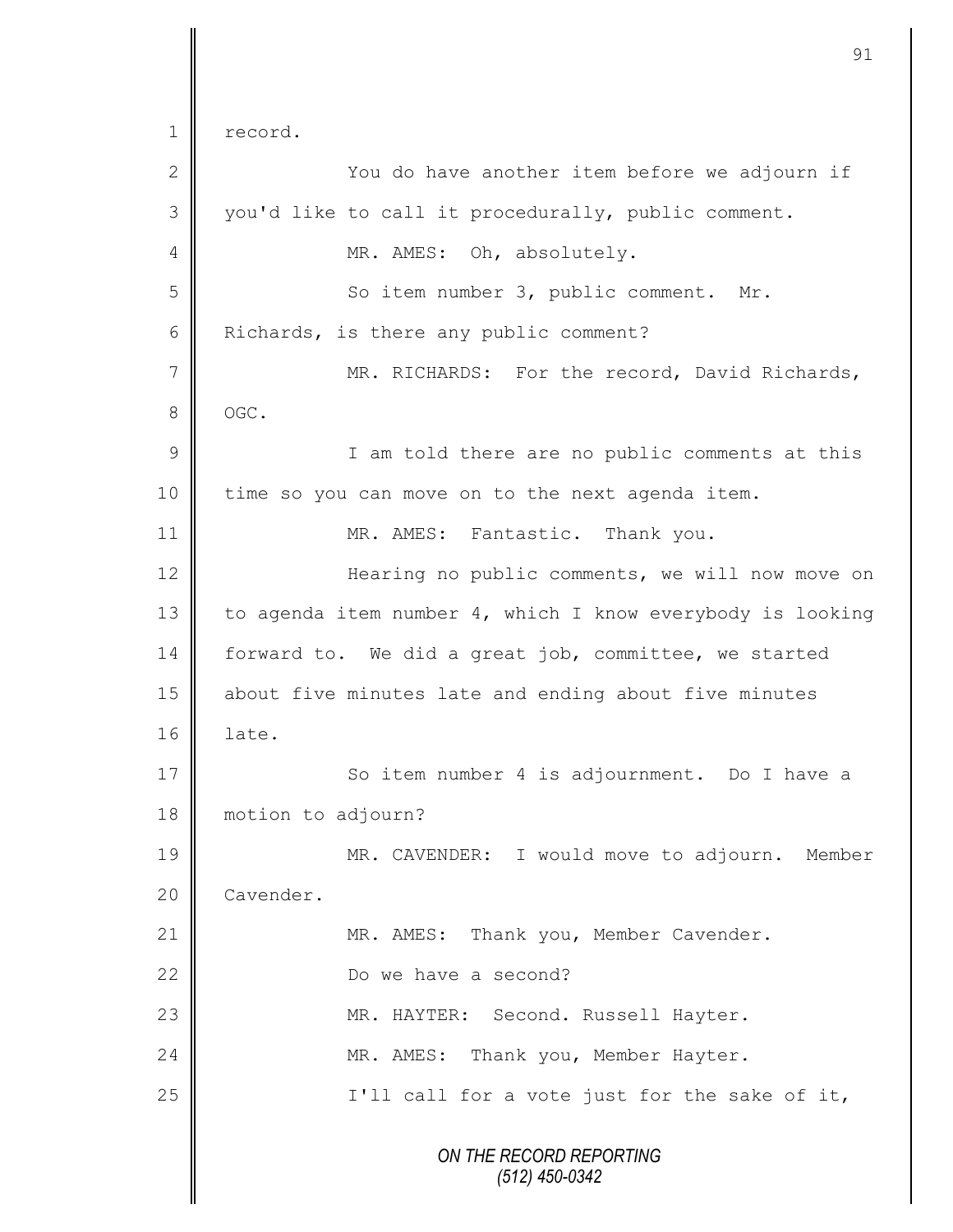record.

You do have another item before we adjourn if you'd like to call it procedurally, public comment.

MR. AMES: Oh, absolutely.

So item number 3, public comment. Mr. Richards, is there any public comment?

MR. RICHARDS: For the record, David Richards, OGC.

I am told there are no public comments at this time so you can move on to the next agenda item.

MR. AMES: Fantastic. Thank you.

Hearing no public comments, we will now move on to agenda item number 4, which I know everybody is looking forward to. We did a great job, committee, we started about five minutes late and ending about five minutes late.

So item number 4 is adjournment. Do I have a motion to adjourn?

MR. CAVENDER: I would move to adjourn. Member Cavender.

MR. AMES: Thank you, Member Cavender.

Do we have a second?

MR. HAYTER: Second. Russell Hayter.

MR. AMES: Thank you, Member Hayter.

I'll call for a vote just for the sake of it,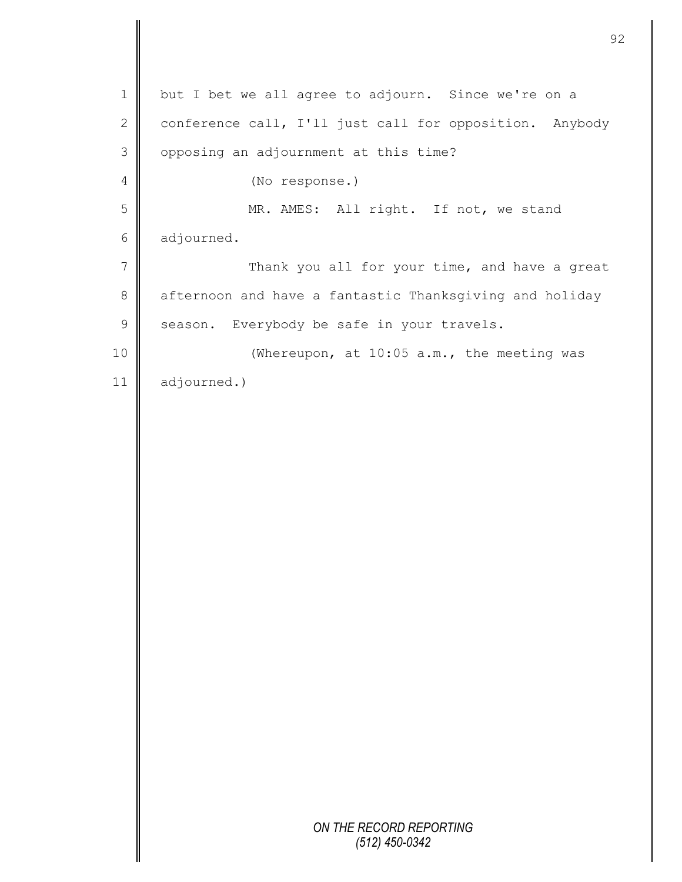but I bet we all agree to adjourn. Since we're on a conference call, I'll just call for opposition. Anybody opposing an adjournment at this time?

(No response.)

MR. AMES: All right. If not, we stand adjourned.

Thank you all for your time, and have a great afternoon and have a fantastic Thanksgiving and holiday season. Everybody be safe in your travels.

(Whereupon, at 10:05 a.m., the meeting was adjourned.)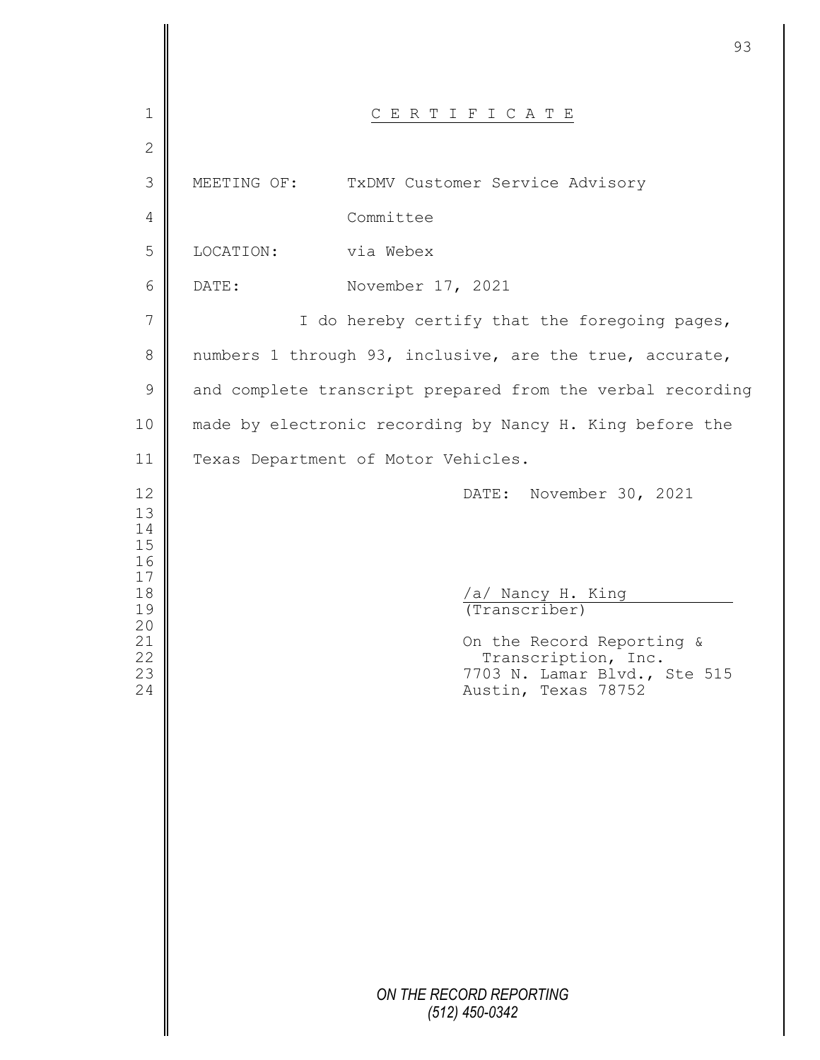C E R T I F I C A T E

MEETING OF: TxDMV Customer Service Advisory Committee

LOCATION: via Webex

DATE: November 17, 2021

I do hereby certify that the foregoing pages, numbers 1 through 93, inclusive, are the true, accurate, and complete transcript prepared from the verbal recording made by electronic recording by Nancy H. King before the Texas Department of Motor Vehicles.

DATE: November 30, 2021

/a/ Nancy H. King
(Transcriber)

On the Record Reporting &
Transcription, Inc.
7703 N. Lamar Blvd., Ste 515
Austin, Texas 78752